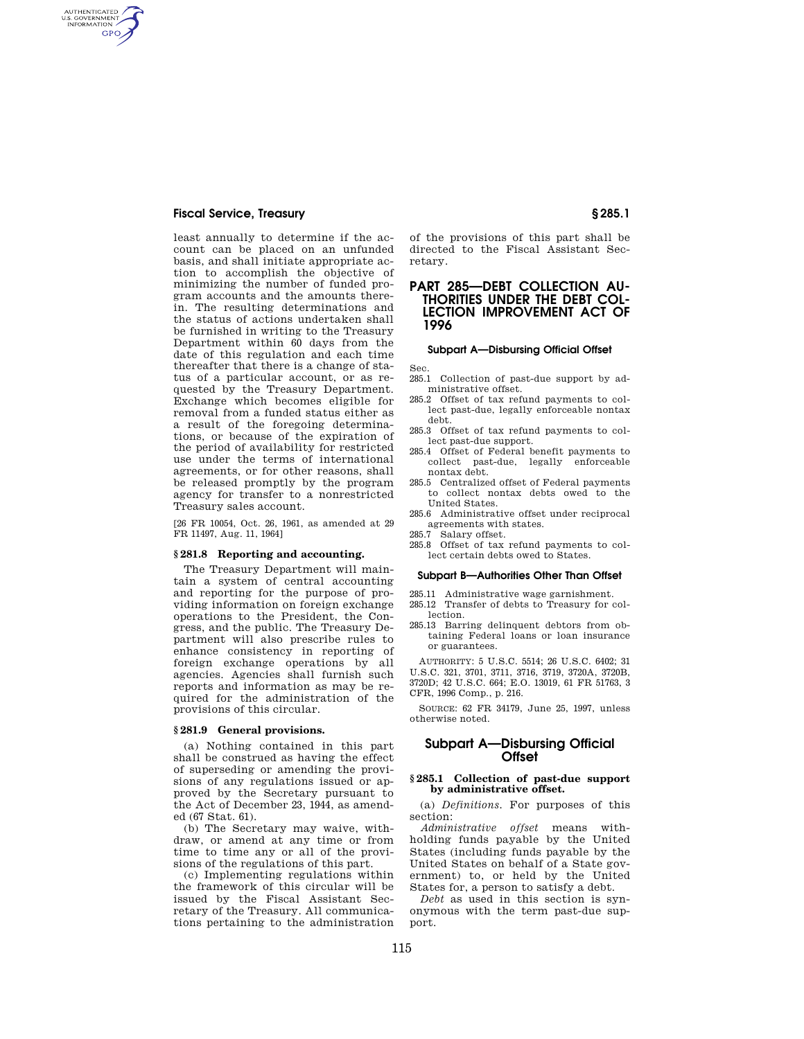least annually to determine if the account can be placed on an unfunded basis, and shall initiate appropriate action to accomplish the objective of minimizing the number of funded program accounts and the amounts therein. The resulting determinations and the status of actions undertaken shall be furnished in writing to the Treasury Department within 60 days from the date of this regulation and each time thereafter that there is a change of status of a particular account, or as requested by the Treasury Department. Exchange which becomes eligible for removal from a funded status either as a result of the foregoing determinations, or because of the expiration of the period of availability for restricted use under the terms of international agreements, or for other reasons, shall be released promptly by the program agency for transfer to a nonrestricted Treasury sales account.

[26 FR 10054, Oct. 26, 1961, as amended at 29 FR 11497, Aug. 11, 1964]

### § 281.8 Reporting and accounting.

The Treasury Department will maintain a system of central accounting and reporting for the purpose of providing information on foreign exchange operations to the President, the Congress, and the public. The Treasury Department will also prescribe rules to enhance consistency in reporting of foreign exchange operations by all agencies. Agencies shall furnish such reports and information as may be required for the administration of the provisions of this circular.

### § 281.9 General provisions.

(a) Nothing contained in this part shall be construed as having the effect of superseding or amending the provisions of any regulations issued or approved by the Secretary pursuant to the Act of December 23, 1944, as amended (67 Stat. 61).

(b) The Secretary may waive, withdraw, or amend at any time or from time to time any or all of the provisions of the regulations of this part.

(c) Implementing regulations within the framework of this circular will be issued by the Fiscal Assistant Secretary of the Treasury. All communications pertaining to the administration of the provisions of this part shall be directed to the Fiscal Assistant Secretary.

# PART 285—DEBT COLLECTION AUTHORITIES UNDER THE DEBT COLLECTION IMPROVEMENT ACT OF 1996

#### Subpart A—Disbursing Official Offset

Sec.
285.1 Collection of past-due support by administrative offset.
285.2 Offset of tax refund payments to collect past-due, legally enforceable nontax debt.
285.3 Offset of tax refund payments to collect past-due support.
285.4 Offset of Federal benefit payments to collect past-due, legally enforceable nontax debt.
285.5 Centralized offset of Federal payments to collect nontax debts owed to the United States.
285.6 Administrative offset under reciprocal agreements with states.
285.7 Salary offset.
285.8 Offset of tax refund payments to collect certain debts owed to States.

#### Subpart B—Authorities Other Than Offset

285.11 Administrative wage garnishment.
285.12 Transfer of debts to Treasury for collection.
285.13 Barring delinquent debtors from obtaining Federal loans or loan insurance or guarantees.

AUTHORITY: 5 U.S.C. 5514; 26 U.S.C. 6402; 31 U.S.C. 321, 3701, 3711, 3716, 3719, 3720A, 3720B, 3720D; 42 U.S.C. 664; E.O. 13019, 61 FR 51763, 3 CFR, 1996 Comp., p. 216.

SOURCE: 62 FR 34179, June 25, 1997, unless otherwise noted.

## Subpart A—Disbursing Official Offset

### § 285.1 Collection of past-due support by administrative offset.

(a) *Definitions.* For purposes of this section:

*Administrative offset* means withholding funds payable by the United States (including funds payable by the United States on behalf of a State government) to, or held by the United States for, a person to satisfy a debt.

*Debt* as used in this section is synonymous with the term past-due support.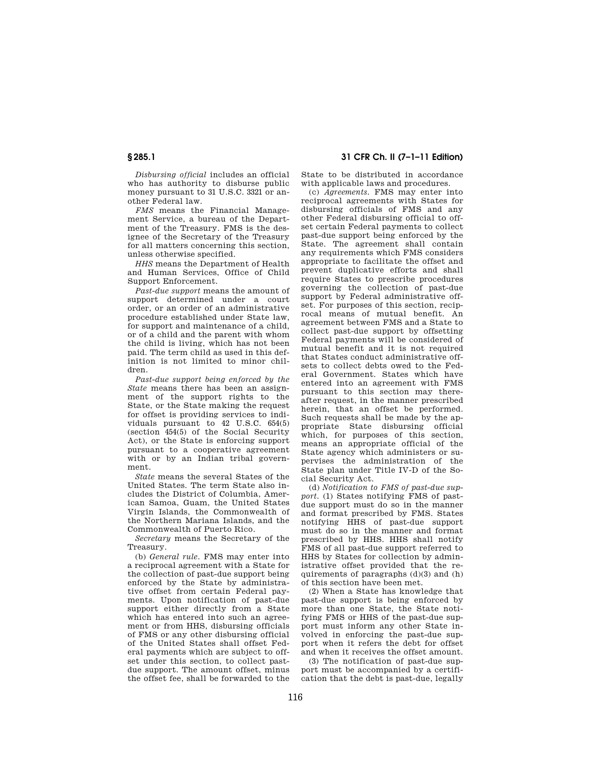*Disbursing official* includes an official who has authority to disburse public money pursuant to 31 U.S.C. 3321 or another Federal law.

*FMS* means the Financial Management Service, a bureau of the Department of the Treasury. FMS is the designee of the Secretary of the Treasury for all matters concerning this section, unless otherwise specified.

*HHS* means the Department of Health and Human Services, Office of Child Support Enforcement.

*Past-due support* means the amount of support determined under a court order, or an order of an administrative procedure established under State law, for support and maintenance of a child, or of a child and the parent with whom the child is living, which has not been paid. The term child as used in this definition is not limited to minor children.

*Past-due support being enforced by the State* means there has been an assignment of the support rights to the State, or the State making the request for offset is providing services to individuals pursuant to 42 U.S.C. 654(5) (section 454(5) of the Social Security Act), or the State is enforcing support pursuant to a cooperative agreement with or by an Indian tribal government.

*State* means the several States of the United States. The term State also includes the District of Columbia, American Samoa, Guam, the United States Virgin Islands, the Commonwealth of the Northern Mariana Islands, and the Commonwealth of Puerto Rico.

*Secretary* means the Secretary of the Treasury.

(b) *General rule.* FMS may enter into a reciprocal agreement with a State for the collection of past-due support being enforced by the State by administrative offset from certain Federal payments. Upon notification of past-due support either directly from a State which has entered into such an agreement or from HHS, disbursing officials of FMS or any other disbursing official of the United States shall offset Federal payments which are subject to offset under this section, to collect past-due support. The amount offset, minus the offset fee, shall be forwarded to the State to be distributed in accordance with applicable laws and procedures.

(c) *Agreements.* FMS may enter into reciprocal agreements with States for disbursing officials of FMS and any other Federal disbursing official to offset certain Federal payments to collect past-due support being enforced by the State. The agreement shall contain any requirements which FMS considers appropriate to facilitate the offset and prevent duplicative efforts and shall require States to prescribe procedures governing the collection of past-due support by Federal administrative offset. For purposes of this section, reciprocal means of mutual benefit. An agreement between FMS and a State to collect past-due support by offsetting Federal payments will be considered of mutual benefit and it is not required that States conduct administrative offsets to collect debts owed to the Federal Government. States which have entered into an agreement with FMS pursuant to this section may thereafter request, in the manner prescribed herein, that an offset be performed. Such requests shall be made by the appropriate State disbursing official which, for purposes of this section, means an appropriate official of the State agency which administers or supervises the administration of the State plan under Title IV-D of the Social Security Act.

(d) *Notification to FMS of past-due support.* (1) States notifying FMS of past-due support must do so in the manner and format prescribed by FMS. States notifying HHS of past-due support must do so in the manner and format prescribed by HHS. HHS shall notify FMS of all past-due support referred to HHS by States for collection by administrative offset provided that the requirements of paragraphs (d)(3) and (h) of this section have been met.

(2) When a State has knowledge that past-due support is being enforced by more than one State, the State notifying FMS or HHS of the past-due support must inform any other State involved in enforcing the past-due support when it refers the debt for offset and when it receives the offset amount.

(3) The notification of past-due support must be accompanied by a certification that the debt is past-due, legally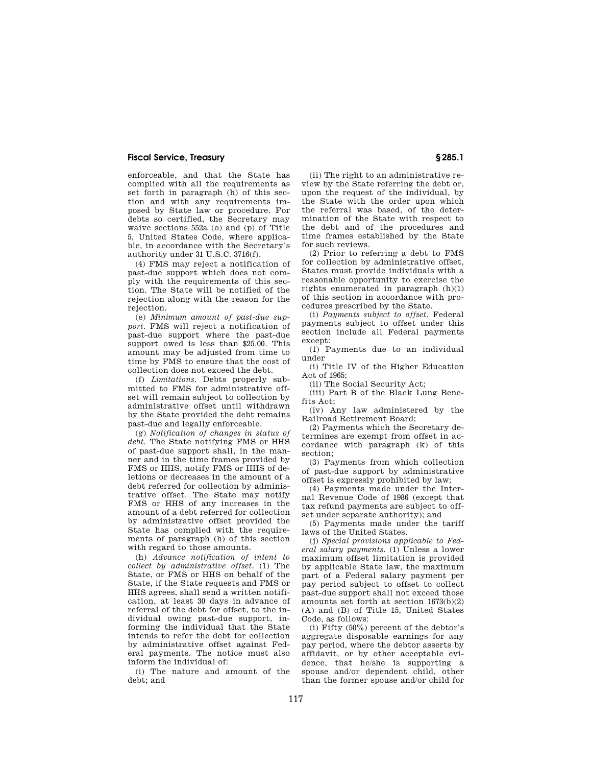enforceable, and that the State has complied with all the requirements as set forth in paragraph (h) of this section and with any requirements imposed by State law or procedure. For debts so certified, the Secretary may waive sections 552a (o) and (p) of Title 5, United States Code, where applicable, in accordance with the Secretary's authority under 31 U.S.C. 3716(f).

(4) FMS may reject a notification of past-due support which does not comply with the requirements of this section. The State will be notified of the rejection along with the reason for the rejection.

(e) *Minimum amount of past-due support.* FMS will reject a notification of past-due support where the past-due support owed is less than $25.00. This amount may be adjusted from time to time by FMS to ensure that the cost of collection does not exceed the debt.

(f) *Limitations.* Debts properly submitted to FMS for administrative offset will remain subject to collection by administrative offset until withdrawn by the State provided the debt remains past-due and legally enforceable.

(g) *Notification of changes in status of debt.* The State notifying FMS or HHS of past-due support shall, in the manner and in the time frames provided by FMS or HHS, notify FMS or HHS of deletions or decreases in the amount of a debt referred for collection by administrative offset. The State may notify FMS or HHS of any increases in the amount of a debt referred for collection by administrative offset provided the State has complied with the requirements of paragraph (h) of this section with regard to those amounts.

(h) *Advance notification of intent to collect by administrative offset.* (1) The State, or FMS or HHS on behalf of the State, if the State requests and FMS or HHS agrees, shall send a written notification, at least 30 days in advance of referral of the debt for offset, to the individual owing past-due support, informing the individual that the State intends to refer the debt for collection by administrative offset against Federal payments. The notice must also inform the individual of:

(i) The nature and amount of the debt; and

(ii) The right to an administrative review by the State referring the debt or, upon the request of the individual, by the State with the order upon which the referral was based, of the determination of the State with respect to the debt and of the procedures and time frames established by the State for such reviews.

(2) Prior to referring a debt to FMS for collection by administrative offset, States must provide individuals with a reasonable opportunity to exercise the rights enumerated in paragraph (h)(1) of this section in accordance with procedures prescribed by the State.

(i) *Payments subject to offset.* Federal payments subject to offset under this section include all Federal payments except:

(1) Payments due to an individual under

(i) Title IV of the Higher Education Act of 1965;

(ii) The Social Security Act;

(iii) Part B of the Black Lung Benefits Act;

(iv) Any law administered by the Railroad Retirement Board;

(2) Payments which the Secretary determines are exempt from offset in accordance with paragraph (k) of this section;

(3) Payments from which collection of past-due support by administrative offset is expressly prohibited by law;

(4) Payments made under the Internal Revenue Code of 1986 (except that tax refund payments are subject to offset under separate authority); and

(5) Payments made under the tariff laws of the United States.

(j) *Special provisions applicable to Federal salary payments.* (1) Unless a lower maximum offset limitation is provided by applicable State law, the maximum part of a Federal salary payment per pay period subject to offset to collect past-due support shall not exceed those amounts set forth at section 1673(b)(2) (A) and (B) of Title 15, United States Code, as follows:

(i) Fifty (50%) percent of the debtor's aggregate disposable earnings for any pay period, where the debtor asserts by affidavit, or by other acceptable evidence, that he/she is supporting a spouse and/or dependent child, other than the former spouse and/or child for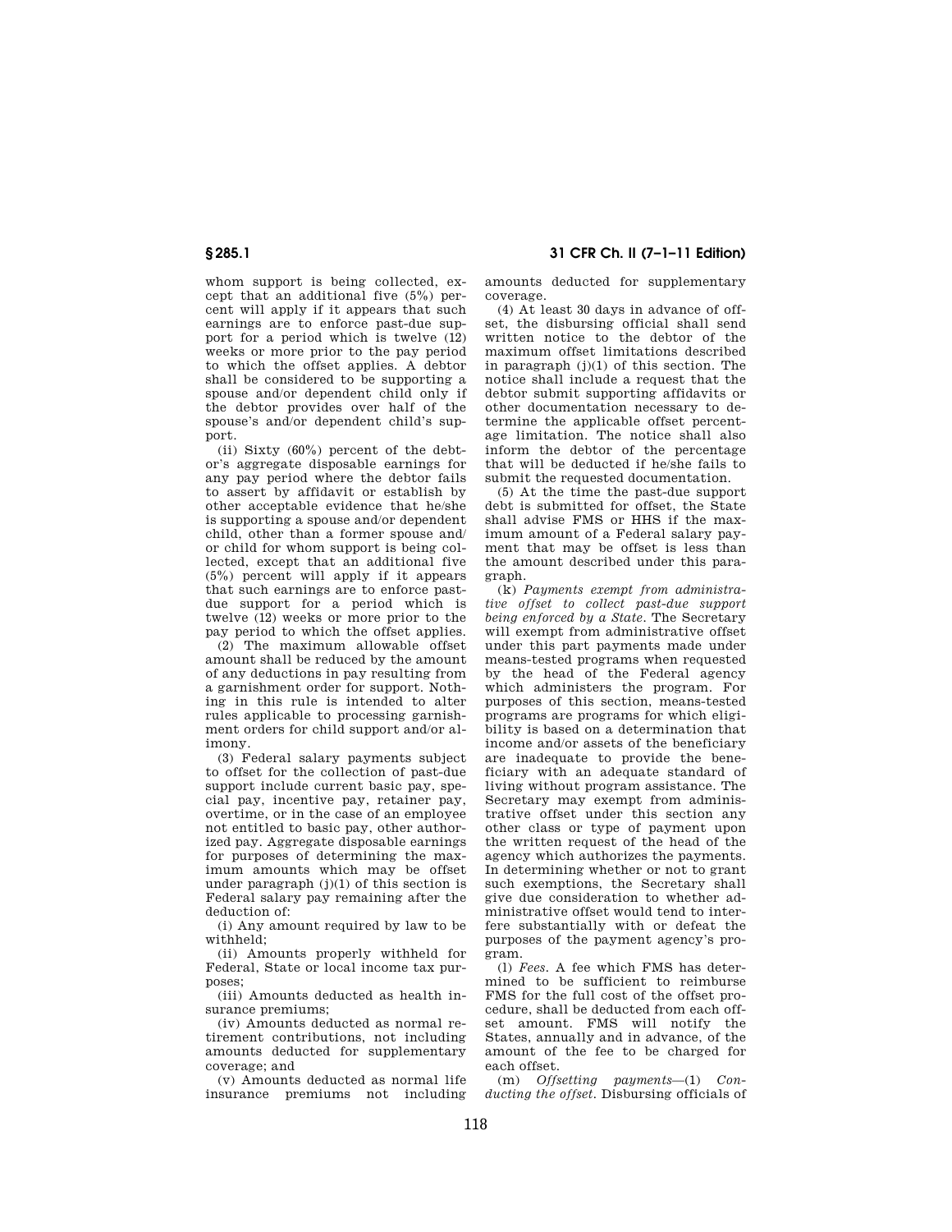whom support is being collected, except that an additional five (5%) percent will apply if it appears that such earnings are to enforce past-due support for a period which is twelve (12) weeks or more prior to the pay period to which the offset applies. A debtor shall be considered to be supporting a spouse and/or dependent child only if the debtor provides over half of the spouse's and/or dependent child's support.

(ii) Sixty (60%) percent of the debtor's aggregate disposable earnings for any pay period where the debtor fails to assert by affidavit or establish by other acceptable evidence that he/she is supporting a spouse and/or dependent child, other than a former spouse and/or child for whom support is being collected, except that an additional five (5%) percent will apply if it appears that such earnings are to enforce past-due support for a period which is twelve (12) weeks or more prior to the pay period to which the offset applies.

(2) The maximum allowable offset amount shall be reduced by the amount of any deductions in pay resulting from a garnishment order for support. Nothing in this rule is intended to alter rules applicable to processing garnishment orders for child support and/or alimony.

(3) Federal salary payments subject to offset for the collection of past-due support include current basic pay, special pay, incentive pay, retainer pay, overtime, or in the case of an employee not entitled to basic pay, other authorized pay. Aggregate disposable earnings for purposes of determining the maximum amounts which may be offset under paragraph (j)(1) of this section is Federal salary pay remaining after the deduction of:

(i) Any amount required by law to be withheld;

(ii) Amounts properly withheld for Federal, State or local income tax purposes;

(iii) Amounts deducted as health insurance premiums;

(iv) Amounts deducted as normal retirement contributions, not including amounts deducted for supplementary coverage; and

(v) Amounts deducted as normal life insurance premiums not including amounts deducted for supplementary coverage.

(4) At least 30 days in advance of offset, the disbursing official shall send written notice to the debtor of the maximum offset limitations described in paragraph (j)(1) of this section. The notice shall include a request that the debtor submit supporting affidavits or other documentation necessary to determine the applicable offset percentage limitation. The notice shall also inform the debtor of the percentage that will be deducted if he/she fails to submit the requested documentation.

(5) At the time the past-due support debt is submitted for offset, the State shall advise FMS or HHS if the maximum amount of a Federal salary payment that may be offset is less than the amount described under this paragraph.

(k) *Payments exempt from administrative offset to collect past-due support being enforced by a State.* The Secretary will exempt from administrative offset under this part payments made under means-tested programs when requested by the head of the Federal agency which administers the program. For purposes of this section, means-tested programs are programs for which eligibility is based on a determination that income and/or assets of the beneficiary are inadequate to provide the beneficiary with an adequate standard of living without program assistance. The Secretary may exempt from administrative offset under this section any other class or type of payment upon the written request of the head of the agency which authorizes the payments. In determining whether or not to grant such exemptions, the Secretary shall give due consideration to whether administrative offset would tend to interfere substantially with or defeat the purposes of the payment agency's program.

(l) *Fees.* A fee which FMS has determined to be sufficient to reimburse FMS for the full cost of the offset procedure, shall be deducted from each offset amount. FMS will notify the States, annually and in advance, of the amount of the fee to be charged for each offset.

(m) *Offsetting payments*—(1) *Conducting the offset.* Disbursing officials of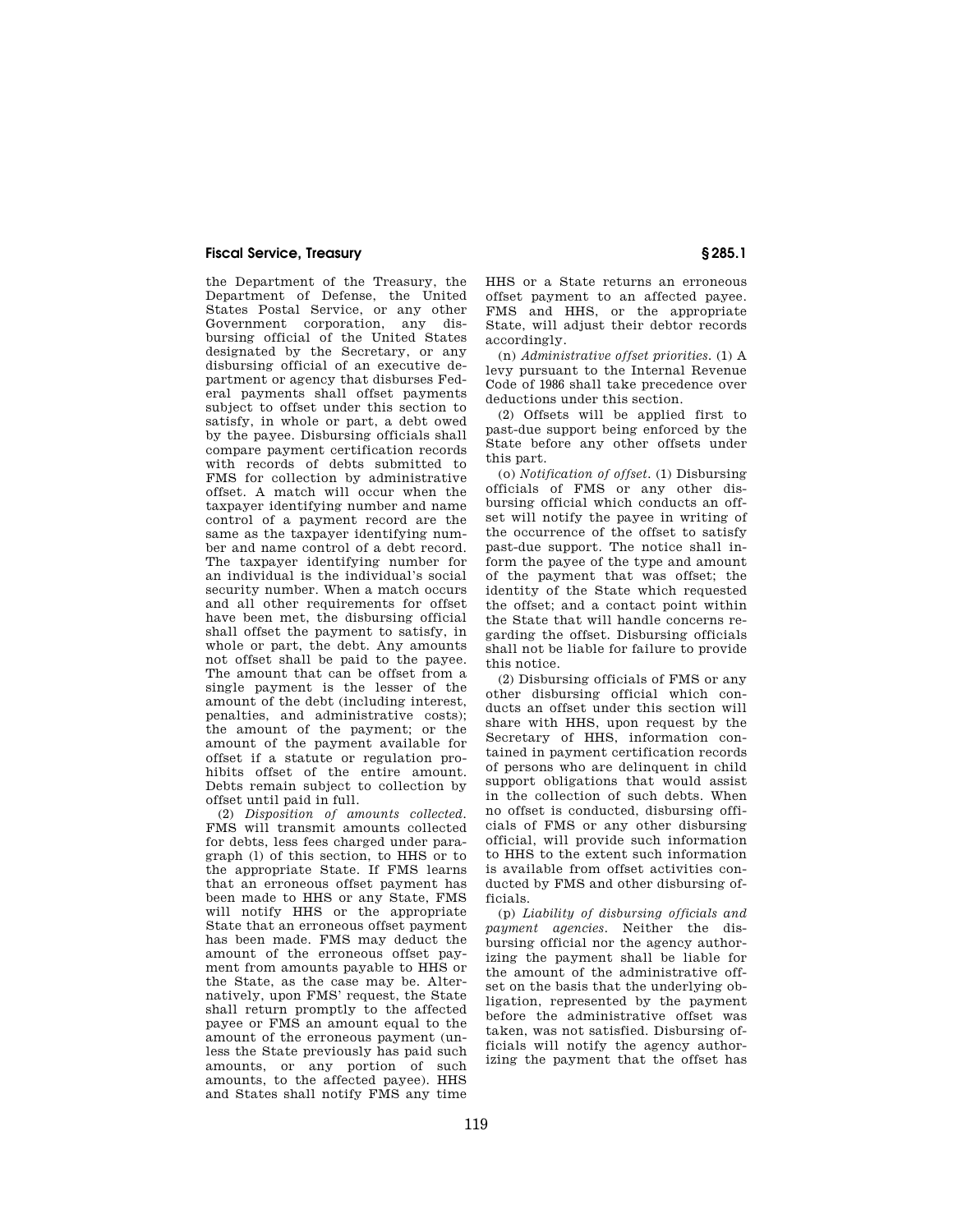the Department of the Treasury, the Department of Defense, the United States Postal Service, or any other Government corporation, any disbursing official of the United States designated by the Secretary, or any disbursing official of an executive department or agency that disburses Federal payments shall offset payments subject to offset under this section to satisfy, in whole or part, a debt owed by the payee. Disbursing officials shall compare payment certification records with records of debts submitted to FMS for collection by administrative offset. A match will occur when the taxpayer identifying number and name control of a payment record are the same as the taxpayer identifying number and name control of a debt record. The taxpayer identifying number for an individual is the individual's social security number. When a match occurs and all other requirements for offset have been met, the disbursing official shall offset the payment to satisfy, in whole or part, the debt. Any amounts not offset shall be paid to the payee. The amount that can be offset from a single payment is the lesser of the amount of the debt (including interest, penalties, and administrative costs); the amount of the payment; or the amount of the payment available for offset if a statute or regulation prohibits offset of the entire amount. Debts remain subject to collection by offset until paid in full.

(2) *Disposition of amounts collected.* FMS will transmit amounts collected for debts, less fees charged under paragraph (l) of this section, to HHS or to the appropriate State. If FMS learns that an erroneous offset payment has been made to HHS or any State, FMS will notify HHS or the appropriate State that an erroneous offset payment has been made. FMS may deduct the amount of the erroneous offset payment from amounts payable to HHS or the State, as the case may be. Alternatively, upon FMS' request, the State shall return promptly to the affected payee or FMS an amount equal to the amount of the erroneous payment (unless the State previously has paid such amounts, or any portion of such amounts, to the affected payee). HHS and States shall notify FMS any time HHS or a State returns an erroneous offset payment to an affected payee. FMS and HHS, or the appropriate State, will adjust their debtor records accordingly.

(n) *Administrative offset priorities.* (1) A levy pursuant to the Internal Revenue Code of 1986 shall take precedence over deductions under this section.

(2) Offsets will be applied first to past-due support being enforced by the State before any other offsets under this part.

(o) *Notification of offset.* (1) Disbursing officials of FMS or any other disbursing official which conducts an offset will notify the payee in writing of the occurrence of the offset to satisfy past-due support. The notice shall inform the payee of the type and amount of the payment that was offset; the identity of the State which requested the offset; and a contact point within the State that will handle concerns regarding the offset. Disbursing officials shall not be liable for failure to provide this notice.

(2) Disbursing officials of FMS or any other disbursing official which conducts an offset under this section will share with HHS, upon request by the Secretary of HHS, information contained in payment certification records of persons who are delinquent in child support obligations that would assist in the collection of such debts. When no offset is conducted, disbursing officials of FMS or any other disbursing official, will provide such information to HHS to the extent such information is available from offset activities conducted by FMS and other disbursing officials.

(p) *Liability of disbursing officials and payment agencies.* Neither the disbursing official nor the agency authorizing the payment shall be liable for the amount of the administrative offset on the basis that the underlying obligation, represented by the payment before the administrative offset was taken, was not satisfied. Disbursing officials will notify the agency authorizing the payment that the offset has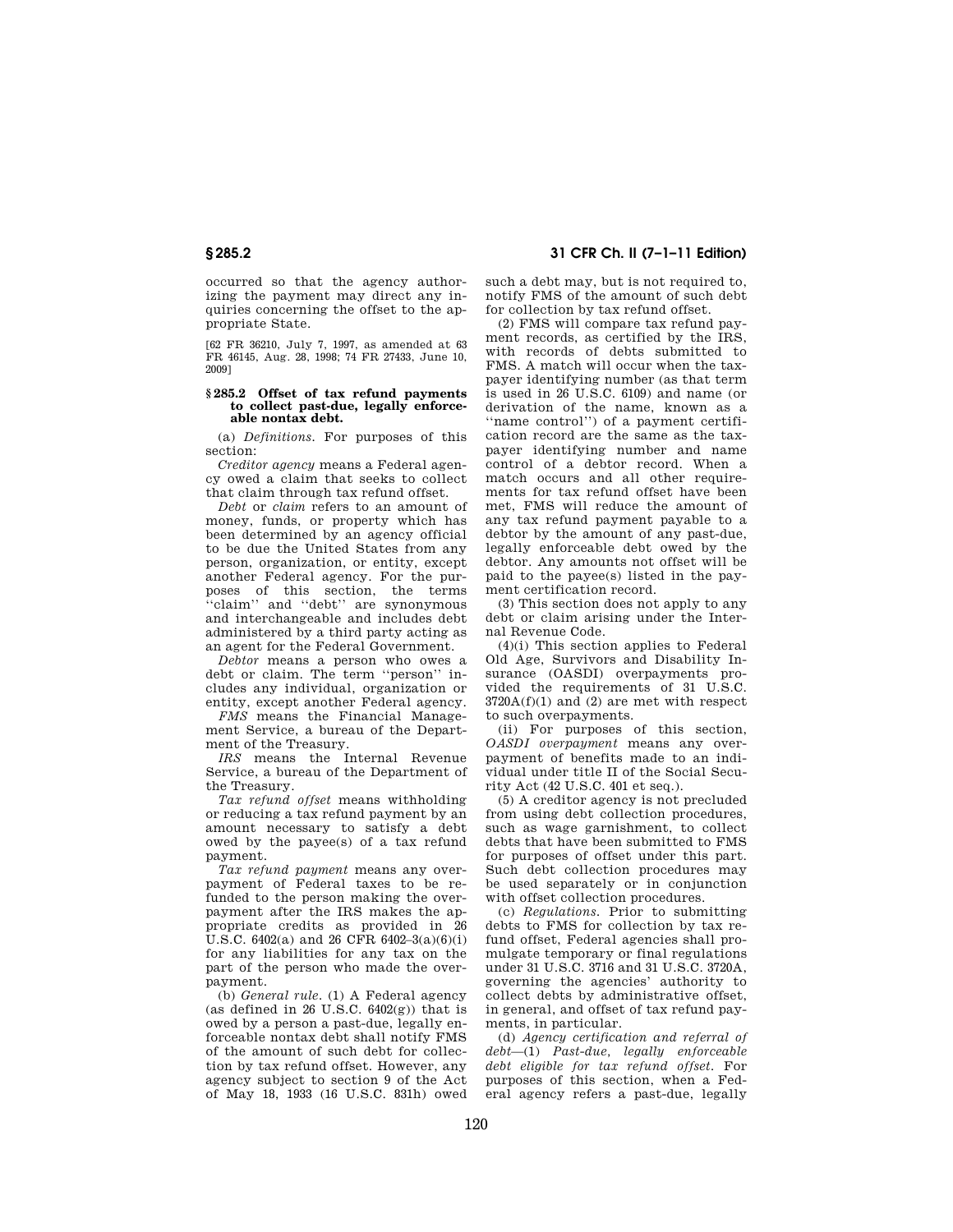occurred so that the agency authorizing the payment may direct any inquiries concerning the offset to the appropriate State.

[62 FR 36210, July 7, 1997, as amended at 63 FR 46145, Aug. 28, 1998; 74 FR 27433, June 10, 2009]

### § 285.2 Offset of tax refund payments to collect past-due, legally enforceable nontax debt.

(a) *Definitions.* For purposes of this section:

*Creditor agency* means a Federal agency owed a claim that seeks to collect that claim through tax refund offset.

*Debt* or *claim* refers to an amount of money, funds, or property which has been determined by an agency official to be due the United States from any person, organization, or entity, except another Federal agency. For the purposes of this section, the terms ''claim'' and ''debt'' are synonymous and interchangeable and includes debt administered by a third party acting as an agent for the Federal Government.

*Debtor* means a person who owes a debt or claim. The term ''person'' includes any individual, organization or entity, except another Federal agency.

*FMS* means the Financial Management Service, a bureau of the Department of the Treasury.

*IRS* means the Internal Revenue Service, a bureau of the Department of the Treasury.

*Tax refund offset* means withholding or reducing a tax refund payment by an amount necessary to satisfy a debt owed by the payee(s) of a tax refund payment.

*Tax refund payment* means any overpayment of Federal taxes to be refunded to the person making the overpayment after the IRS makes the appropriate credits as provided in 26 U.S.C. 6402(a) and 26 CFR 6402–3(a)(6)(i) for any liabilities for any tax on the part of the person who made the overpayment.

(b) *General rule.* (1) A Federal agency (as defined in 26 U.S.C. 6402(g)) that is owed by a person a past-due, legally enforceable nontax debt shall notify FMS of the amount of such debt for collection by tax refund offset. However, any agency subject to section 9 of the Act of May 18, 1933 (16 U.S.C. 831h) owed such a debt may, but is not required to, notify FMS of the amount of such debt for collection by tax refund offset.

(2) FMS will compare tax refund payment records, as certified by the IRS, with records of debts submitted to FMS. A match will occur when the taxpayer identifying number (as that term is used in 26 U.S.C. 6109) and name (or derivation of the name, known as a ''name control'') of a payment certification record are the same as the taxpayer identifying number and name control of a debtor record. When a match occurs and all other requirements for tax refund offset have been met, FMS will reduce the amount of any tax refund payment payable to a debtor by the amount of any past-due, legally enforceable debt owed by the debtor. Any amounts not offset will be paid to the payee(s) listed in the payment certification record.

(3) This section does not apply to any debt or claim arising under the Internal Revenue Code.

(4)(i) This section applies to Federal Old Age, Survivors and Disability Insurance (OASDI) overpayments provided the requirements of 31 U.S.C. 3720A(f)(1) and (2) are met with respect to such overpayments.

(ii) For purposes of this section, *OASDI overpayment* means any overpayment of benefits made to an individual under title II of the Social Security Act (42 U.S.C. 401 et seq.).

(5) A creditor agency is not precluded from using debt collection procedures, such as wage garnishment, to collect debts that have been submitted to FMS for purposes of offset under this part. Such debt collection procedures may be used separately or in conjunction with offset collection procedures.

(c) *Regulations.* Prior to submitting debts to FMS for collection by tax refund offset, Federal agencies shall promulgate temporary or final regulations under 31 U.S.C. 3716 and 31 U.S.C. 3720A, governing the agencies' authority to collect debts by administrative offset, in general, and offset of tax refund payments, in particular.

(d) *Agency certification and referral of debt*—(1) *Past-due, legally enforceable debt eligible for tax refund offset.* For purposes of this section, when a Federal agency refers a past-due, legally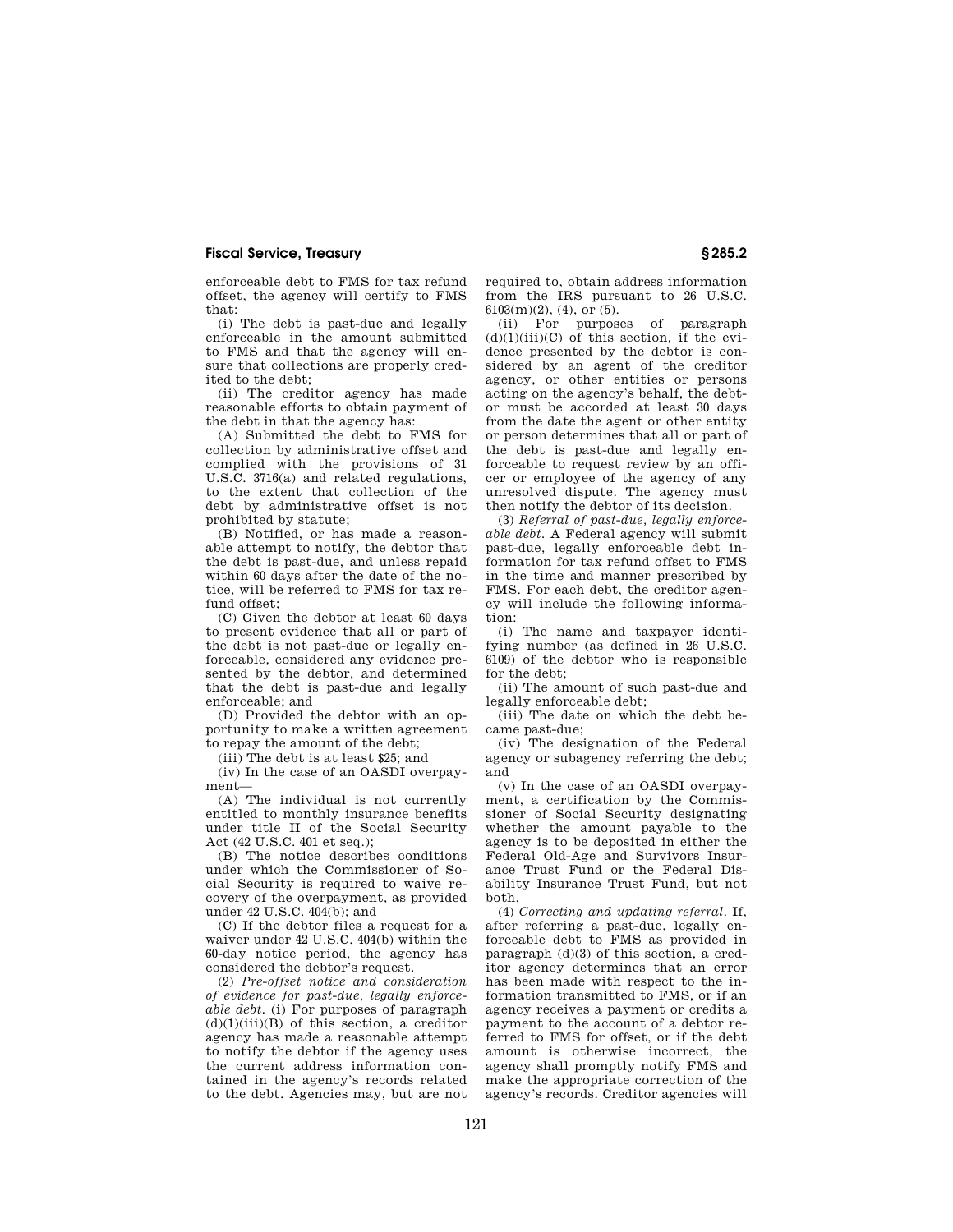enforceable debt to FMS for tax refund offset, the agency will certify to FMS that:

(i) The debt is past-due and legally enforceable in the amount submitted to FMS and that the agency will ensure that collections are properly credited to the debt;

(ii) The creditor agency has made reasonable efforts to obtain payment of the debt in that the agency has:

(A) Submitted the debt to FMS for collection by administrative offset and complied with the provisions of 31 U.S.C. 3716(a) and related regulations, to the extent that collection of the debt by administrative offset is not prohibited by statute;

(B) Notified, or has made a reasonable attempt to notify, the debtor that the debt is past-due, and unless repaid within 60 days after the date of the notice, will be referred to FMS for tax refund offset;

(C) Given the debtor at least 60 days to present evidence that all or part of the debt is not past-due or legally enforceable, considered any evidence presented by the debtor, and determined that the debt is past-due and legally enforceable; and

(D) Provided the debtor with an opportunity to make a written agreement to repay the amount of the debt;

(iii) The debt is at least $25; and

(iv) In the case of an OASDI overpayment—

(A) The individual is not currently entitled to monthly insurance benefits under title II of the Social Security Act (42 U.S.C. 401 et seq.);

(B) The notice describes conditions under which the Commissioner of Social Security is required to waive recovery of the overpayment, as provided under 42 U.S.C. 404(b); and

(C) If the debtor files a request for a waiver under 42 U.S.C. 404(b) within the 60-day notice period, the agency has considered the debtor's request.

(2) *Pre-offset notice and consideration of evidence for past-due, legally enforceable debt.* (i) For purposes of paragraph (d)(1)(iii)(B) of this section, a creditor agency has made a reasonable attempt to notify the debtor if the agency uses the current address information contained in the agency's records related to the debt. Agencies may, but are not required to, obtain address information from the IRS pursuant to 26 U.S.C. 6103(m)(2), (4), or (5).

(ii) For purposes of paragraph (d)(1)(iii)(C) of this section, if the evidence presented by the debtor is considered by an agent of the creditor agency, or other entities or persons acting on the agency's behalf, the debtor must be accorded at least 30 days from the date the agent or other entity or person determines that all or part of the debt is past-due and legally enforceable to request review by an officer or employee of the agency of any unresolved dispute. The agency must then notify the debtor of its decision.

(3) *Referral of past-due, legally enforceable debt.* A Federal agency will submit past-due, legally enforceable debt information for tax refund offset to FMS in the time and manner prescribed by FMS. For each debt, the creditor agency will include the following information:

(i) The name and taxpayer identifying number (as defined in 26 U.S.C. 6109) of the debtor who is responsible for the debt;

(ii) The amount of such past-due and legally enforceable debt;

(iii) The date on which the debt became past-due;

(iv) The designation of the Federal agency or subagency referring the debt; and

(v) In the case of an OASDI overpayment, a certification by the Commissioner of Social Security designating whether the amount payable to the agency is to be deposited in either the Federal Old-Age and Survivors Insurance Trust Fund or the Federal Disability Insurance Trust Fund, but not both.

(4) *Correcting and updating referral.* If, after referring a past-due, legally enforceable debt to FMS as provided in paragraph (d)(3) of this section, a creditor agency determines that an error has been made with respect to the information transmitted to FMS, or if an agency receives a payment or credits a payment to the account of a debtor referred to FMS for offset, or if the debt amount is otherwise incorrect, the agency shall promptly notify FMS and make the appropriate correction of the agency's records. Creditor agencies will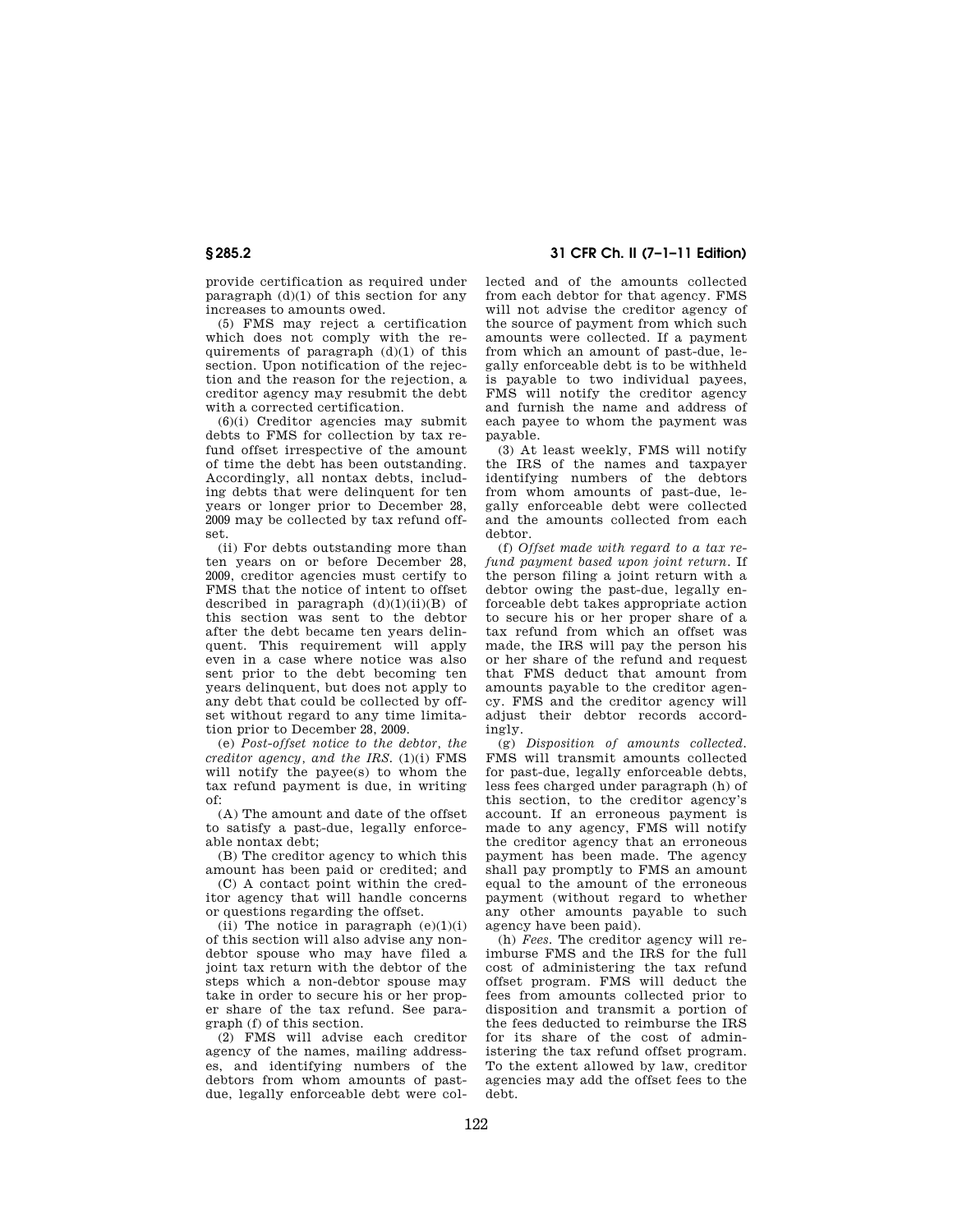provide certification as required under paragraph (d)(1) of this section for any increases to amounts owed.

(5) FMS may reject a certification which does not comply with the requirements of paragraph (d)(1) of this section. Upon notification of the rejection and the reason for the rejection, a creditor agency may resubmit the debt with a corrected certification.

(6)(i) Creditor agencies may submit debts to FMS for collection by tax refund offset irrespective of the amount of time the debt has been outstanding. Accordingly, all nontax debts, including debts that were delinquent for ten years or longer prior to December 28, 2009 may be collected by tax refund offset.

(ii) For debts outstanding more than ten years on or before December 28, 2009, creditor agencies must certify to FMS that the notice of intent to offset described in paragraph (d)(1)(ii)(B) of this section was sent to the debtor after the debt became ten years delinquent. This requirement will apply even in a case where notice was also sent prior to the debt becoming ten years delinquent, but does not apply to any debt that could be collected by offset without regard to any time limitation prior to December 28, 2009.

(e) *Post-offset notice to the debtor, the creditor agency, and the IRS.* (1)(i) FMS will notify the payee(s) to whom the tax refund payment is due, in writing of:

(A) The amount and date of the offset to satisfy a past-due, legally enforceable nontax debt;

(B) The creditor agency to which this amount has been paid or credited; and

(C) A contact point within the creditor agency that will handle concerns or questions regarding the offset.

(ii) The notice in paragraph (e)(1)(i) of this section will also advise any non-debtor spouse who may have filed a joint tax return with the debtor of the steps which a non-debtor spouse may take in order to secure his or her proper share of the tax refund. See paragraph (f) of this section.

(2) FMS will advise each creditor agency of the names, mailing addresses, and identifying numbers of the debtors from whom amounts of past-due, legally enforceable debt were collected and of the amounts collected from each debtor for that agency. FMS will not advise the creditor agency of the source of payment from which such amounts were collected. If a payment from which an amount of past-due, legally enforceable debt is to be withheld is payable to two individual payees, FMS will notify the creditor agency and furnish the name and address of each payee to whom the payment was payable.

(3) At least weekly, FMS will notify the IRS of the names and taxpayer identifying numbers of the debtors from whom amounts of past-due, legally enforceable debt were collected and the amounts collected from each debtor.

(f) *Offset made with regard to a tax refund payment based upon joint return.* If the person filing a joint return with a debtor owing the past-due, legally enforceable debt takes appropriate action to secure his or her proper share of a tax refund from which an offset was made, the IRS will pay the person his or her share of the refund and request that FMS deduct that amount from amounts payable to the creditor agency. FMS and the creditor agency will adjust their debtor records accordingly.

(g) *Disposition of amounts collected.* FMS will transmit amounts collected for past-due, legally enforceable debts, less fees charged under paragraph (h) of this section, to the creditor agency's account. If an erroneous payment is made to any agency, FMS will notify the creditor agency that an erroneous payment has been made. The agency shall pay promptly to FMS an amount equal to the amount of the erroneous payment (without regard to whether any other amounts payable to such agency have been paid).

(h) *Fees.* The creditor agency will reimburse FMS and the IRS for the full cost of administering the tax refund offset program. FMS will deduct the fees from amounts collected prior to disposition and transmit a portion of the fees deducted to reimburse the IRS for its share of the cost of administering the tax refund offset program. To the extent allowed by law, creditor agencies may add the offset fees to the debt.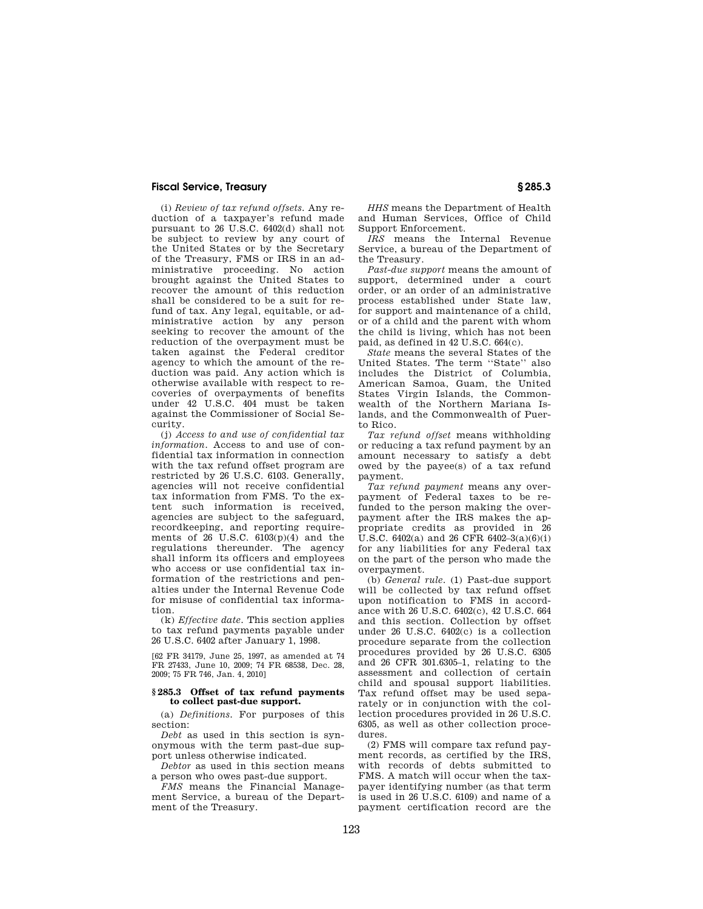(i) *Review of tax refund offsets.* Any reduction of a taxpayer's refund made pursuant to 26 U.S.C. 6402(d) shall not be subject to review by any court of the United States or by the Secretary of the Treasury, FMS or IRS in an administrative proceeding. No action brought against the United States to recover the amount of this reduction shall be considered to be a suit for refund of tax. Any legal, equitable, or administrative action by any person seeking to recover the amount of the reduction of the overpayment must be taken against the Federal creditor agency to which the amount of the reduction was paid. Any action which is otherwise available with respect to recoveries of overpayments of benefits under 42 U.S.C. 404 must be taken against the Commissioner of Social Security.

(j) *Access to and use of confidential tax information.* Access to and use of confidential tax information in connection with the tax refund offset program are restricted by 26 U.S.C. 6103. Generally, agencies will not receive confidential tax information from FMS. To the extent such information is received, agencies are subject to the safeguard, recordkeeping, and reporting requirements of 26 U.S.C. 6103(p)(4) and the regulations thereunder. The agency shall inform its officers and employees who access or use confidential tax information of the restrictions and penalties under the Internal Revenue Code for misuse of confidential tax information.

(k) *Effective date.* This section applies to tax refund payments payable under 26 U.S.C. 6402 after January 1, 1998.

[62 FR 34179, June 25, 1997, as amended at 74 FR 27433, June 10, 2009; 74 FR 68538, Dec. 28, 2009; 75 FR 746, Jan. 4, 2010]

## § 285.3 Offset of tax refund payments to collect past-due support.

(a) *Definitions.* For purposes of this section:

*Debt* as used in this section is synonymous with the term past-due support unless otherwise indicated.

*Debtor* as used in this section means a person who owes past-due support.

*FMS* means the Financial Management Service, a bureau of the Department of the Treasury.

*HHS* means the Department of Health and Human Services, Office of Child Support Enforcement.

*IRS* means the Internal Revenue Service, a bureau of the Department of the Treasury.

*Past-due support* means the amount of support, determined under a court order, or an order of an administrative process established under State law, for support and maintenance of a child, or of a child and the parent with whom the child is living, which has not been paid, as defined in 42 U.S.C. 664(c).

*State* means the several States of the United States. The term "State" also includes the District of Columbia, American Samoa, Guam, the United States Virgin Islands, the Commonwealth of the Northern Mariana Islands, and the Commonwealth of Puerto Rico.

*Tax refund offset* means withholding or reducing a tax refund payment by an amount necessary to satisfy a debt owed by the payee(s) of a tax refund payment.

*Tax refund payment* means any overpayment of Federal taxes to be refunded to the person making the overpayment after the IRS makes the appropriate credits as provided in 26 U.S.C. 6402(a) and 26 CFR 6402–3(a)(6)(i) for any liabilities for any Federal tax on the part of the person who made the overpayment.

(b) *General rule.* (1) Past-due support will be collected by tax refund offset upon notification to FMS in accordance with 26 U.S.C. 6402(c), 42 U.S.C. 664 and this section. Collection by offset under 26 U.S.C. 6402(c) is a collection procedure separate from the collection procedures provided by 26 U.S.C. 6305 and 26 CFR 301.6305–1, relating to the assessment and collection of certain child and spousal support liabilities. Tax refund offset may be used separately or in conjunction with the collection procedures provided in 26 U.S.C. 6305, as well as other collection procedures.

(2) FMS will compare tax refund payment records, as certified by the IRS, with records of debts submitted to FMS. A match will occur when the taxpayer identifying number (as that term is used in 26 U.S.C. 6109) and name of a payment certification record are the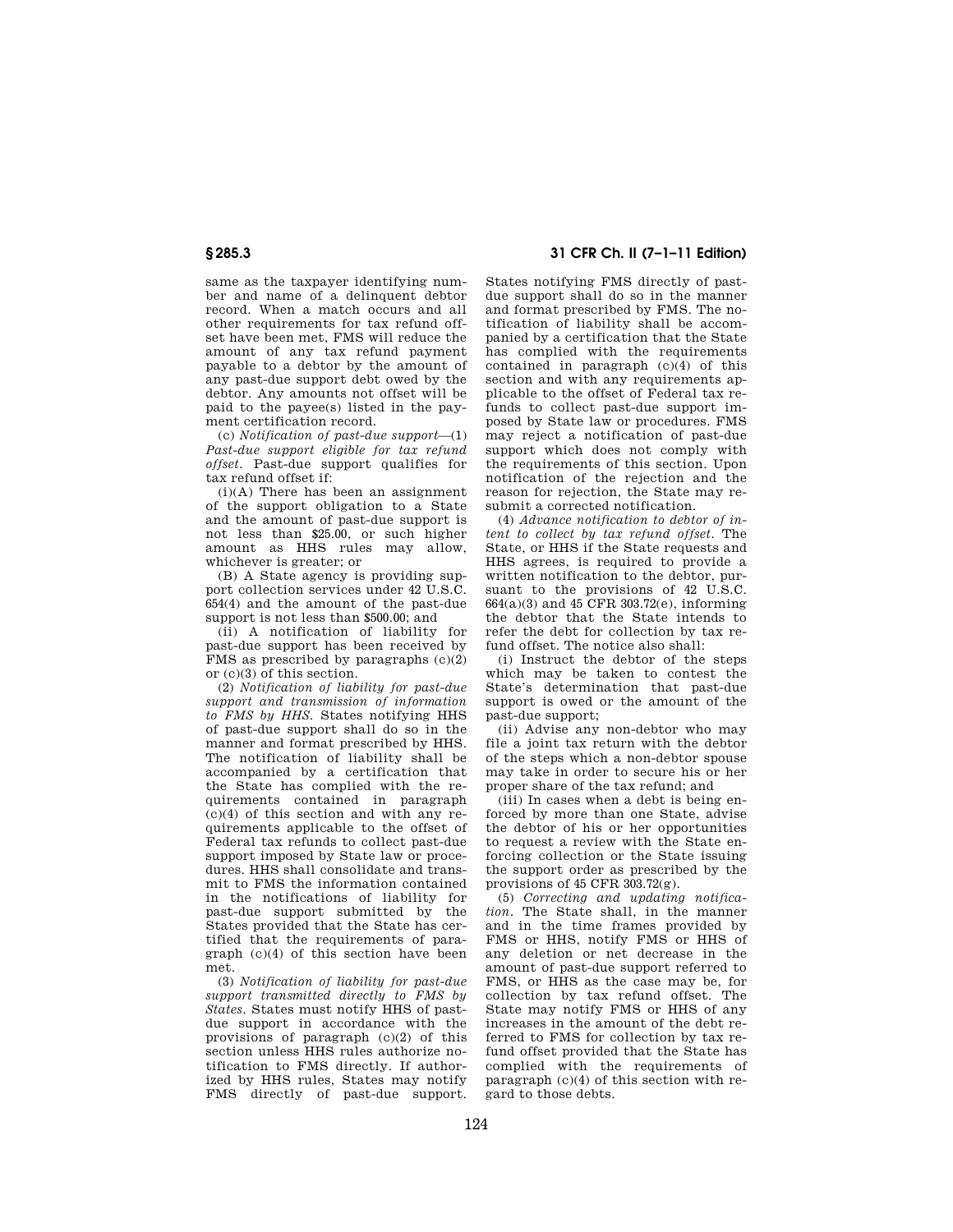same as the taxpayer identifying number and name of a delinquent debtor record. When a match occurs and all other requirements for tax refund offset have been met, FMS will reduce the amount of any tax refund payment payable to a debtor by the amount of any past-due support debt owed by the debtor. Any amounts not offset will be paid to the payee(s) listed in the payment certification record.

(c) *Notification of past-due support*—(1) *Past-due support eligible for tax refund offset.* Past-due support qualifies for tax refund offset if:

(i)(A) There has been an assignment of the support obligation to a State and the amount of past-due support is not less than $25.00, or such higher amount as HHS rules may allow, whichever is greater; or

(B) A State agency is providing support collection services under 42 U.S.C. 654(4) and the amount of the past-due support is not less than $500.00; and

(ii) A notification of liability for past-due support has been received by FMS as prescribed by paragraphs (c)(2) or (c)(3) of this section.

(2) *Notification of liability for past-due support and transmission of information to FMS by HHS.* States notifying HHS of past-due support shall do so in the manner and format prescribed by HHS. The notification of liability shall be accompanied by a certification that the State has complied with the requirements contained in paragraph (c)(4) of this section and with any requirements applicable to the offset of Federal tax refunds to collect past-due support imposed by State law or procedures. HHS shall consolidate and transmit to FMS the information contained in the notifications of liability for past-due support submitted by the States provided that the State has certified that the requirements of paragraph (c)(4) of this section have been met.

(3) *Notification of liability for past-due support transmitted directly to FMS by States.* States must notify HHS of past-due support in accordance with the provisions of paragraph (c)(2) of this section unless HHS rules authorize notification to FMS directly. If authorized by HHS rules, States may notify FMS directly of past-due support. States notifying FMS directly of past-due support shall do so in the manner and format prescribed by FMS. The notification of liability shall be accompanied by a certification that the State has complied with the requirements contained in paragraph (c)(4) of this section and with any requirements applicable to the offset of Federal tax refunds to collect past-due support imposed by State law or procedures. FMS may reject a notification of past-due support which does not comply with the requirements of this section. Upon notification of the rejection and the reason for rejection, the State may resubmit a corrected notification.

(4) *Advance notification to debtor of intent to collect by tax refund offset.* The State, or HHS if the State requests and HHS agrees, is required to provide a written notification to the debtor, pursuant to the provisions of 42 U.S.C. 664(a)(3) and 45 CFR 303.72(e), informing the debtor that the State intends to refer the debt for collection by tax refund offset. The notice also shall:

(i) Instruct the debtor of the steps which may be taken to contest the State's determination that past-due support is owed or the amount of the past-due support;

(ii) Advise any non-debtor who may file a joint tax return with the debtor of the steps which a non-debtor spouse may take in order to secure his or her proper share of the tax refund; and

(iii) In cases when a debt is being enforced by more than one State, advise the debtor of his or her opportunities to request a review with the State enforcing collection or the State issuing the support order as prescribed by the provisions of 45 CFR 303.72(g).

(5) *Correcting and updating notification.* The State shall, in the manner and in the time frames provided by FMS or HHS, notify FMS or HHS of any deletion or net decrease in the amount of past-due support referred to FMS, or HHS as the case may be, for collection by tax refund offset. The State may notify FMS or HHS of any increases in the amount of the debt referred to FMS for collection by tax refund offset provided that the State has complied with the requirements of paragraph (c)(4) of this section with regard to those debts.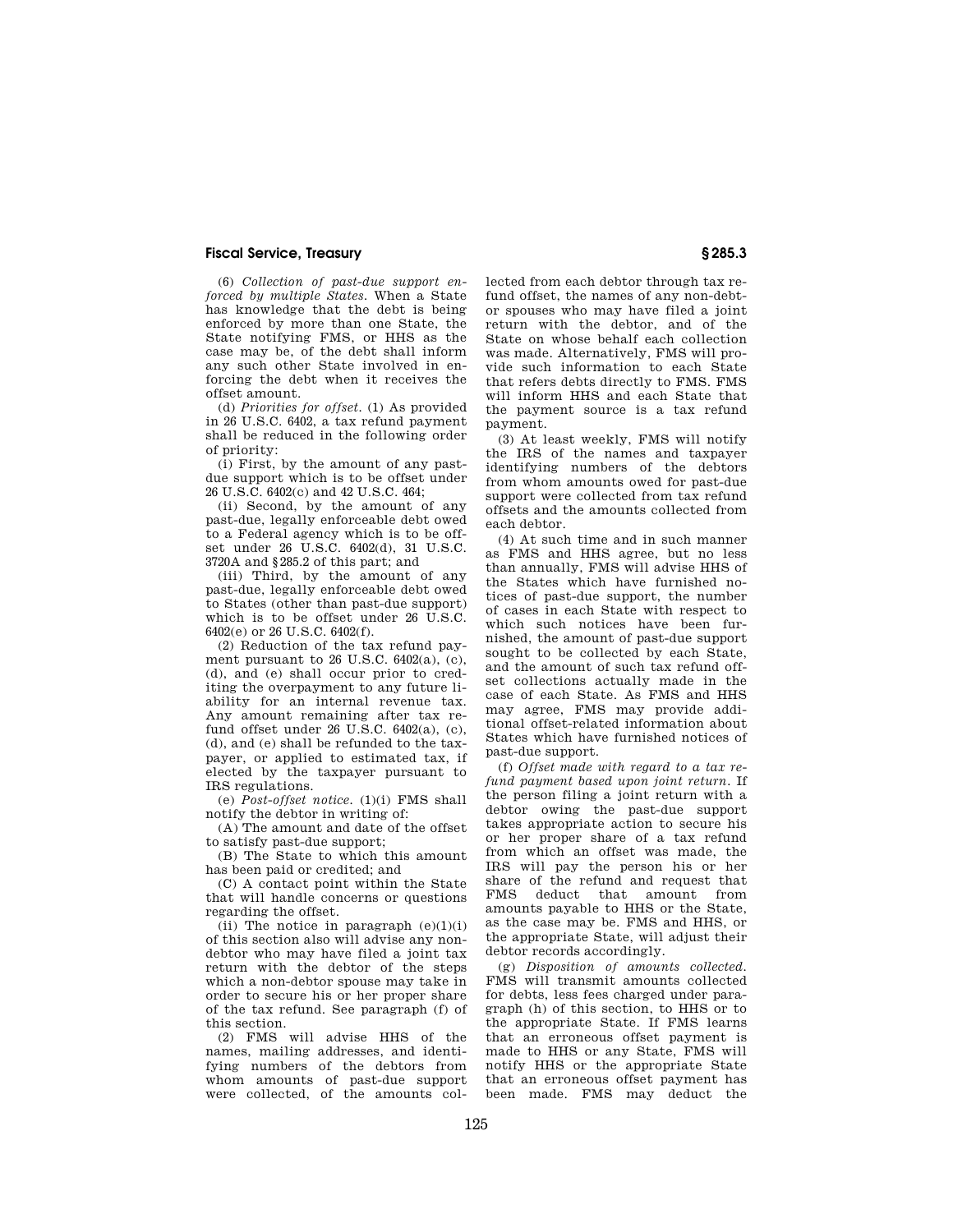(6) *Collection of past-due support enforced by multiple States.* When a State has knowledge that the debt is being enforced by more than one State, the State notifying FMS, or HHS as the case may be, of the debt shall inform any such other State involved in enforcing the debt when it receives the offset amount.

(d) *Priorities for offset.* (1) As provided in 26 U.S.C. 6402, a tax refund payment shall be reduced in the following order of priority:

(i) First, by the amount of any past-due support which is to be offset under 26 U.S.C. 6402(c) and 42 U.S.C. 464;

(ii) Second, by the amount of any past-due, legally enforceable debt owed to a Federal agency which is to be offset under 26 U.S.C. 6402(d), 31 U.S.C. 3720A and §285.2 of this part; and

(iii) Third, by the amount of any past-due, legally enforceable debt owed to States (other than past-due support) which is to be offset under 26 U.S.C. 6402(e) or 26 U.S.C. 6402(f).

(2) Reduction of the tax refund payment pursuant to 26 U.S.C. 6402(a), (c), (d), and (e) shall occur prior to crediting the overpayment to any future liability for an internal revenue tax. Any amount remaining after tax refund offset under 26 U.S.C. 6402(a), (c), (d), and (e) shall be refunded to the taxpayer, or applied to estimated tax, if elected by the taxpayer pursuant to IRS regulations.

(e) *Post-offset notice.* (1)(i) FMS shall notify the debtor in writing of:

(A) The amount and date of the offset to satisfy past-due support;

(B) The State to which this amount has been paid or credited; and

(C) A contact point within the State that will handle concerns or questions regarding the offset.

(ii) The notice in paragraph (e)(1)(i) of this section also will advise any non-debtor who may have filed a joint tax return with the debtor of the steps which a non-debtor spouse may take in order to secure his or her proper share of the tax refund. See paragraph (f) of this section.

(2) FMS will advise HHS of the names, mailing addresses, and identifying numbers of the debtors from whom amounts of past-due support were collected, of the amounts collected from each debtor through tax refund offset, the names of any non-debtor spouses who may have filed a joint return with the debtor, and of the State on whose behalf each collection was made. Alternatively, FMS will provide such information to each State that refers debts directly to FMS. FMS will inform HHS and each State that the payment source is a tax refund payment.

(3) At least weekly, FMS will notify the IRS of the names and taxpayer identifying numbers of the debtors from whom amounts owed for past-due support were collected from tax refund offsets and the amounts collected from each debtor.

(4) At such time and in such manner as FMS and HHS agree, but no less than annually, FMS will advise HHS of the States which have furnished notices of past-due support, the number of cases in each State with respect to which such notices have been furnished, the amount of past-due support sought to be collected by each State, and the amount of such tax refund offset collections actually made in the case of each State. As FMS and HHS may agree, FMS may provide additional offset-related information about States which have furnished notices of past-due support.

(f) *Offset made with regard to a tax refund payment based upon joint return.* If the person filing a joint return with a debtor owing the past-due support takes appropriate action to secure his or her proper share of a tax refund from which an offset was made, the IRS will pay the person his or her share of the refund and request that FMS deduct that amount from amounts payable to HHS or the State, as the case may be. FMS and HHS, or the appropriate State, will adjust their debtor records accordingly.

(g) *Disposition of amounts collected.* FMS will transmit amounts collected for debts, less fees charged under paragraph (h) of this section, to HHS or to the appropriate State. If FMS learns that an erroneous offset payment is made to HHS or any State, FMS will notify HHS or the appropriate State that an erroneous offset payment has been made. FMS may deduct the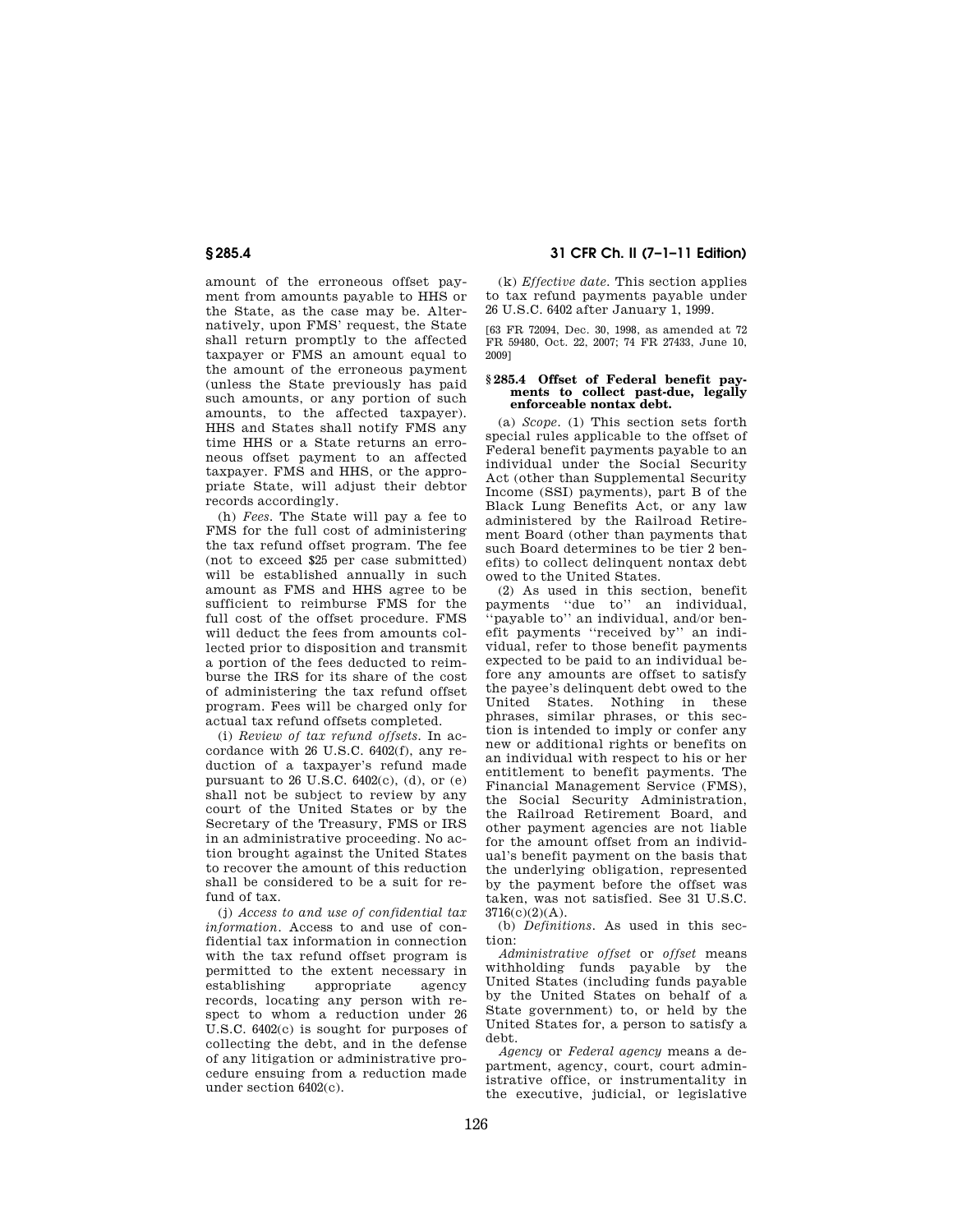amount of the erroneous offset payment from amounts payable to HHS or the State, as the case may be. Alternatively, upon FMS' request, the State shall return promptly to the affected taxpayer or FMS an amount equal to the amount of the erroneous payment (unless the State previously has paid such amounts, or any portion of such amounts, to the affected taxpayer). HHS and States shall notify FMS any time HHS or a State returns an erroneous offset payment to an affected taxpayer. FMS and HHS, or the appropriate State, will adjust their debtor records accordingly.

(h) *Fees.* The State will pay a fee to FMS for the full cost of administering the tax refund offset program. The fee (not to exceed $25 per case submitted) will be established annually in such amount as FMS and HHS agree to be sufficient to reimburse FMS for the full cost of the offset procedure. FMS will deduct the fees from amounts collected prior to disposition and transmit a portion of the fees deducted to reimburse the IRS for its share of the cost of administering the tax refund offset program. Fees will be charged only for actual tax refund offsets completed.

(i) *Review of tax refund offsets.* In accordance with 26 U.S.C. 6402(f), any reduction of a taxpayer's refund made pursuant to 26 U.S.C. 6402(c), (d), or (e) shall not be subject to review by any court of the United States or by the Secretary of the Treasury, FMS or IRS in an administrative proceeding. No action brought against the United States to recover the amount of this reduction shall be considered to be a suit for refund of tax.

(j) *Access to and use of confidential tax information.* Access to and use of confidential tax information in connection with the tax refund offset program is permitted to the extent necessary in establishing appropriate agency records, locating any person with respect to whom a reduction under 26 U.S.C. 6402(c) is sought for purposes of collecting the debt, and in the defense of any litigation or administrative procedure ensuing from a reduction made under section 6402(c).

(k) *Effective date.* This section applies to tax refund payments payable under 26 U.S.C. 6402 after January 1, 1999.

[63 FR 72094, Dec. 30, 1998, as amended at 72 FR 59480, Oct. 22, 2007; 74 FR 27433, June 10, 2009]

## § 285.4 Offset of Federal benefit payments to collect past-due, legally enforceable nontax debt.

(a) *Scope.* (1) This section sets forth special rules applicable to the offset of Federal benefit payments payable to an individual under the Social Security Act (other than Supplemental Security Income (SSI) payments), part B of the Black Lung Benefits Act, or any law administered by the Railroad Retirement Board (other than payments that such Board determines to be tier 2 benefits) to collect delinquent nontax debt owed to the United States.

(2) As used in this section, benefit payments "due to" an individual, "payable to" an individual, and/or benefit payments "received by" an individual, refer to those benefit payments expected to be paid to an individual before any amounts are offset to satisfy the payee's delinquent debt owed to the United States. Nothing in these phrases, similar phrases, or this section is intended to imply or confer any new or additional rights or benefits on an individual with respect to his or her entitlement to benefit payments. The Financial Management Service (FMS), the Social Security Administration, the Railroad Retirement Board, and other payment agencies are not liable for the amount offset from an individual's benefit payment on the basis that the underlying obligation, represented by the payment before the offset was taken, was not satisfied. See 31 U.S.C. 3716(c)(2)(A).

(b) *Definitions.* As used in this section:

*Administrative offset* or *offset* means withholding funds payable by the United States (including funds payable by the United States on behalf of a State government) to, or held by the United States for, a person to satisfy a debt.

*Agency* or *Federal agency* means a department, agency, court, court administrative office, or instrumentality in the executive, judicial, or legislative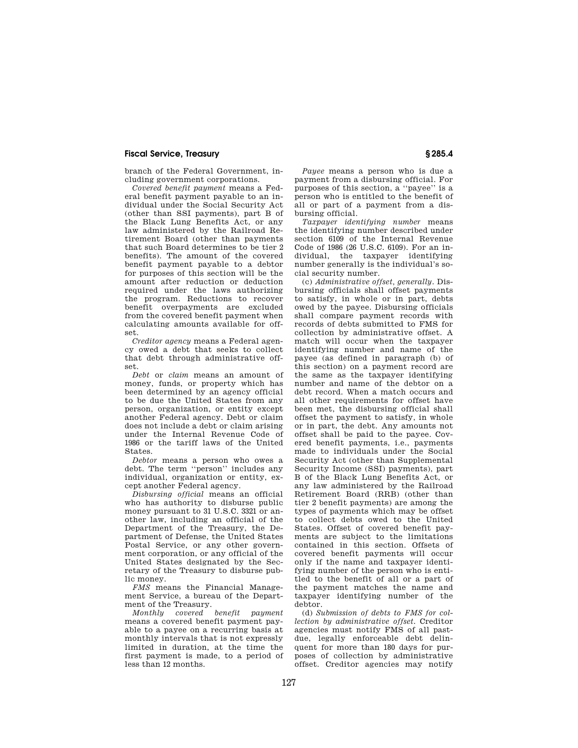branch of the Federal Government, including government corporations.

*Covered benefit payment* means a Federal benefit payment payable to an individual under the Social Security Act (other than SSI payments), part B of the Black Lung Benefits Act, or any law administered by the Railroad Retirement Board (other than payments that such Board determines to be tier 2 benefits). The amount of the covered benefit payment payable to a debtor for purposes of this section will be the amount after reduction or deduction required under the laws authorizing the program. Reductions to recover benefit overpayments are excluded from the covered benefit payment when calculating amounts available for offset.

*Creditor agency* means a Federal agency owed a debt that seeks to collect that debt through administrative offset.

*Debt* or *claim* means an amount of money, funds, or property which has been determined by an agency official to be due the United States from any person, organization, or entity except another Federal agency. Debt or claim does not include a debt or claim arising under the Internal Revenue Code of 1986 or the tariff laws of the United States.

*Debtor* means a person who owes a debt. The term ''person'' includes any individual, organization or entity, except another Federal agency.

*Disbursing official* means an official who has authority to disburse public money pursuant to 31 U.S.C. 3321 or another law, including an official of the Department of the Treasury, the Department of Defense, the United States Postal Service, or any other government corporation, or any official of the United States designated by the Secretary of the Treasury to disburse public money.

*FMS* means the Financial Management Service, a bureau of the Department of the Treasury.

*Monthly covered benefit payment* means a covered benefit payment payable to a payee on a recurring basis at monthly intervals that is not expressly limited in duration, at the time the first payment is made, to a period of less than 12 months.

*Payee* means a person who is due a payment from a disbursing official. For purposes of this section, a ''payee'' is a person who is entitled to the benefit of all or part of a payment from a disbursing official.

*Taxpayer identifying number* means the identifying number described under section 6109 of the Internal Revenue Code of 1986 (26 U.S.C. 6109). For an individual, the taxpayer identifying number generally is the individual's social security number.

(c) *Administrative offset, generally.* Disbursing officials shall offset payments to satisfy, in whole or in part, debts owed by the payee. Disbursing officials shall compare payment records with records of debts submitted to FMS for collection by administrative offset. A match will occur when the taxpayer identifying number and name of the payee (as defined in paragraph (b) of this section) on a payment record are the same as the taxpayer identifying number and name of the debtor on a debt record. When a match occurs and all other requirements for offset have been met, the disbursing official shall offset the payment to satisfy, in whole or in part, the debt. Any amounts not offset shall be paid to the payee. Covered benefit payments, i.e., payments made to individuals under the Social Security Act (other than Supplemental Security Income (SSI) payments), part B of the Black Lung Benefits Act, or any law administered by the Railroad Retirement Board (RRB) (other than tier 2 benefit payments) are among the types of payments which may be offset to collect debts owed to the United States. Offset of covered benefit payments are subject to the limitations contained in this section. Offsets of covered benefit payments will occur only if the name and taxpayer identifying number of the person who is entitled to the benefit of all or a part of the payment matches the name and taxpayer identifying number of the debtor.

(d) *Submission of debts to FMS for collection by administrative offset.* Creditor agencies must notify FMS of all past-due, legally enforceable debt delinquent for more than 180 days for purposes of collection by administrative offset. Creditor agencies may notify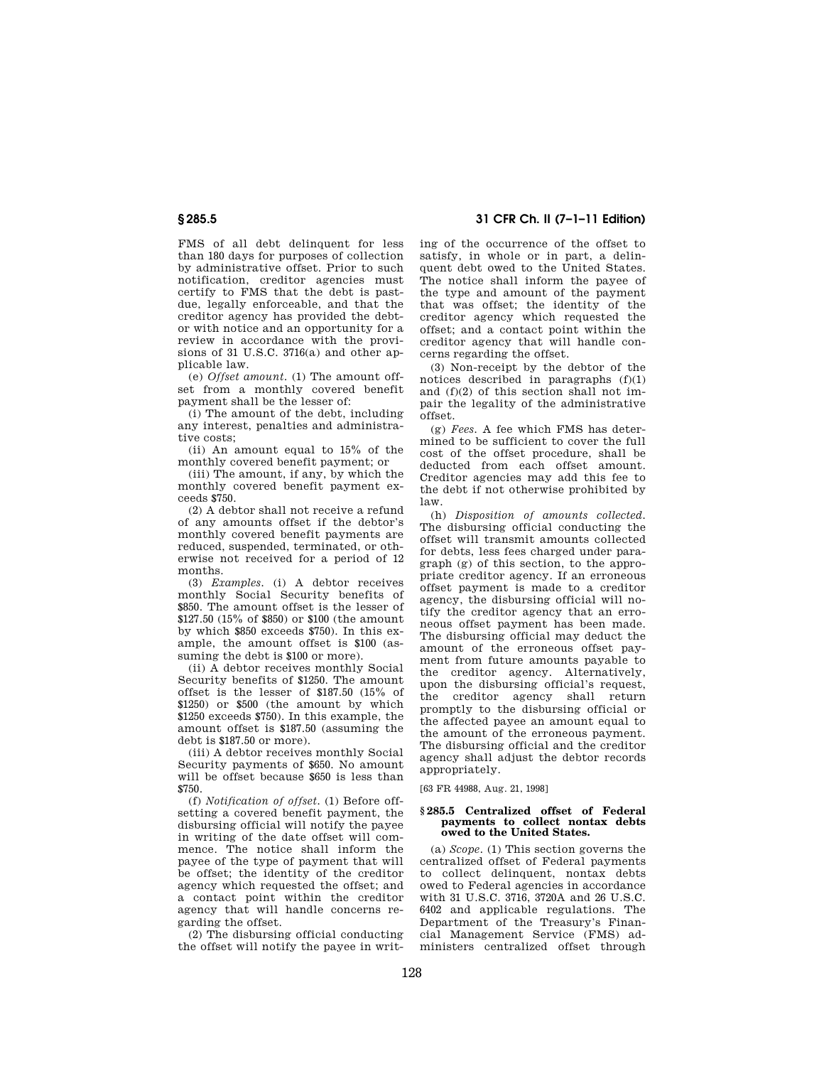FMS of all debt delinquent for less than 180 days for purposes of collection by administrative offset. Prior to such notification, creditor agencies must certify to FMS that the debt is past-due, legally enforceable, and that the creditor agency has provided the debtor with notice and an opportunity for a review in accordance with the provisions of 31 U.S.C. 3716(a) and other applicable law.

(e) *Offset amount.* (1) The amount offset from a monthly covered benefit payment shall be the lesser of:

(i) The amount of the debt, including any interest, penalties and administrative costs;

(ii) An amount equal to 15% of the monthly covered benefit payment; or

(iii) The amount, if any, by which the monthly covered benefit payment exceeds $750.

(2) A debtor shall not receive a refund of any amounts offset if the debtor's monthly covered benefit payments are reduced, suspended, terminated, or otherwise not received for a period of 12 months.

(3) *Examples.* (i) A debtor receives monthly Social Security benefits of $850. The amount offset is the lesser of $127.50 (15% of $850) or $100 (the amount by which $850 exceeds $750). In this example, the amount offset is $100 (assuming the debt is $100 or more).

(ii) A debtor receives monthly Social Security benefits of $1250. The amount offset is the lesser of $187.50 (15% of $1250) or $500 (the amount by which $1250 exceeds $750). In this example, the amount offset is $187.50 (assuming the debt is $187.50 or more).

(iii) A debtor receives monthly Social Security payments of $650. No amount will be offset because $650 is less than $750.

(f) *Notification of offset.* (1) Before offsetting a covered benefit payment, the disbursing official will notify the payee in writing of the date offset will commence. The notice shall inform the payee of the type of payment that will be offset; the identity of the creditor agency which requested the offset; and a contact point within the creditor agency that will handle concerns regarding the offset.

(2) The disbursing official conducting the offset will notify the payee in writing of the occurrence of the offset to satisfy, in whole or in part, a delinquent debt owed to the United States. The notice shall inform the payee of the type and amount of the payment that was offset; the identity of the creditor agency which requested the offset; and a contact point within the creditor agency that will handle concerns regarding the offset.

(3) Non-receipt by the debtor of the notices described in paragraphs (f)(1) and (f)(2) of this section shall not impair the legality of the administrative offset.

(g) *Fees.* A fee which FMS has determined to be sufficient to cover the full cost of the offset procedure, shall be deducted from each offset amount. Creditor agencies may add this fee to the debt if not otherwise prohibited by law.

(h) *Disposition of amounts collected.* The disbursing official conducting the offset will transmit amounts collected for debts, less fees charged under paragraph (g) of this section, to the appropriate creditor agency. If an erroneous offset payment is made to a creditor agency, the disbursing official will notify the creditor agency that an erroneous offset payment has been made. The disbursing official may deduct the amount of the erroneous offset payment from future amounts payable to the creditor agency. Alternatively, upon the disbursing official's request, the creditor agency shall return promptly to the disbursing official or the affected payee an amount equal to the amount of the erroneous payment. The disbursing official and the creditor agency shall adjust the debtor records appropriately.

[63 FR 44988, Aug. 21, 1998]

### § 285.5 Centralized offset of Federal payments to collect nontax debts owed to the United States.

(a) *Scope.* (1) This section governs the centralized offset of Federal payments to collect delinquent, nontax debts owed to Federal agencies in accordance with 31 U.S.C. 3716, 3720A and 26 U.S.C. 6402 and applicable regulations. The Department of the Treasury's Financial Management Service (FMS) administers centralized offset through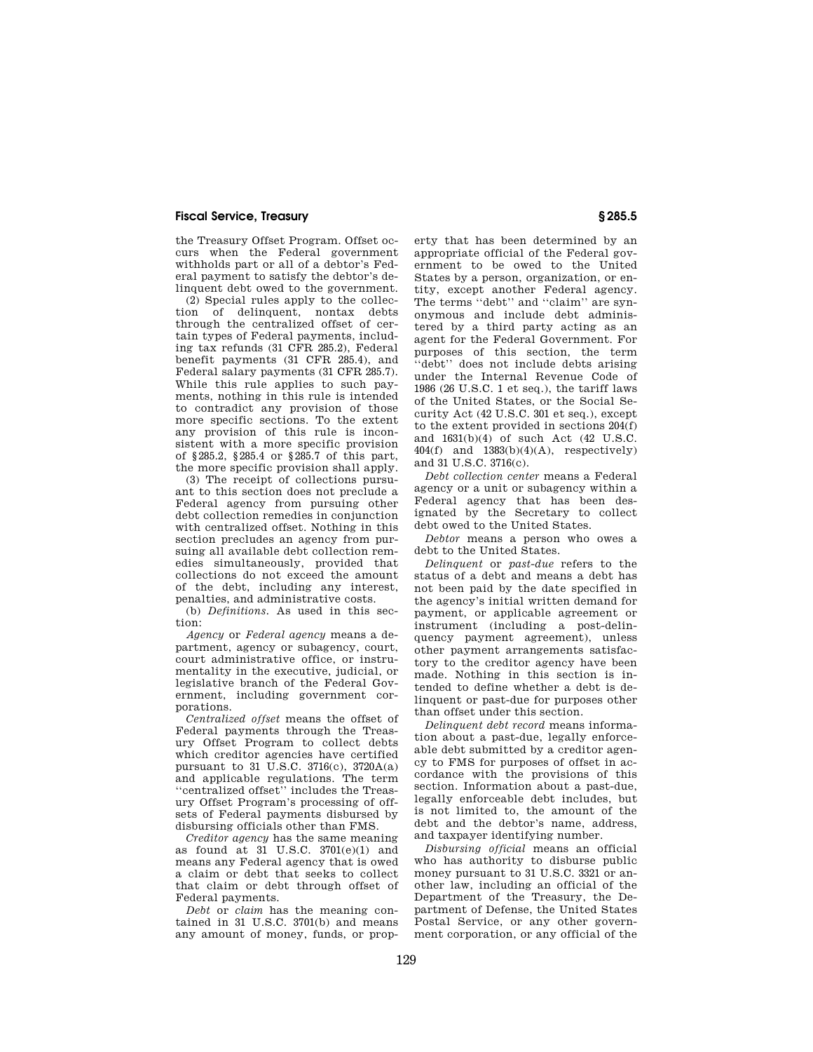the Treasury Offset Program. Offset occurs when the Federal government withholds part or all of a debtor's Federal payment to satisfy the debtor's delinquent debt owed to the government.

(2) Special rules apply to the collection of delinquent, nontax debts through the centralized offset of certain types of Federal payments, including tax refunds (31 CFR 285.2), Federal benefit payments (31 CFR 285.4), and Federal salary payments (31 CFR 285.7). While this rule applies to such payments, nothing in this rule is intended to contradict any provision of those more specific sections. To the extent any provision of this rule is inconsistent with a more specific provision of §285.2, §285.4 or §285.7 of this part, the more specific provision shall apply.

(3) The receipt of collections pursuant to this section does not preclude a Federal agency from pursuing other debt collection remedies in conjunction with centralized offset. Nothing in this section precludes an agency from pursuing all available debt collection remedies simultaneously, provided that collections do not exceed the amount of the debt, including any interest, penalties, and administrative costs.

(b) *Definitions.* As used in this section:

*Agency* or *Federal agency* means a department, agency or subagency, court, court administrative office, or instrumentality in the executive, judicial, or legislative branch of the Federal Government, including government corporations.

*Centralized offset* means the offset of Federal payments through the Treasury Offset Program to collect debts which creditor agencies have certified pursuant to 31 U.S.C. 3716(c), 3720A(a) and applicable regulations. The term "centralized offset" includes the Treasury Offset Program's processing of offsets of Federal payments disbursed by disbursing officials other than FMS.

*Creditor agency* has the same meaning as found at 31 U.S.C. 3701(e)(1) and means any Federal agency that is owed a claim or debt that seeks to collect that claim or debt through offset of Federal payments.

*Debt* or *claim* has the meaning contained in 31 U.S.C. 3701(b) and means any amount of money, funds, or property that has been determined by an appropriate official of the Federal government to be owed to the United States by a person, organization, or entity, except another Federal agency. The terms "debt" and "claim" are synonymous and include debt administered by a third party acting as an agent for the Federal Government. For purposes of this section, the term "debt" does not include debts arising under the Internal Revenue Code of 1986 (26 U.S.C. 1 et seq.), the tariff laws of the United States, or the Social Security Act (42 U.S.C. 301 et seq.), except to the extent provided in sections 204(f) and 1631(b)(4) of such Act (42 U.S.C. 404(f) and 1383(b)(4)(A), respectively) and 31 U.S.C. 3716(c).

*Debt collection center* means a Federal agency or a unit or subagency within a Federal agency that has been designated by the Secretary to collect debt owed to the United States.

*Debtor* means a person who owes a debt to the United States.

*Delinquent* or *past-due* refers to the status of a debt and means a debt has not been paid by the date specified in the agency's initial written demand for payment, or applicable agreement or instrument (including a post-delinquency payment agreement), unless other payment arrangements satisfactory to the creditor agency have been made. Nothing in this section is intended to define whether a debt is delinquent or past-due for purposes other than offset under this section.

*Delinquent debt record* means information about a past-due, legally enforceable debt submitted by a creditor agency to FMS for purposes of offset in accordance with the provisions of this section. Information about a past-due, legally enforceable debt includes, but is not limited to, the amount of the debt and the debtor's name, address, and taxpayer identifying number.

*Disbursing official* means an official who has authority to disburse public money pursuant to 31 U.S.C. 3321 or another law, including an official of the Department of the Treasury, the Department of Defense, the United States Postal Service, or any other government corporation, or any official of the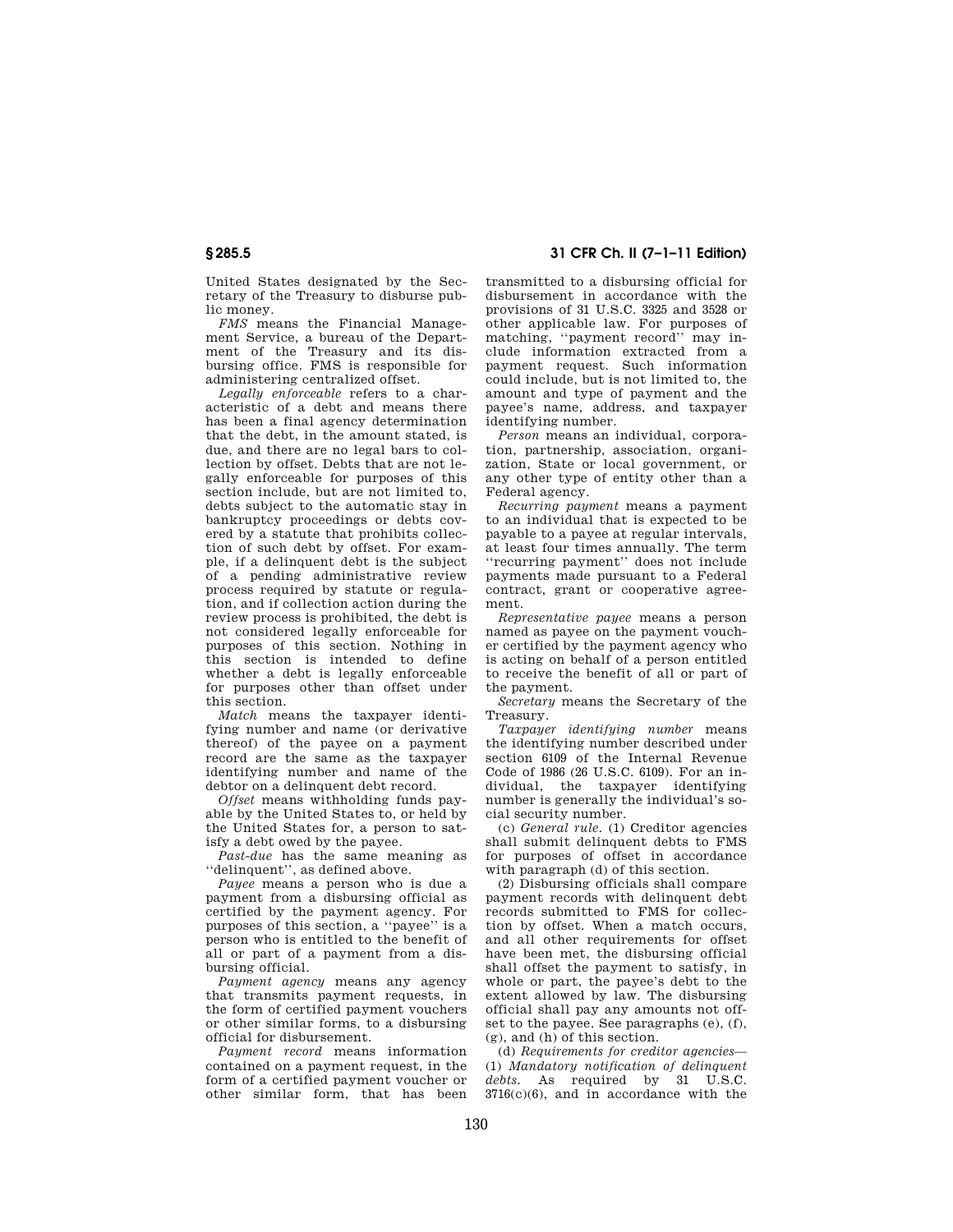United States designated by the Secretary of the Treasury to disburse public money.

*FMS* means the Financial Management Service, a bureau of the Department of the Treasury and its disbursing office. FMS is responsible for administering centralized offset.

*Legally enforceable* refers to a characteristic of a debt and means there has been a final agency determination that the debt, in the amount stated, is due, and there are no legal bars to collection by offset. Debts that are not legally enforceable for purposes of this section include, but are not limited to, debts subject to the automatic stay in bankruptcy proceedings or debts covered by a statute that prohibits collection of such debt by offset. For example, if a delinquent debt is the subject of a pending administrative review process required by statute or regulation, and if collection action during the review process is prohibited, the debt is not considered legally enforceable for purposes of this section. Nothing in this section is intended to define whether a debt is legally enforceable for purposes other than offset under this section.

*Match* means the taxpayer identifying number and name (or derivative thereof) of the payee on a payment record are the same as the taxpayer identifying number and name of the debtor on a delinquent debt record.

*Offset* means withholding funds payable by the United States to, or held by the United States for, a person to satisfy a debt owed by the payee.

*Past-due* has the same meaning as "delinquent", as defined above.

*Payee* means a person who is due a payment from a disbursing official as certified by the payment agency. For purposes of this section, a "payee" is a person who is entitled to the benefit of all or part of a payment from a disbursing official.

*Payment agency* means any agency that transmits payment requests, in the form of certified payment vouchers or other similar forms, to a disbursing official for disbursement.

*Payment record* means information contained on a payment request, in the form of a certified payment voucher or other similar form, that has been transmitted to a disbursing official for disbursement in accordance with the provisions of 31 U.S.C. 3325 and 3528 or other applicable law. For purposes of matching, "payment record" may include information extracted from a payment request. Such information could include, but is not limited to, the amount and type of payment and the payee's name, address, and taxpayer identifying number.

*Person* means an individual, corporation, partnership, association, organization, State or local government, or any other type of entity other than a Federal agency.

*Recurring payment* means a payment to an individual that is expected to be payable to a payee at regular intervals, at least four times annually. The term "recurring payment" does not include payments made pursuant to a Federal contract, grant or cooperative agreement.

*Representative payee* means a person named as payee on the payment voucher certified by the payment agency who is acting on behalf of a person entitled to receive the benefit of all or part of the payment.

*Secretary* means the Secretary of the Treasury.

*Taxpayer identifying number* means the identifying number described under section 6109 of the Internal Revenue Code of 1986 (26 U.S.C. 6109). For an individual, the taxpayer identifying number is generally the individual's social security number.

(c) *General rule.* (1) Creditor agencies shall submit delinquent debts to FMS for purposes of offset in accordance with paragraph (d) of this section.

(2) Disbursing officials shall compare payment records with delinquent debt records submitted to FMS for collection by offset. When a match occurs, and all other requirements for offset have been met, the disbursing official shall offset the payment to satisfy, in whole or part, the payee's debt to the extent allowed by law. The disbursing official shall pay any amounts not offset to the payee. See paragraphs (e), (f), (g), and (h) of this section.

(d) *Requirements for creditor agencies*—(1) *Mandatory notification of delinquent debts.* As required by 31 U.S.C. 3716(c)(6), and in accordance with the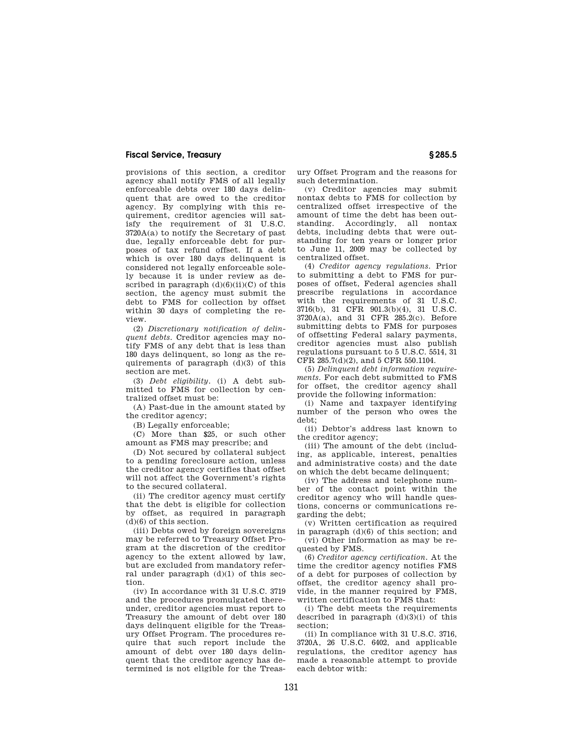provisions of this section, a creditor agency shall notify FMS of all legally enforceable debts over 180 days delinquent that are owed to the creditor agency. By complying with this requirement, creditor agencies will satisfy the requirement of 31 U.S.C. 3720A(a) to notify the Secretary of past due, legally enforceable debt for purposes of tax refund offset. If a debt which is over 180 days delinquent is considered not legally enforceable solely because it is under review as described in paragraph (d)(6)(ii)(C) of this section, the agency must submit the debt to FMS for collection by offset within 30 days of completing the review.

(2) *Discretionary notification of delinquent debts.* Creditor agencies may notify FMS of any debt that is less than 180 days delinquent, so long as the requirements of paragraph (d)(3) of this section are met.

(3) *Debt eligibility.* (i) A debt submitted to FMS for collection by centralized offset must be:

(A) Past-due in the amount stated by the creditor agency;

(B) Legally enforceable;

(C) More than $25, or such other amount as FMS may prescribe; and

(D) Not secured by collateral subject to a pending foreclosure action, unless the creditor agency certifies that offset will not affect the Government's rights to the secured collateral.

(ii) The creditor agency must certify that the debt is eligible for collection by offset, as required in paragraph (d)(6) of this section.

(iii) Debts owed by foreign sovereigns may be referred to Treasury Offset Program at the discretion of the creditor agency to the extent allowed by law, but are excluded from mandatory referral under paragraph (d)(1) of this section.

(iv) In accordance with 31 U.S.C. 3719 and the procedures promulgated thereunder, creditor agencies must report to Treasury the amount of debt over 180 days delinquent eligible for the Treasury Offset Program. The procedures require that such report include the amount of debt over 180 days delinquent that the creditor agency has determined is not eligible for the Treasury Offset Program and the reasons for such determination.

(v) Creditor agencies may submit nontax debts to FMS for collection by centralized offset irrespective of the amount of time the debt has been outstanding. Accordingly, all nontax debts, including debts that were outstanding for ten years or longer prior to June 11, 2009 may be collected by centralized offset.

(4) *Creditor agency regulations.* Prior to submitting a debt to FMS for purposes of offset, Federal agencies shall prescribe regulations in accordance with the requirements of 31 U.S.C. 3716(b), 31 CFR 901.3(b)(4), 31 U.S.C. 3720A(a), and 31 CFR 285.2(c). Before submitting debts to FMS for purposes of offsetting Federal salary payments, creditor agencies must also publish regulations pursuant to 5 U.S.C. 5514, 31 CFR 285.7(d)(2), and 5 CFR 550.1104.

(5) *Delinquent debt information requirements.* For each debt submitted to FMS for offset, the creditor agency shall provide the following information:

(i) Name and taxpayer identifying number of the person who owes the debt;

(ii) Debtor's address last known to the creditor agency;

(iii) The amount of the debt (including, as applicable, interest, penalties and administrative costs) and the date on which the debt became delinquent;

(iv) The address and telephone number of the contact point within the creditor agency who will handle questions, concerns or communications regarding the debt;

(v) Written certification as required in paragraph (d)(6) of this section; and

(vi) Other information as may be requested by FMS.

(6) *Creditor agency certification.* At the time the creditor agency notifies FMS of a debt for purposes of collection by offset, the creditor agency shall provide, in the manner required by FMS, written certification to FMS that:

(i) The debt meets the requirements described in paragraph (d)(3)(i) of this section;

(ii) In compliance with 31 U.S.C. 3716, 3720A, 26 U.S.C. 6402, and applicable regulations, the creditor agency has made a reasonable attempt to provide each debtor with: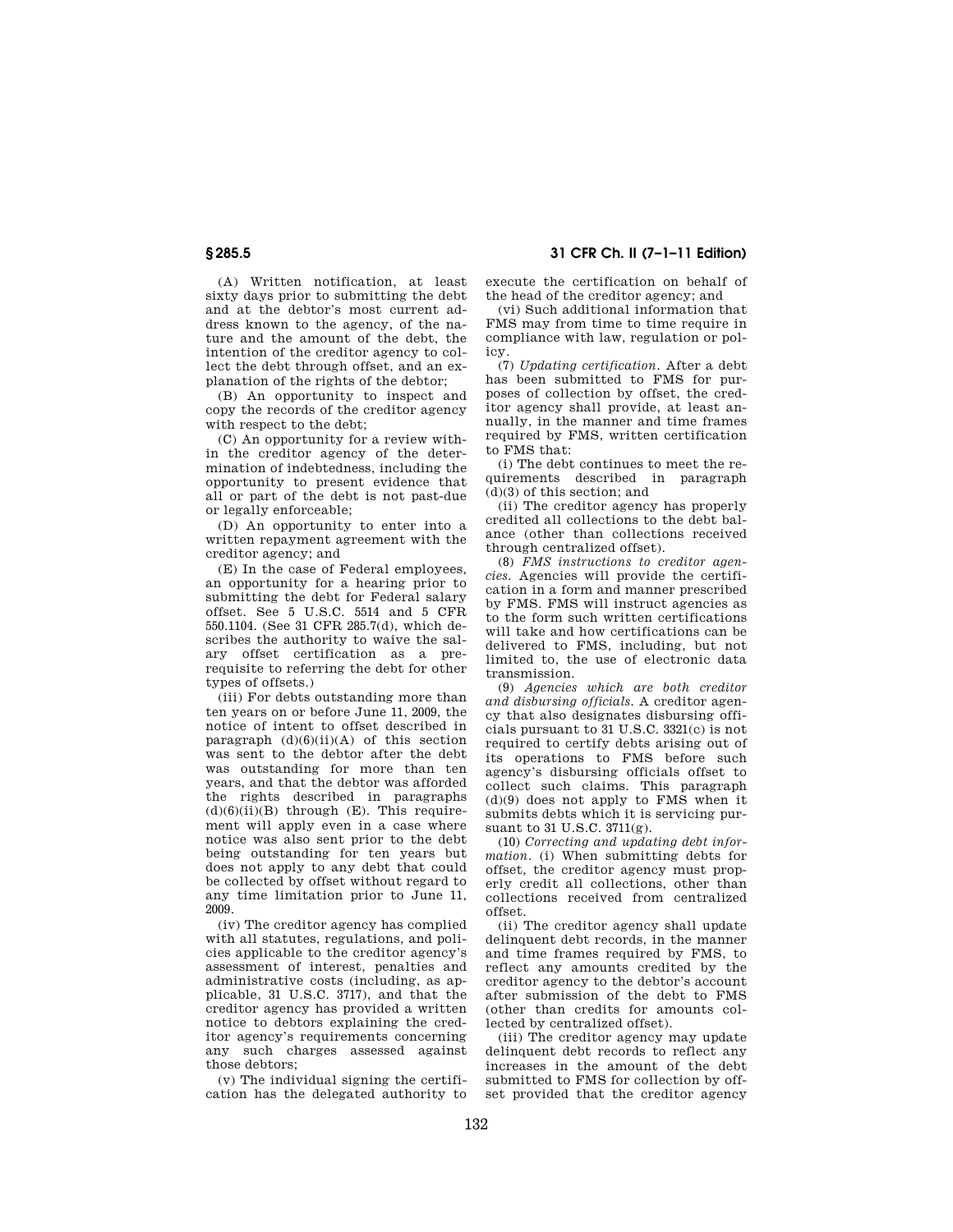(A) Written notification, at least sixty days prior to submitting the debt and at the debtor's most current address known to the agency, of the nature and the amount of the debt, the intention of the creditor agency to collect the debt through offset, and an explanation of the rights of the debtor;

(B) An opportunity to inspect and copy the records of the creditor agency with respect to the debt;

(C) An opportunity for a review within the creditor agency of the determination of indebtedness, including the opportunity to present evidence that all or part of the debt is not past-due or legally enforceable;

(D) An opportunity to enter into a written repayment agreement with the creditor agency; and

(E) In the case of Federal employees, an opportunity for a hearing prior to submitting the debt for Federal salary offset. See 5 U.S.C. 5514 and 5 CFR 550.1104. (See 31 CFR 285.7(d), which describes the authority to waive the salary offset certification as a prerequisite to referring the debt for other types of offsets.)

(iii) For debts outstanding more than ten years on or before June 11, 2009, the notice of intent to offset described in paragraph (d)(6)(ii)(A) of this section was sent to the debtor after the debt was outstanding for more than ten years, and that the debtor was afforded the rights described in paragraphs (d)(6)(ii)(B) through (E). This requirement will apply even in a case where notice was also sent prior to the debt being outstanding for ten years but does not apply to any debt that could be collected by offset without regard to any time limitation prior to June 11, 2009.

(iv) The creditor agency has complied with all statutes, regulations, and policies applicable to the creditor agency's assessment of interest, penalties and administrative costs (including, as applicable, 31 U.S.C. 3717), and that the creditor agency has provided a written notice to debtors explaining the creditor agency's requirements concerning any such charges assessed against those debtors;

(v) The individual signing the certification has the delegated authority to execute the certification on behalf of the head of the creditor agency; and

(vi) Such additional information that FMS may from time to time require in compliance with law, regulation or policy.

(7) *Updating certification.* After a debt has been submitted to FMS for purposes of collection by offset, the creditor agency shall provide, at least annually, in the manner and time frames required by FMS, written certification to FMS that:

(i) The debt continues to meet the requirements described in paragraph (d)(3) of this section; and

(ii) The creditor agency has properly credited all collections to the debt balance (other than collections received through centralized offset).

(8) *FMS instructions to creditor agencies.* Agencies will provide the certification in a form and manner prescribed by FMS. FMS will instruct agencies as to the form such written certifications will take and how certifications can be delivered to FMS, including, but not limited to, the use of electronic data transmission.

(9) *Agencies which are both creditor and disbursing officials.* A creditor agency that also designates disbursing officials pursuant to 31 U.S.C. 3321(c) is not required to certify debts arising out of its operations to FMS before such agency's disbursing officials offset to collect such claims. This paragraph (d)(9) does not apply to FMS when it submits debts which it is servicing pursuant to 31 U.S.C. 3711(g).

(10) *Correcting and updating debt information.* (i) When submitting debts for offset, the creditor agency must properly credit all collections, other than collections received from centralized offset.

(ii) The creditor agency shall update delinquent debt records, in the manner and time frames required by FMS, to reflect any amounts credited by the creditor agency to the debtor's account after submission of the debt to FMS (other than credits for amounts collected by centralized offset).

(iii) The creditor agency may update delinquent debt records to reflect any increases in the amount of the debt submitted to FMS for collection by offset provided that the creditor agency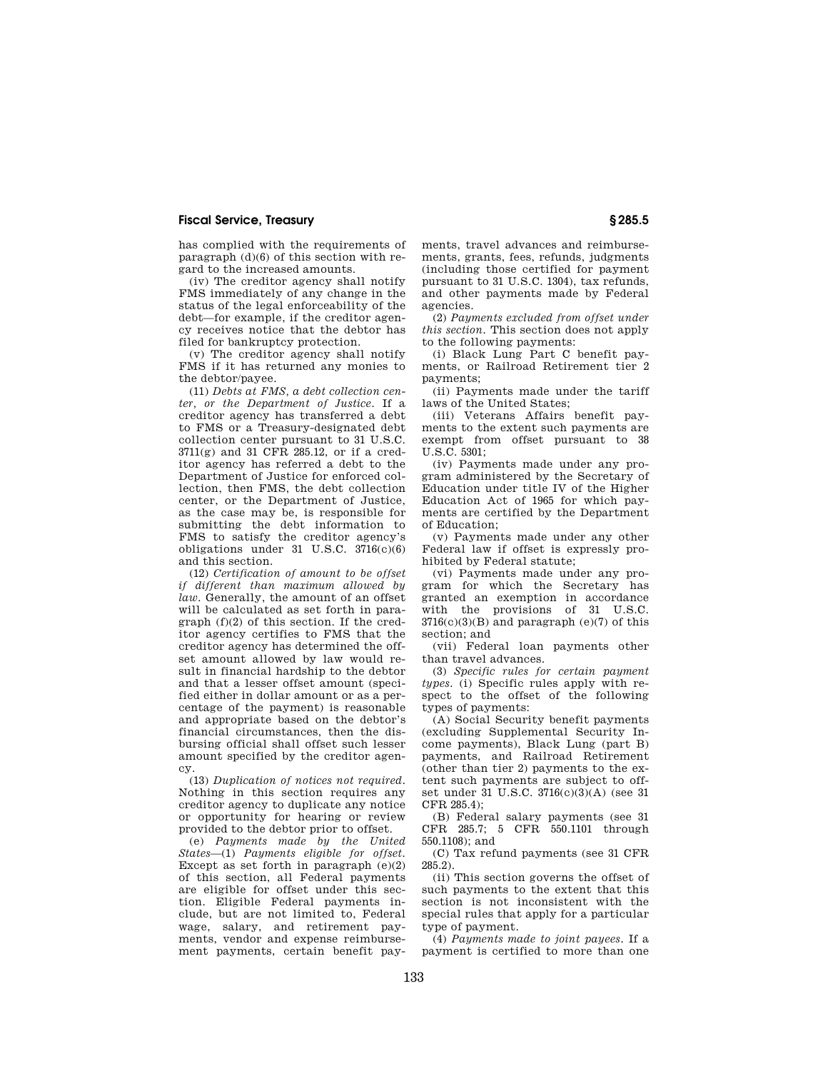has complied with the requirements of paragraph (d)(6) of this section with regard to the increased amounts.

(iv) The creditor agency shall notify FMS immediately of any change in the status of the legal enforceability of the debt—for example, if the creditor agency receives notice that the debtor has filed for bankruptcy protection.

(v) The creditor agency shall notify FMS if it has returned any monies to the debtor/payee.

(11) *Debts at FMS, a debt collection center, or the Department of Justice.* If a creditor agency has transferred a debt to FMS or a Treasury-designated debt collection center pursuant to 31 U.S.C. 3711(g) and 31 CFR 285.12, or if a creditor agency has referred a debt to the Department of Justice for enforced collection, then FMS, the debt collection center, or the Department of Justice, as the case may be, is responsible for submitting the debt information to FMS to satisfy the creditor agency's obligations under 31 U.S.C. 3716(c)(6) and this section.

(12) *Certification of amount to be offset if different than maximum allowed by law.* Generally, the amount of an offset will be calculated as set forth in paragraph (f)(2) of this section. If the creditor agency certifies to FMS that the creditor agency has determined the offset amount allowed by law would result in financial hardship to the debtor and that a lesser offset amount (specified either in dollar amount or as a percentage of the payment) is reasonable and appropriate based on the debtor's financial circumstances, then the disbursing official shall offset such lesser amount specified by the creditor agency.

(13) *Duplication of notices not required.* Nothing in this section requires any creditor agency to duplicate any notice or opportunity for hearing or review provided to the debtor prior to offset.

(e) *Payments made by the United States*—(1) *Payments eligible for offset.* Except as set forth in paragraph (e)(2) of this section, all Federal payments are eligible for offset under this section. Eligible Federal payments include, but are not limited to, Federal wage, salary, and retirement payments, vendor and expense reimbursement payments, certain benefit payments, travel advances and reimbursements, grants, fees, refunds, judgments (including those certified for payment pursuant to 31 U.S.C. 1304), tax refunds, and other payments made by Federal agencies.

(2) *Payments excluded from offset under this section.* This section does not apply to the following payments:

(i) Black Lung Part C benefit payments, or Railroad Retirement tier 2 payments;

(ii) Payments made under the tariff laws of the United States;

(iii) Veterans Affairs benefit payments to the extent such payments are exempt from offset pursuant to 38 U.S.C. 5301;

(iv) Payments made under any program administered by the Secretary of Education under title IV of the Higher Education Act of 1965 for which payments are certified by the Department of Education;

(v) Payments made under any other Federal law if offset is expressly prohibited by Federal statute;

(vi) Payments made under any program for which the Secretary has granted an exemption in accordance with the provisions of 31 U.S.C. 3716(c)(3)(B) and paragraph (e)(7) of this section; and

(vii) Federal loan payments other than travel advances.

(3) *Specific rules for certain payment types.* (i) Specific rules apply with respect to the offset of the following types of payments:

(A) Social Security benefit payments (excluding Supplemental Security Income payments), Black Lung (part B) payments, and Railroad Retirement (other than tier 2) payments to the extent such payments are subject to offset under 31 U.S.C. 3716(c)(3)(A) (see 31 CFR 285.4);

(B) Federal salary payments (see 31 CFR 285.7; 5 CFR 550.1101 through 550.1108); and

(C) Tax refund payments (see 31 CFR 285.2).

(ii) This section governs the offset of such payments to the extent that this section is not inconsistent with the special rules that apply for a particular type of payment.

(4) *Payments made to joint payees.* If a payment is certified to more than one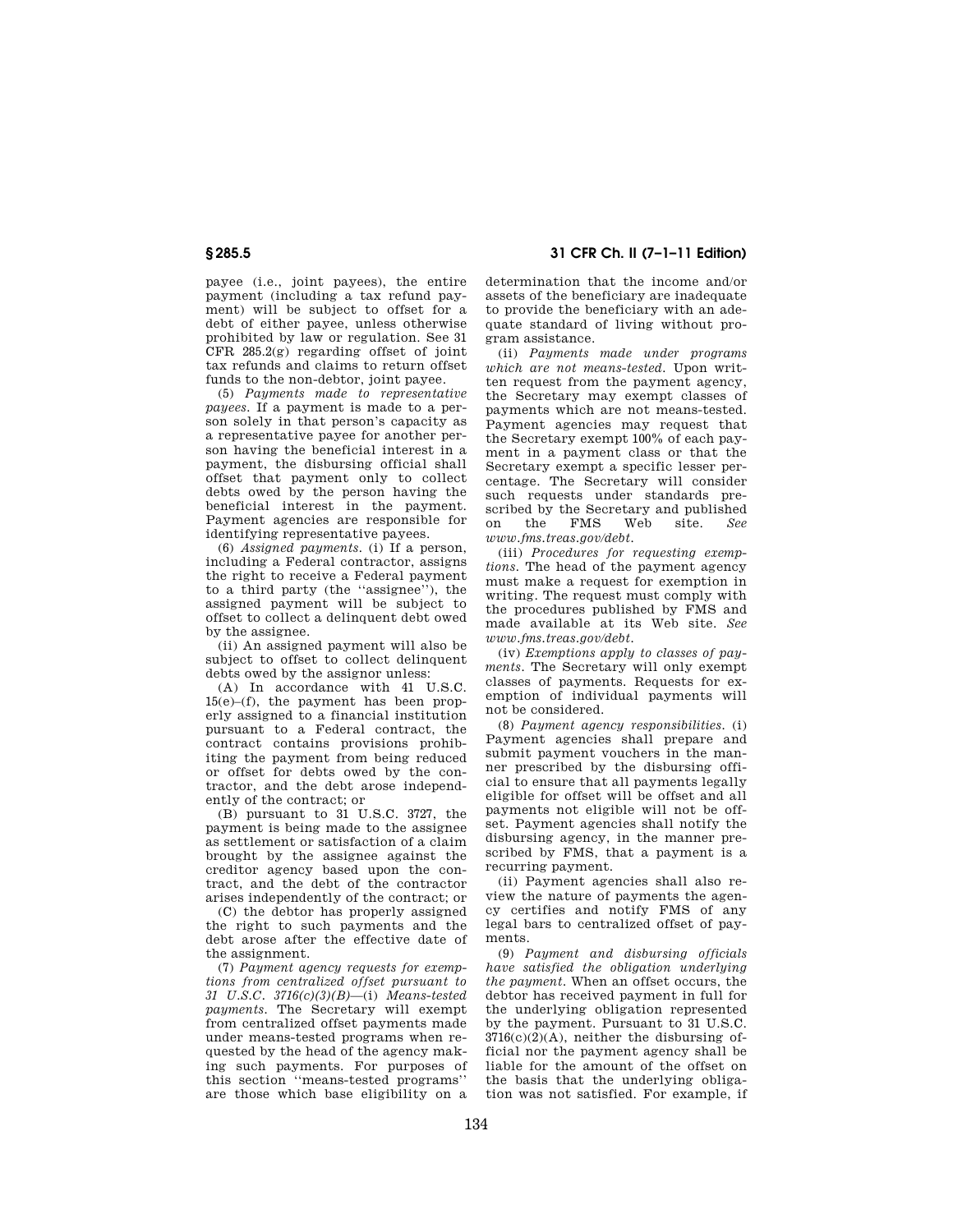payee (i.e., joint payees), the entire payment (including a tax refund payment) will be subject to offset for a debt of either payee, unless otherwise prohibited by law or regulation. See 31 CFR 285.2(g) regarding offset of joint tax refunds and claims to return offset funds to the non-debtor, joint payee.

(5) *Payments made to representative payees.* If a payment is made to a person solely in that person's capacity as a representative payee for another person having the beneficial interest in a payment, the disbursing official shall offset that payment only to collect debts owed by the person having the beneficial interest in the payment. Payment agencies are responsible for identifying representative payees.

(6) *Assigned payments.* (i) If a person, including a Federal contractor, assigns the right to receive a Federal payment to a third party (the "assignee"), the assigned payment will be subject to offset to collect a delinquent debt owed by the assignee.

(ii) An assigned payment will also be subject to offset to collect delinquent debts owed by the assignor unless:

(A) In accordance with 41 U.S.C. 15(e)–(f), the payment has been properly assigned to a financial institution pursuant to a Federal contract, the contract contains provisions prohibiting the payment from being reduced or offset for debts owed by the contractor, and the debt arose independently of the contract; or

(B) pursuant to 31 U.S.C. 3727, the payment is being made to the assignee as settlement or satisfaction of a claim brought by the assignee against the creditor agency based upon the contract, and the debt of the contractor arises independently of the contract; or

(C) the debtor has properly assigned the right to such payments and the debt arose after the effective date of the assignment.

(7) *Payment agency requests for exemptions from centralized offset pursuant to 31 U.S.C. 3716(c)(3)(B)*—(i) *Means-tested payments.* The Secretary will exempt from centralized offset payments made under means-tested programs when requested by the head of the agency making such payments. For purposes of this section "means-tested programs" are those which base eligibility on a determination that the income and/or assets of the beneficiary are inadequate to provide the beneficiary with an adequate standard of living without program assistance.

(ii) *Payments made under programs which are not means-tested.* Upon written request from the payment agency, the Secretary may exempt classes of payments which are not means-tested. Payment agencies may request that the Secretary exempt 100% of each payment in a payment class or that the Secretary exempt a specific lesser percentage. The Secretary will consider such requests under standards prescribed by the Secretary and published on the FMS Web site. *See www.fms.treas.gov/debt.*

(iii) *Procedures for requesting exemptions.* The head of the payment agency must make a request for exemption in writing. The request must comply with the procedures published by FMS and made available at its Web site. *See www.fms.treas.gov/debt.*

(iv) *Exemptions apply to classes of payments.* The Secretary will only exempt classes of payments. Requests for exemption of individual payments will not be considered.

(8) *Payment agency responsibilities.* (i) Payment agencies shall prepare and submit payment vouchers in the manner prescribed by the disbursing official to ensure that all payments legally eligible for offset will be offset and all payments not eligible will not be offset. Payment agencies shall notify the disbursing agency, in the manner prescribed by FMS, that a payment is a recurring payment.

(ii) Payment agencies shall also review the nature of payments the agency certifies and notify FMS of any legal bars to centralized offset of payments.

(9) *Payment and disbursing officials have satisfied the obligation underlying the payment.* When an offset occurs, the debtor has received payment in full for the underlying obligation represented by the payment. Pursuant to 31 U.S.C. 3716(c)(2)(A), neither the disbursing official nor the payment agency shall be liable for the amount of the offset on the basis that the underlying obligation was not satisfied. For example, if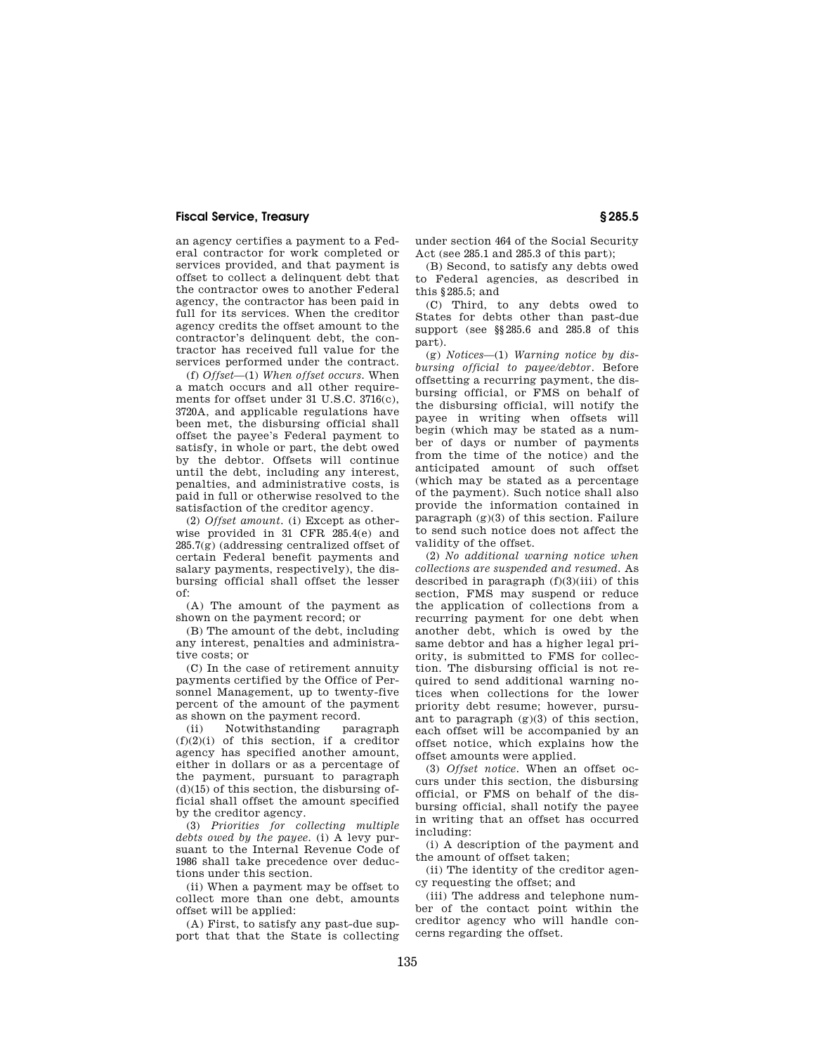an agency certifies a payment to a Federal contractor for work completed or services provided, and that payment is offset to collect a delinquent debt that the contractor owes to another Federal agency, the contractor has been paid in full for its services. When the creditor agency credits the offset amount to the contractor's delinquent debt, the contractor has received full value for the services performed under the contract.

(f) *Offset*—(1) *When offset occurs.* When a match occurs and all other requirements for offset under 31 U.S.C. 3716(c), 3720A, and applicable regulations have been met, the disbursing official shall offset the payee's Federal payment to satisfy, in whole or part, the debt owed by the debtor. Offsets will continue until the debt, including any interest, penalties, and administrative costs, is paid in full or otherwise resolved to the satisfaction of the creditor agency.

(2) *Offset amount.* (i) Except as otherwise provided in 31 CFR 285.4(e) and 285.7(g) (addressing centralized offset of certain Federal benefit payments and salary payments, respectively), the disbursing official shall offset the lesser of:

(A) The amount of the payment as shown on the payment record; or

(B) The amount of the debt, including any interest, penalties and administrative costs; or

(C) In the case of retirement annuity payments certified by the Office of Personnel Management, up to twenty-five percent of the amount of the payment as shown on the payment record.

(ii) Notwithstanding paragraph (f)(2)(i) of this section, if a creditor agency has specified another amount, either in dollars or as a percentage of the payment, pursuant to paragraph (d)(15) of this section, the disbursing official shall offset the amount specified by the creditor agency.

(3) *Priorities for collecting multiple debts owed by the payee.* (i) A levy pursuant to the Internal Revenue Code of 1986 shall take precedence over deductions under this section.

(ii) When a payment may be offset to collect more than one debt, amounts offset will be applied:

(A) First, to satisfy any past-due support that that the State is collecting under section 464 of the Social Security Act (see 285.1 and 285.3 of this part);

(B) Second, to satisfy any debts owed to Federal agencies, as described in this §285.5; and

(C) Third, to any debts owed to States for debts other than past-due support (see §§285.6 and 285.8 of this part).

(g) *Notices*—(1) *Warning notice by disbursing official to payee/debtor.* Before offsetting a recurring payment, the disbursing official, or FMS on behalf of the disbursing official, will notify the payee in writing when offsets will begin (which may be stated as a number of days or number of payments from the time of the notice) and the anticipated amount of such offset (which may be stated as a percentage of the payment). Such notice shall also provide the information contained in paragraph (g)(3) of this section. Failure to send such notice does not affect the validity of the offset.

(2) *No additional warning notice when collections are suspended and resumed.* As described in paragraph (f)(3)(iii) of this section, FMS may suspend or reduce the application of collections from a recurring payment for one debt when another debt, which is owed by the same debtor and has a higher legal priority, is submitted to FMS for collection. The disbursing official is not required to send additional warning notices when collections for the lower priority debt resume; however, pursuant to paragraph (g)(3) of this section, each offset will be accompanied by an offset notice, which explains how the offset amounts were applied.

(3) *Offset notice.* When an offset occurs under this section, the disbursing official, or FMS on behalf of the disbursing official, shall notify the payee in writing that an offset has occurred including:

(i) A description of the payment and the amount of offset taken;

(ii) The identity of the creditor agency requesting the offset; and

(iii) The address and telephone number of the contact point within the creditor agency who will handle concerns regarding the offset.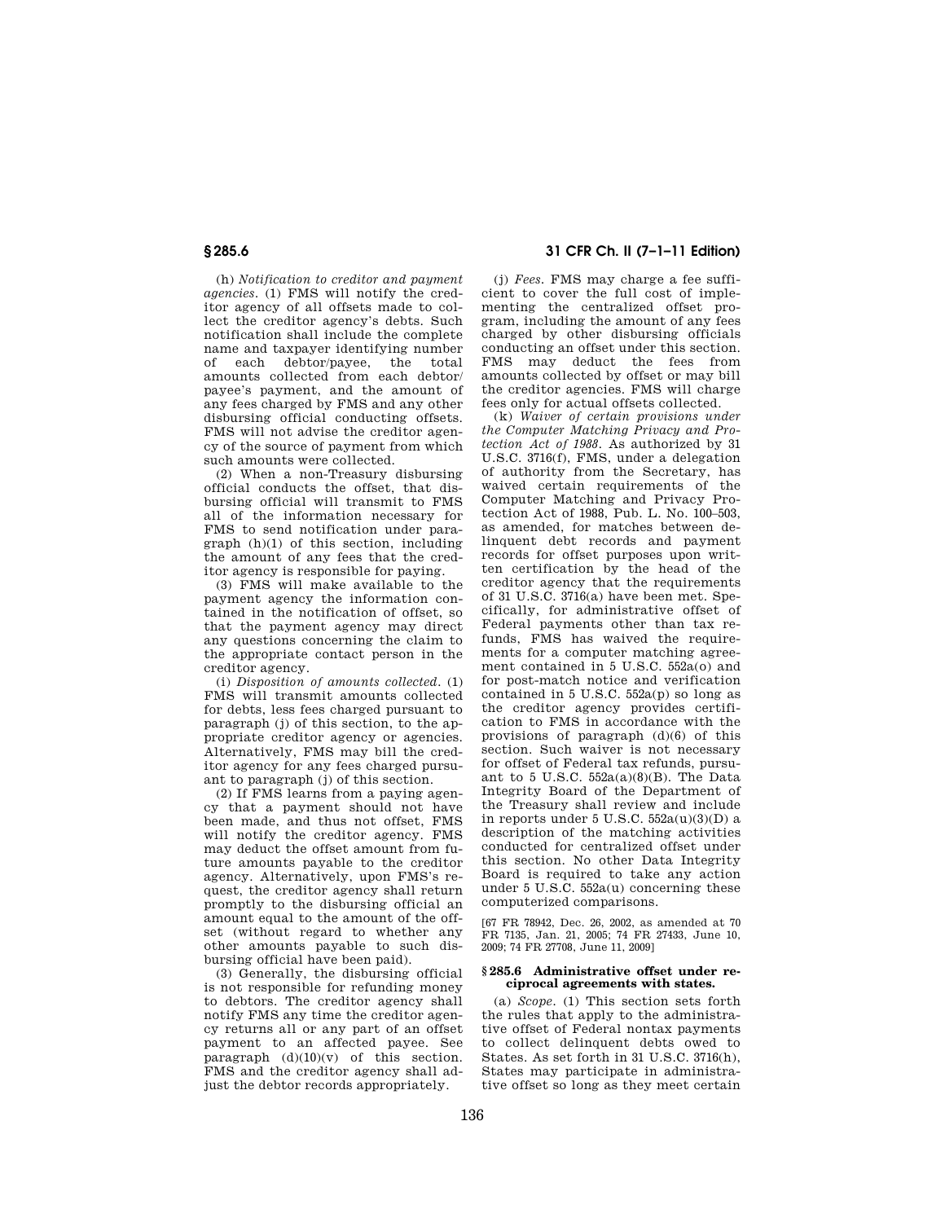(h) *Notification to creditor and payment agencies.* (1) FMS will notify the creditor agency of all offsets made to collect the creditor agency's debts. Such notification shall include the complete name and taxpayer identifying number of each debtor/payee, the total amounts collected from each debtor/payee's payment, and the amount of any fees charged by FMS and any other disbursing official conducting offsets. FMS will not advise the creditor agency of the source of payment from which such amounts were collected.

(2) When a non-Treasury disbursing official conducts the offset, that disbursing official will transmit to FMS all of the information necessary for FMS to send notification under paragraph (h)(1) of this section, including the amount of any fees that the creditor agency is responsible for paying.

(3) FMS will make available to the payment agency the information contained in the notification of offset, so that the payment agency may direct any questions concerning the claim to the appropriate contact person in the creditor agency.

(i) *Disposition of amounts collected.* (1) FMS will transmit amounts collected for debts, less fees charged pursuant to paragraph (j) of this section, to the appropriate creditor agency or agencies. Alternatively, FMS may bill the creditor agency for any fees charged pursuant to paragraph (j) of this section.

(2) If FMS learns from a paying agency that a payment should not have been made, and thus not offset, FMS will notify the creditor agency. FMS may deduct the offset amount from future amounts payable to the creditor agency. Alternatively, upon FMS's request, the creditor agency shall return promptly to the disbursing official an amount equal to the amount of the offset (without regard to whether any other amounts payable to such disbursing official have been paid).

(3) Generally, the disbursing official is not responsible for refunding money to debtors. The creditor agency shall notify FMS any time the creditor agency returns all or any part of an offset payment to an affected payee. See paragraph (d)(10)(v) of this section. FMS and the creditor agency shall adjust the debtor records appropriately.

(j) *Fees.* FMS may charge a fee sufficient to cover the full cost of implementing the centralized offset program, including the amount of any fees charged by other disbursing officials conducting an offset under this section. FMS may deduct the fees from amounts collected by offset or may bill the creditor agencies. FMS will charge fees only for actual offsets collected.

(k) *Waiver of certain provisions under the Computer Matching Privacy and Protection Act of 1988.* As authorized by 31 U.S.C. 3716(f), FMS, under a delegation of authority from the Secretary, has waived certain requirements of the Computer Matching and Privacy Protection Act of 1988, Pub. L. No. 100–503, as amended, for matches between delinquent debt records and payment records for offset purposes upon written certification by the head of the creditor agency that the requirements of 31 U.S.C. 3716(a) have been met. Specifically, for administrative offset of Federal payments other than tax refunds, FMS has waived the requirements for a computer matching agreement contained in 5 U.S.C. 552a(o) and for post-match notice and verification contained in 5 U.S.C. 552a(p) so long as the creditor agency provides certification to FMS in accordance with the provisions of paragraph (d)(6) of this section. Such waiver is not necessary for offset of Federal tax refunds, pursuant to 5 U.S.C. 552a(a)(8)(B). The Data Integrity Board of the Department of the Treasury shall review and include in reports under 5 U.S.C. 552a(u)(3)(D) a description of the matching activities conducted for centralized offset under this section. No other Data Integrity Board is required to take any action under 5 U.S.C. 552a(u) concerning these computerized comparisons.

[67 FR 78942, Dec. 26, 2002, as amended at 70 FR 7135, Jan. 21, 2005; 74 FR 27433, June 10, 2009; 74 FR 27708, June 11, 2009]

### § 285.6 Administrative offset under reciprocal agreements with states.

(a) *Scope.* (1) This section sets forth the rules that apply to the administrative offset of Federal nontax payments to collect delinquent debts owed to States. As set forth in 31 U.S.C. 3716(h), States may participate in administrative offset so long as they meet certain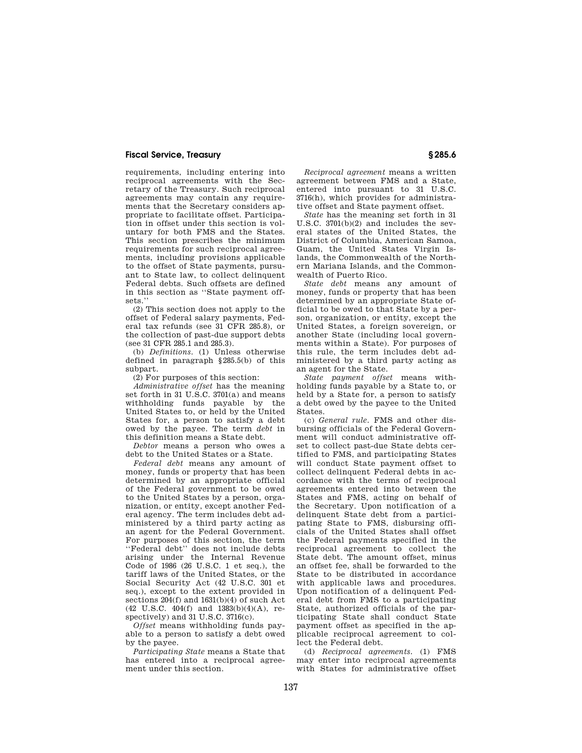requirements, including entering into reciprocal agreements with the Secretary of the Treasury. Such reciprocal agreements may contain any requirements that the Secretary considers appropriate to facilitate offset. Participation in offset under this section is voluntary for both FMS and the States. This section prescribes the minimum requirements for such reciprocal agreements, including provisions applicable to the offset of State payments, pursuant to State law, to collect delinquent Federal debts. Such offsets are defined in this section as "State payment offsets."

(2) This section does not apply to the offset of Federal salary payments, Federal tax refunds (see 31 CFR 285.8), or the collection of past-due support debts (see 31 CFR 285.1 and 285.3).

(b) *Definitions.* (1) Unless otherwise defined in paragraph §285.5(b) of this subpart.

(2) For purposes of this section:

*Administrative offset* has the meaning set forth in 31 U.S.C. 3701(a) and means withholding funds payable by the United States to, or held by the United States for, a person to satisfy a debt owed by the payee. The term *debt* in this definition means a State debt.

*Debtor* means a person who owes a debt to the United States or a State.

*Federal debt* means any amount of money, funds or property that has been determined by an appropriate official of the Federal government to be owed to the United States by a person, organization, or entity, except another Federal agency. The term includes debt administered by a third party acting as an agent for the Federal Government. For purposes of this section, the term "Federal debt" does not include debts arising under the Internal Revenue Code of 1986 (26 U.S.C. 1 et seq.), the tariff laws of the United States, or the Social Security Act (42 U.S.C. 301 et seq.), except to the extent provided in sections 204(f) and 1631(b)(4) of such Act (42 U.S.C. 404(f) and 1383(b)(4)(A), respectively) and 31 U.S.C. 3716(c).

*Offset* means withholding funds payable to a person to satisfy a debt owed by the payee.

*Participating State* means a State that has entered into a reciprocal agreement under this section.

*Reciprocal agreement* means a written agreement between FMS and a State, entered into pursuant to 31 U.S.C. 3716(h), which provides for administrative offset and State payment offset.

*State* has the meaning set forth in 31 U.S.C. 3701(b)(2) and includes the several states of the United States, the District of Columbia, American Samoa, Guam, the United States Virgin Islands, the Commonwealth of the Northern Mariana Islands, and the Commonwealth of Puerto Rico.

*State debt* means any amount of money, funds or property that has been determined by an appropriate State official to be owed to that State by a person, organization, or entity, except the United States, a foreign sovereign, or another State (including local governments within a State). For purposes of this rule, the term includes debt administered by a third party acting as an agent for the State.

*State payment offset* means withholding funds payable by a State to, or held by a State for, a person to satisfy a debt owed by the payee to the United States.

(c) *General rule.* FMS and other disbursing officials of the Federal Government will conduct administrative offset to collect past-due State debts certified to FMS, and participating States will conduct State payment offset to collect delinquent Federal debts in accordance with the terms of reciprocal agreements entered into between the States and FMS, acting on behalf of the Secretary. Upon notification of a delinquent State debt from a participating State to FMS, disbursing officials of the United States shall offset the Federal payments specified in the reciprocal agreement to collect the State debt. The amount offset, minus an offset fee, shall be forwarded to the State to be distributed in accordance with applicable laws and procedures. Upon notification of a delinquent Federal debt from FMS to a participating State, authorized officials of the participating State shall conduct State payment offset as specified in the applicable reciprocal agreement to collect the Federal debt.

(d) *Reciprocal agreements.* (1) FMS may enter into reciprocal agreements with States for administrative offset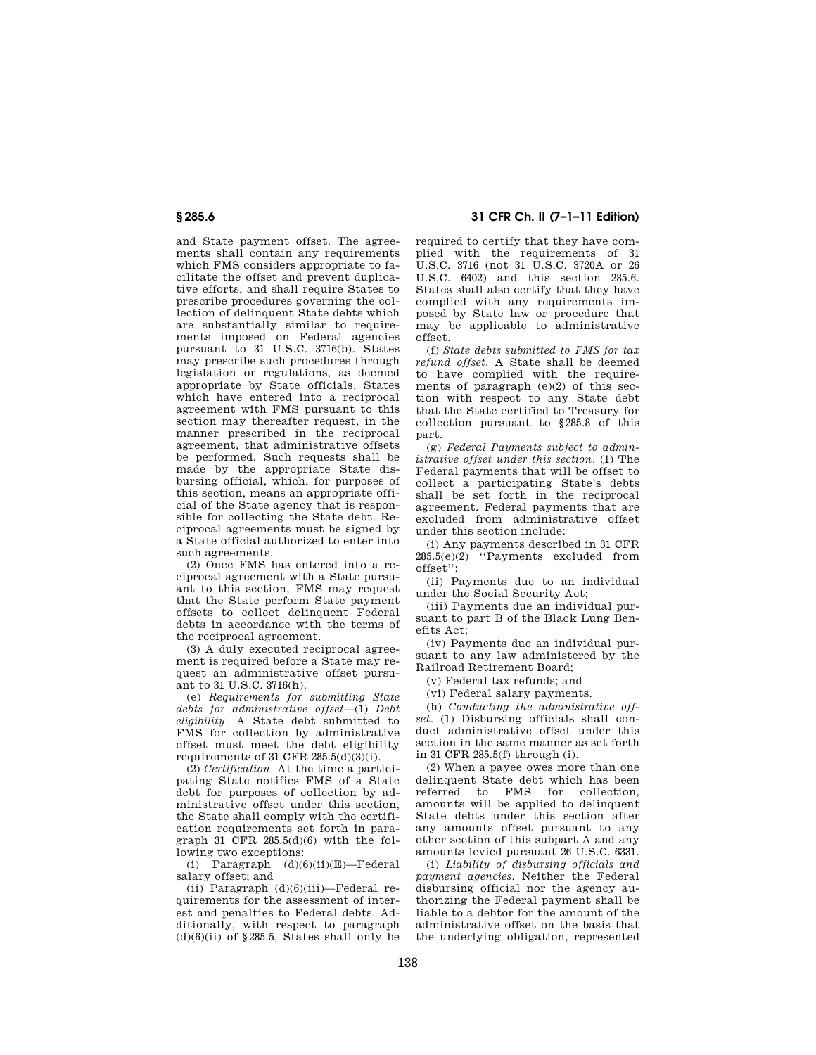and State payment offset. The agreements shall contain any requirements which FMS considers appropriate to facilitate the offset and prevent duplicative efforts, and shall require States to prescribe procedures governing the collection of delinquent State debts which are substantially similar to requirements imposed on Federal agencies pursuant to 31 U.S.C. 3716(b). States may prescribe such procedures through legislation or regulations, as deemed appropriate by State officials. States which have entered into a reciprocal agreement with FMS pursuant to this section may thereafter request, in the manner prescribed in the reciprocal agreement, that administrative offsets be performed. Such requests shall be made by the appropriate State disbursing official, which, for purposes of this section, means an appropriate official of the State agency that is responsible for collecting the State debt. Reciprocal agreements must be signed by a State official authorized to enter into such agreements.

(2) Once FMS has entered into a reciprocal agreement with a State pursuant to this section, FMS may request that the State perform State payment offsets to collect delinquent Federal debts in accordance with the terms of the reciprocal agreement.

(3) A duly executed reciprocal agreement is required before a State may request an administrative offset pursuant to 31 U.S.C. 3716(h).

(e) *Requirements for submitting State debts for administrative offset*—(1) *Debt eligibility.* A State debt submitted to FMS for collection by administrative offset must meet the debt eligibility requirements of 31 CFR 285.5(d)(3)(i).

(2) *Certification.* At the time a participating State notifies FMS of a State debt for purposes of collection by administrative offset under this section, the State shall comply with the certification requirements set forth in paragraph 31 CFR 285.5(d)(6) with the following two exceptions:

(i) Paragraph (d)(6)(ii)(E)—Federal salary offset; and

(ii) Paragraph (d)(6)(iii)—Federal requirements for the assessment of interest and penalties to Federal debts. Additionally, with respect to paragraph (d)(6)(ii) of §285.5, States shall only be required to certify that they have complied with the requirements of 31 U.S.C. 3716 (not 31 U.S.C. 3720A or 26 U.S.C. 6402) and this section 285.6. States shall also certify that they have complied with any requirements imposed by State law or procedure that may be applicable to administrative offset.

(f) *State debts submitted to FMS for tax refund offset.* A State shall be deemed to have complied with the requirements of paragraph (e)(2) of this section with respect to any State debt that the State certified to Treasury for collection pursuant to §285.8 of this part.

(g) *Federal Payments subject to administrative offset under this section.* (1) The Federal payments that will be offset to collect a participating State's debts shall be set forth in the reciprocal agreement. Federal payments that are excluded from administrative offset under this section include:

(i) Any payments described in 31 CFR 285.5(e)(2) "Payments excluded from offset";

(ii) Payments due to an individual under the Social Security Act;

(iii) Payments due an individual pursuant to part B of the Black Lung Benefits Act;

(iv) Payments due an individual pursuant to any law administered by the Railroad Retirement Board;

(v) Federal tax refunds; and

(vi) Federal salary payments.

(h) *Conducting the administrative offset.* (1) Disbursing officials shall conduct administrative offset under this section in the same manner as set forth in 31 CFR 285.5(f) through (i).

(2) When a payee owes more than one delinquent State debt which has been referred to FMS for collection, amounts will be applied to delinquent State debts under this section after any amounts offset pursuant to any other section of this subpart A and any amounts levied pursuant 26 U.S.C. 6331.

(i) *Liability of disbursing officials and payment agencies.* Neither the Federal disbursing official nor the agency authorizing the Federal payment shall be liable to a debtor for the amount of the administrative offset on the basis that the underlying obligation, represented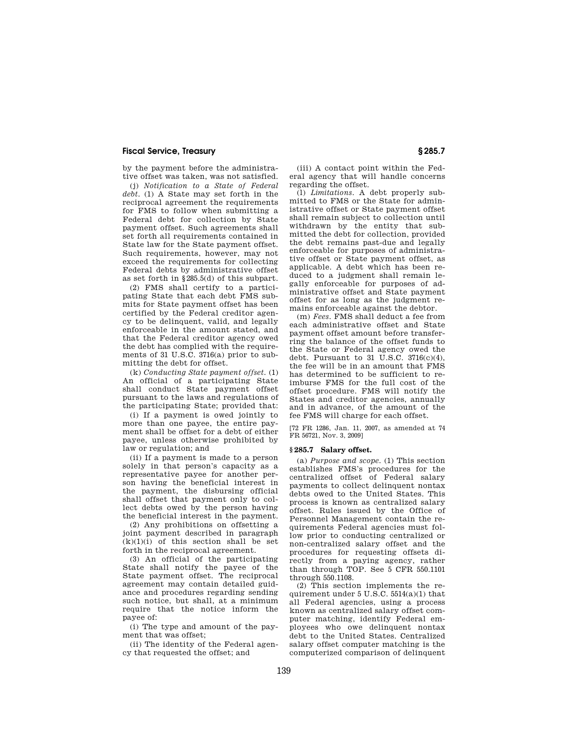by the payment before the administrative offset was taken, was not satisfied.

(j) *Notification to a State of Federal debt.* (1) A State may set forth in the reciprocal agreement the requirements for FMS to follow when submitting a Federal debt for collection by State payment offset. Such agreements shall set forth all requirements contained in State law for the State payment offset. Such requirements, however, may not exceed the requirements for collecting Federal debts by administrative offset as set forth in §285.5(d) of this subpart.

(2) FMS shall certify to a participating State that each debt FMS submits for State payment offset has been certified by the Federal creditor agency to be delinquent, valid, and legally enforceable in the amount stated, and that the Federal creditor agency owed the debt has complied with the requirements of 31 U.S.C. 3716(a) prior to submitting the debt for offset.

(k) *Conducting State payment offset.* (1) An official of a participating State shall conduct State payment offset pursuant to the laws and regulations of the participating State; provided that:

(i) If a payment is owed jointly to more than one payee, the entire payment shall be offset for a debt of either payee, unless otherwise prohibited by law or regulation; and

(ii) If a payment is made to a person solely in that person's capacity as a representative payee for another person having the beneficial interest in the payment, the disbursing official shall offset that payment only to collect debts owed by the person having the beneficial interest in the payment.

(2) Any prohibitions on offsetting a joint payment described in paragraph (k)(1)(i) of this section shall be set forth in the reciprocal agreement.

(3) An official of the participating State shall notify the payee of the State payment offset. The reciprocal agreement may contain detailed guidance and procedures regarding sending such notice, but shall, at a minimum require that the notice inform the payee of:

(i) The type and amount of the payment that was offset;

(ii) The identity of the Federal agency that requested the offset; and

(iii) A contact point within the Federal agency that will handle concerns regarding the offset.

(l) *Limitations.* A debt properly submitted to FMS or the State for administrative offset or State payment offset shall remain subject to collection until withdrawn by the entity that submitted the debt for collection, provided the debt remains past-due and legally enforceable for purposes of administrative offset or State payment offset, as applicable. A debt which has been reduced to a judgment shall remain legally enforceable for purposes of administrative offset and State payment offset for as long as the judgment remains enforceable against the debtor.

(m) *Fees.* FMS shall deduct a fee from each administrative offset and State payment offset amount before transferring the balance of the offset funds to the State or Federal agency owed the debt. Pursuant to 31 U.S.C. 3716(c)(4), the fee will be in an amount that FMS has determined to be sufficient to reimburse FMS for the full cost of the offset procedure. FMS will notify the States and creditor agencies, annually and in advance, of the amount of the fee FMS will charge for each offset.

[72 FR 1286, Jan. 11, 2007, as amended at 74 FR 56721, Nov. 3, 2009]

## § 285.7 Salary offset.

(a) *Purpose and scope.* (1) This section establishes FMS's procedures for the centralized offset of Federal salary payments to collect delinquent nontax debts owed to the United States. This process is known as centralized salary offset. Rules issued by the Office of Personnel Management contain the requirements Federal agencies must follow prior to conducting centralized or non-centralized salary offset and the procedures for requesting offsets directly from a paying agency, rather than through TOP. See 5 CFR 550.1101 through 550.1108.

(2) This section implements the requirement under 5 U.S.C. 5514(a)(1) that all Federal agencies, using a process known as centralized salary offset computer matching, identify Federal employees who owe delinquent nontax debt to the United States. Centralized salary offset computer matching is the computerized comparison of delinquent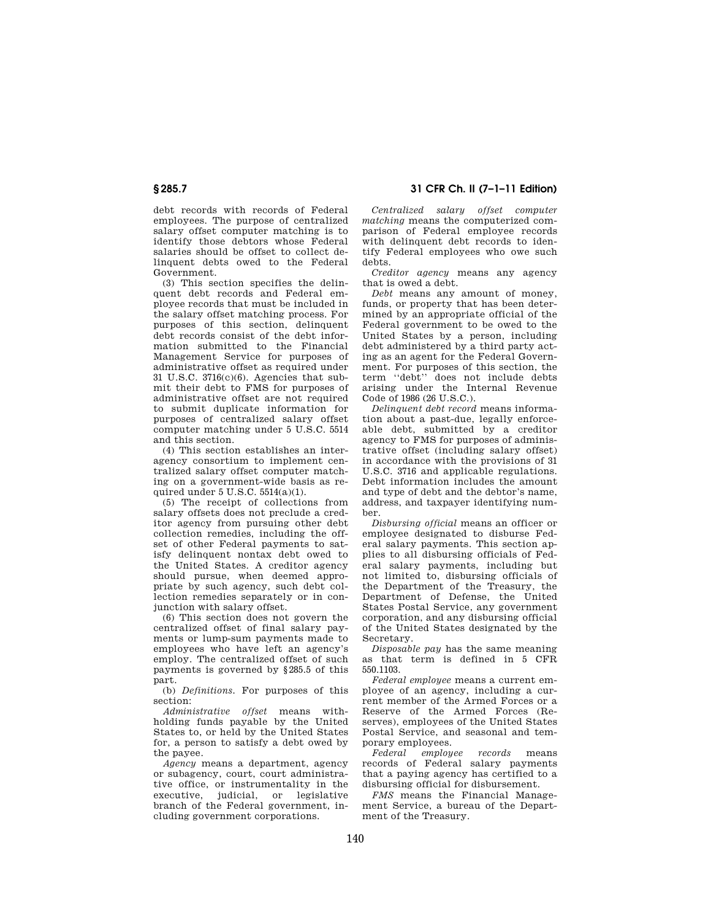debt records with records of Federal employees. The purpose of centralized salary offset computer matching is to identify those debtors whose Federal salaries should be offset to collect delinquent debts owed to the Federal Government.

(3) This section specifies the delinquent debt records and Federal employee records that must be included in the salary offset matching process. For purposes of this section, delinquent debt records consist of the debt information submitted to the Financial Management Service for purposes of administrative offset as required under 31 U.S.C. 3716(c)(6). Agencies that submit their debt to FMS for purposes of administrative offset are not required to submit duplicate information for purposes of centralized salary offset computer matching under 5 U.S.C. 5514 and this section.

(4) This section establishes an interagency consortium to implement centralized salary offset computer matching on a government-wide basis as required under 5 U.S.C. 5514(a)(1).

(5) The receipt of collections from salary offsets does not preclude a creditor agency from pursuing other debt collection remedies, including the offset of other Federal payments to satisfy delinquent nontax debt owed to the United States. A creditor agency should pursue, when deemed appropriate by such agency, such debt collection remedies separately or in conjunction with salary offset.

(6) This section does not govern the centralized offset of final salary payments or lump-sum payments made to employees who have left an agency's employ. The centralized offset of such payments is governed by §285.5 of this part.

(b) *Definitions.* For purposes of this section:

*Administrative offset* means withholding funds payable by the United States to, or held by the United States for, a person to satisfy a debt owed by the payee.

*Agency* means a department, agency or subagency, court, court administrative office, or instrumentality in the executive, judicial, or legislative branch of the Federal government, including government corporations.

*Centralized salary offset computer matching* means the computerized comparison of Federal employee records with delinquent debt records to identify Federal employees who owe such debts.

*Creditor agency* means any agency that is owed a debt.

*Debt* means any amount of money, funds, or property that has been determined by an appropriate official of the Federal government to be owed to the United States by a person, including debt administered by a third party acting as an agent for the Federal Government. For purposes of this section, the term "debt" does not include debts arising under the Internal Revenue Code of 1986 (26 U.S.C.).

*Delinquent debt record* means information about a past-due, legally enforceable debt, submitted by a creditor agency to FMS for purposes of administrative offset (including salary offset) in accordance with the provisions of 31 U.S.C. 3716 and applicable regulations. Debt information includes the amount and type of debt and the debtor's name, address, and taxpayer identifying number.

*Disbursing official* means an officer or employee designated to disburse Federal salary payments. This section applies to all disbursing officials of Federal salary payments, including but not limited to, disbursing officials of the Department of the Treasury, the Department of Defense, the United States Postal Service, any government corporation, and any disbursing official of the United States designated by the Secretary.

*Disposable pay* has the same meaning as that term is defined in 5 CFR 550.1103.

*Federal employee* means a current employee of an agency, including a current member of the Armed Forces or a Reserve of the Armed Forces (Reserves), employees of the United States Postal Service, and seasonal and temporary employees.

*Federal employee records* means records of Federal salary payments that a paying agency has certified to a disbursing official for disbursement.

*FMS* means the Financial Management Service, a bureau of the Department of the Treasury.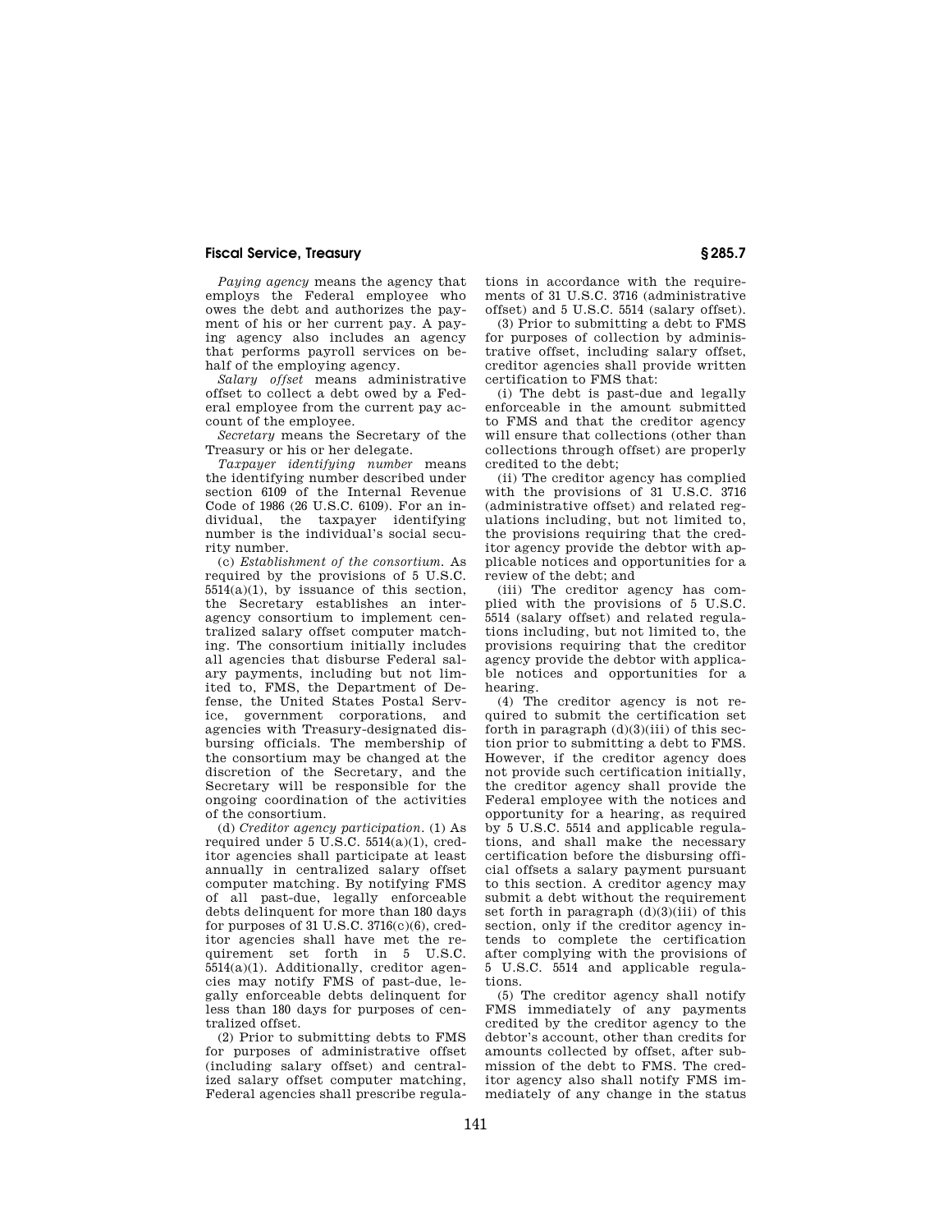*Paying agency* means the agency that employs the Federal employee who owes the debt and authorizes the payment of his or her current pay. A paying agency also includes an agency that performs payroll services on behalf of the employing agency.

*Salary offset* means administrative offset to collect a debt owed by a Federal employee from the current pay account of the employee.

*Secretary* means the Secretary of the Treasury or his or her delegate.

*Taxpayer identifying number* means the identifying number described under section 6109 of the Internal Revenue Code of 1986 (26 U.S.C. 6109). For an individual, the taxpayer identifying number is the individual's social security number.

(c) *Establishment of the consortium.* As required by the provisions of 5 U.S.C. 5514(a)(1), by issuance of this section, the Secretary establishes an interagency consortium to implement centralized salary offset computer matching. The consortium initially includes all agencies that disburse Federal salary payments, including but not limited to, FMS, the Department of Defense, the United States Postal Service, government corporations, and agencies with Treasury-designated disbursing officials. The membership of the consortium may be changed at the discretion of the Secretary, and the Secretary will be responsible for the ongoing coordination of the activities of the consortium.

(d) *Creditor agency participation.* (1) As required under 5 U.S.C. 5514(a)(1), creditor agencies shall participate at least annually in centralized salary offset computer matching. By notifying FMS of all past-due, legally enforceable debts delinquent for more than 180 days for purposes of 31 U.S.C. 3716(c)(6), creditor agencies shall have met the requirement set forth in 5 U.S.C. 5514(a)(1). Additionally, creditor agencies may notify FMS of past-due, legally enforceable debts delinquent for less than 180 days for purposes of centralized offset.

(2) Prior to submitting debts to FMS for purposes of administrative offset (including salary offset) and centralized salary offset computer matching, Federal agencies shall prescribe regulations in accordance with the requirements of 31 U.S.C. 3716 (administrative offset) and 5 U.S.C. 5514 (salary offset).

(3) Prior to submitting a debt to FMS for purposes of collection by administrative offset, including salary offset, creditor agencies shall provide written certification to FMS that:

(i) The debt is past-due and legally enforceable in the amount submitted to FMS and that the creditor agency will ensure that collections (other than collections through offset) are properly credited to the debt;

(ii) The creditor agency has complied with the provisions of 31 U.S.C. 3716 (administrative offset) and related regulations including, but not limited to, the provisions requiring that the creditor agency provide the debtor with applicable notices and opportunities for a review of the debt; and

(iii) The creditor agency has complied with the provisions of 5 U.S.C. 5514 (salary offset) and related regulations including, but not limited to, the provisions requiring that the creditor agency provide the debtor with applicable notices and opportunities for a hearing.

(4) The creditor agency is not required to submit the certification set forth in paragraph (d)(3)(iii) of this section prior to submitting a debt to FMS. However, if the creditor agency does not provide such certification initially, the creditor agency shall provide the Federal employee with the notices and opportunity for a hearing, as required by 5 U.S.C. 5514 and applicable regulations, and shall make the necessary certification before the disbursing official offsets a salary payment pursuant to this section. A creditor agency may submit a debt without the requirement set forth in paragraph (d)(3)(iii) of this section, only if the creditor agency intends to complete the certification after complying with the provisions of 5 U.S.C. 5514 and applicable regulations.

(5) The creditor agency shall notify FMS immediately of any payments credited by the creditor agency to the debtor's account, other than credits for amounts collected by offset, after submission of the debt to FMS. The creditor agency also shall notify FMS immediately of any change in the status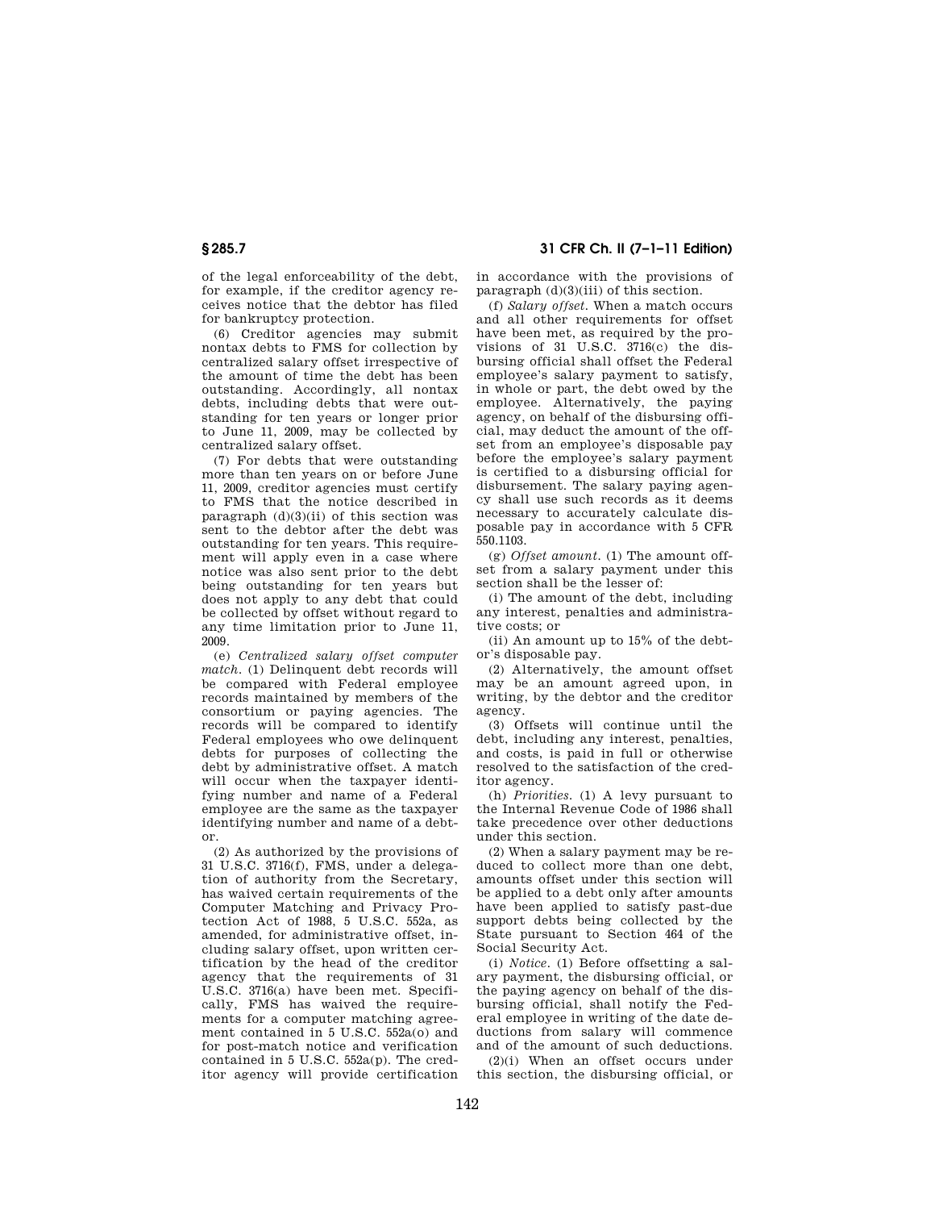of the legal enforceability of the debt, for example, if the creditor agency receives notice that the debtor has filed for bankruptcy protection.

(6) Creditor agencies may submit nontax debts to FMS for collection by centralized salary offset irrespective of the amount of time the debt has been outstanding. Accordingly, all nontax debts, including debts that were outstanding for ten years or longer prior to June 11, 2009, may be collected by centralized salary offset.

(7) For debts that were outstanding more than ten years on or before June 11, 2009, creditor agencies must certify to FMS that the notice described in paragraph (d)(3)(ii) of this section was sent to the debtor after the debt was outstanding for ten years. This requirement will apply even in a case where notice was also sent prior to the debt being outstanding for ten years but does not apply to any debt that could be collected by offset without regard to any time limitation prior to June 11, 2009.

(e) *Centralized salary offset computer match.* (1) Delinquent debt records will be compared with Federal employee records maintained by members of the consortium or paying agencies. The records will be compared to identify Federal employees who owe delinquent debts for purposes of collecting the debt by administrative offset. A match will occur when the taxpayer identifying number and name of a Federal employee are the same as the taxpayer identifying number and name of a debtor.

(2) As authorized by the provisions of 31 U.S.C. 3716(f), FMS, under a delegation of authority from the Secretary, has waived certain requirements of the Computer Matching and Privacy Protection Act of 1988, 5 U.S.C. 552a, as amended, for administrative offset, including salary offset, upon written certification by the head of the creditor agency that the requirements of 31 U.S.C. 3716(a) have been met. Specifically, FMS has waived the requirements for a computer matching agreement contained in 5 U.S.C. 552a(o) and for post-match notice and verification contained in 5 U.S.C. 552a(p). The creditor agency will provide certification in accordance with the provisions of paragraph (d)(3)(iii) of this section.

(f) *Salary offset.* When a match occurs and all other requirements for offset have been met, as required by the provisions of 31 U.S.C. 3716(c) the disbursing official shall offset the Federal employee's salary payment to satisfy, in whole or part, the debt owed by the employee. Alternatively, the paying agency, on behalf of the disbursing official, may deduct the amount of the offset from an employee's disposable pay before the employee's salary payment is certified to a disbursing official for disbursement. The salary paying agency shall use such records as it deems necessary to accurately calculate disposable pay in accordance with 5 CFR 550.1103.

(g) *Offset amount.* (1) The amount offset from a salary payment under this section shall be the lesser of:

(i) The amount of the debt, including any interest, penalties and administrative costs; or

(ii) An amount up to 15% of the debtor's disposable pay.

(2) Alternatively, the amount offset may be an amount agreed upon, in writing, by the debtor and the creditor agency.

(3) Offsets will continue until the debt, including any interest, penalties, and costs, is paid in full or otherwise resolved to the satisfaction of the creditor agency.

(h) *Priorities.* (1) A levy pursuant to the Internal Revenue Code of 1986 shall take precedence over other deductions under this section.

(2) When a salary payment may be reduced to collect more than one debt, amounts offset under this section will be applied to a debt only after amounts have been applied to satisfy past-due support debts being collected by the State pursuant to Section 464 of the Social Security Act.

(i) *Notice.* (1) Before offsetting a salary payment, the disbursing official, or the paying agency on behalf of the disbursing official, shall notify the Federal employee in writing of the date deductions from salary will commence and of the amount of such deductions.

(2)(i) When an offset occurs under this section, the disbursing official, or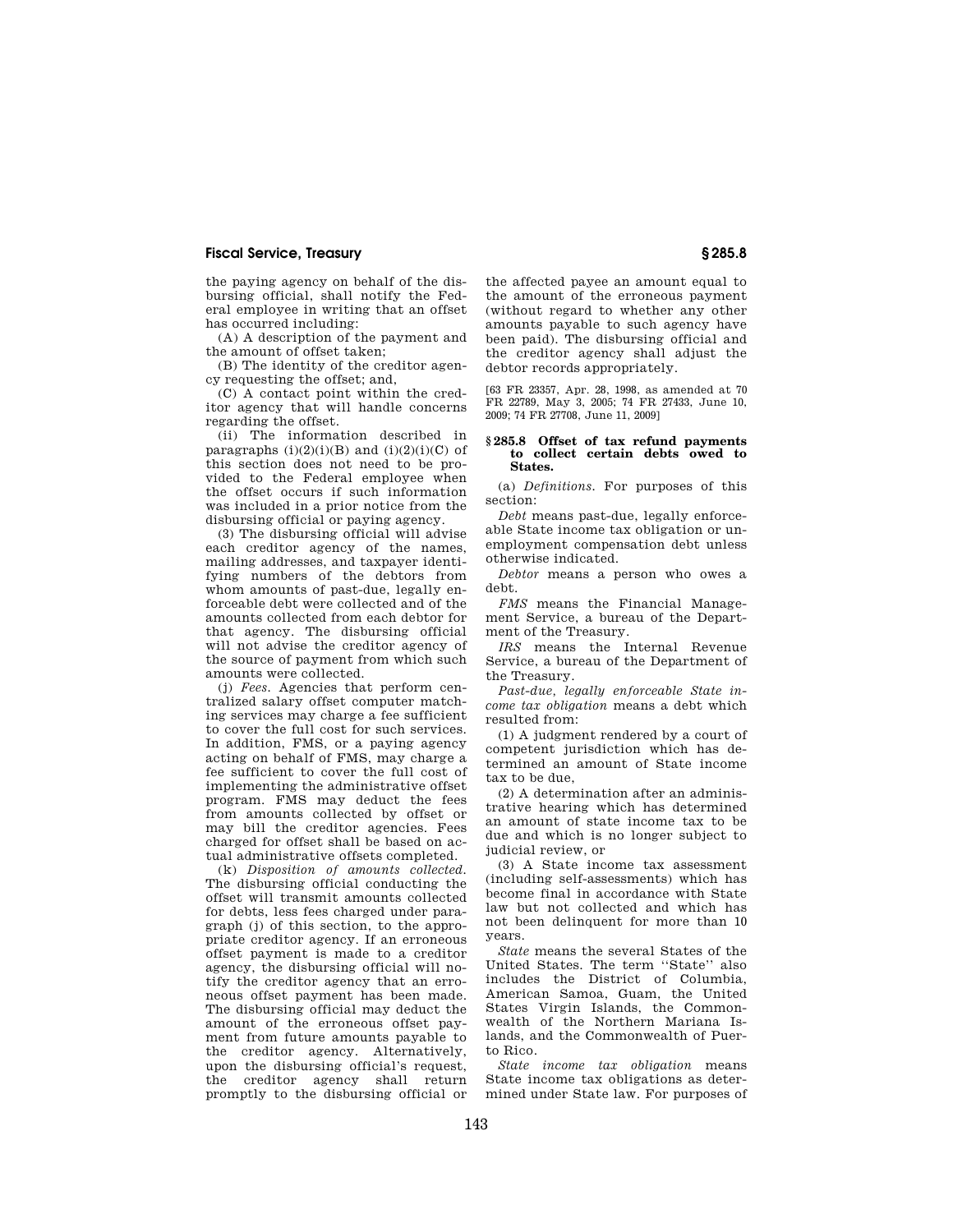the paying agency on behalf of the disbursing official, shall notify the Federal employee in writing that an offset has occurred including:

(A) A description of the payment and the amount of offset taken;

(B) The identity of the creditor agency requesting the offset; and,

(C) A contact point within the creditor agency that will handle concerns regarding the offset.

(ii) The information described in paragraphs (i)(2)(i)(B) and (i)(2)(i)(C) of this section does not need to be provided to the Federal employee when the offset occurs if such information was included in a prior notice from the disbursing official or paying agency.

(3) The disbursing official will advise each creditor agency of the names, mailing addresses, and taxpayer identifying numbers of the debtors from whom amounts of past-due, legally enforceable debt were collected and of the amounts collected from each debtor for that agency. The disbursing official will not advise the creditor agency of the source of payment from which such amounts were collected.

(j) *Fees.* Agencies that perform centralized salary offset computer matching services may charge a fee sufficient to cover the full cost for such services. In addition, FMS, or a paying agency acting on behalf of FMS, may charge a fee sufficient to cover the full cost of implementing the administrative offset program. FMS may deduct the fees from amounts collected by offset or may bill the creditor agencies. Fees charged for offset shall be based on actual administrative offsets completed.

(k) *Disposition of amounts collected.* The disbursing official conducting the offset will transmit amounts collected for debts, less fees charged under paragraph (j) of this section, to the appropriate creditor agency. If an erroneous offset payment is made to a creditor agency, the disbursing official will notify the creditor agency that an erroneous offset payment has been made. The disbursing official may deduct the amount of the erroneous offset payment from future amounts payable to the creditor agency. Alternatively, upon the disbursing official's request, the creditor agency shall return promptly to the disbursing official or the affected payee an amount equal to the amount of the erroneous payment (without regard to whether any other amounts payable to such agency have been paid). The disbursing official and the creditor agency shall adjust the debtor records appropriately.

[63 FR 23357, Apr. 28, 1998, as amended at 70 FR 22789, May 3, 2005; 74 FR 27433, June 10, 2009; 74 FR 27708, June 11, 2009]

## § 285.8 Offset of tax refund payments to collect certain debts owed to States.

(a) *Definitions.* For purposes of this section:

*Debt* means past-due, legally enforceable State income tax obligation or unemployment compensation debt unless otherwise indicated.

*Debtor* means a person who owes a debt.

*FMS* means the Financial Management Service, a bureau of the Department of the Treasury.

*IRS* means the Internal Revenue Service, a bureau of the Department of the Treasury.

*Past-due, legally enforceable State income tax obligation* means a debt which resulted from:

(1) A judgment rendered by a court of competent jurisdiction which has determined an amount of State income tax to be due,

(2) A determination after an administrative hearing which has determined an amount of state income tax to be due and which is no longer subject to judicial review, or

(3) A State income tax assessment (including self-assessments) which has become final in accordance with State law but not collected and which has not been delinquent for more than 10 years.

*State* means the several States of the United States. The term "State" also includes the District of Columbia, American Samoa, Guam, the United States Virgin Islands, the Commonwealth of the Northern Mariana Islands, and the Commonwealth of Puerto Rico.

*State income tax obligation* means State income tax obligations as determined under State law. For purposes of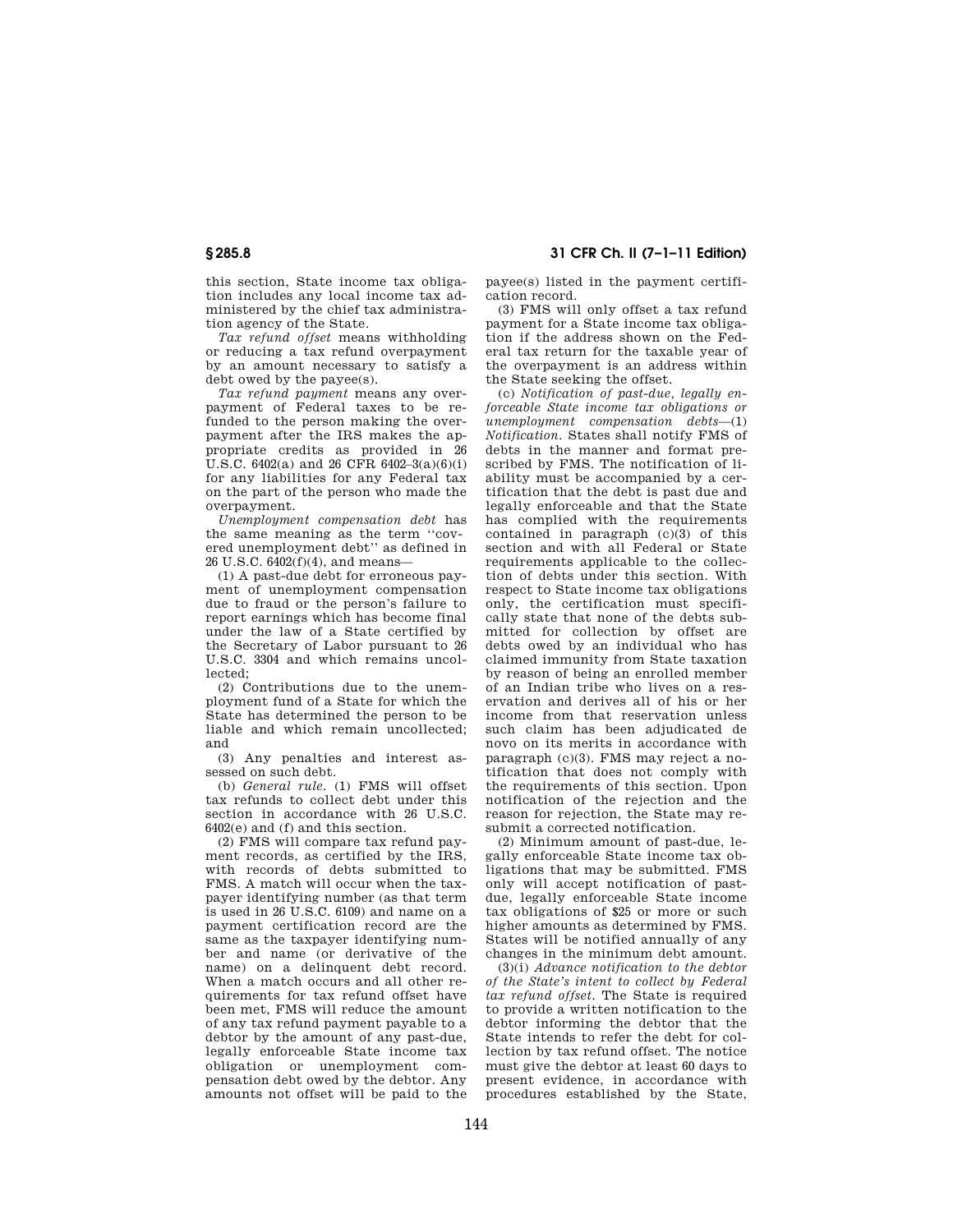this section, State income tax obligation includes any local income tax administered by the chief tax administration agency of the State.

*Tax refund offset* means withholding or reducing a tax refund overpayment by an amount necessary to satisfy a debt owed by the payee(s).

*Tax refund payment* means any overpayment of Federal taxes to be refunded to the person making the overpayment after the IRS makes the appropriate credits as provided in 26 U.S.C. 6402(a) and 26 CFR 6402–3(a)(6)(i) for any liabilities for any Federal tax on the part of the person who made the overpayment.

*Unemployment compensation debt* has the same meaning as the term ''covered unemployment debt'' as defined in 26 U.S.C. 6402(f)(4), and means—

(1) A past-due debt for erroneous payment of unemployment compensation due to fraud or the person's failure to report earnings which has become final under the law of a State certified by the Secretary of Labor pursuant to 26 U.S.C. 3304 and which remains uncollected;

(2) Contributions due to the unemployment fund of a State for which the State has determined the person to be liable and which remain uncollected; and

(3) Any penalties and interest assessed on such debt.

(b) *General rule.* (1) FMS will offset tax refunds to collect debt under this section in accordance with 26 U.S.C. 6402(e) and (f) and this section.

(2) FMS will compare tax refund payment records, as certified by the IRS, with records of debts submitted to FMS. A match will occur when the taxpayer identifying number (as that term is used in 26 U.S.C. 6109) and name on a payment certification record are the same as the taxpayer identifying number and name (or derivative of the name) on a delinquent debt record. When a match occurs and all other requirements for tax refund offset have been met, FMS will reduce the amount of any tax refund payment payable to a debtor by the amount of any past-due, legally enforceable State income tax obligation or unemployment compensation debt owed by the debtor. Any amounts not offset will be paid to the payee(s) listed in the payment certification record.

(3) FMS will only offset a tax refund payment for a State income tax obligation if the address shown on the Federal tax return for the taxable year of the overpayment is an address within the State seeking the offset.

(c) *Notification of past-due, legally enforceable State income tax obligations or unemployment compensation debts*—(1) *Notification.* States shall notify FMS of debts in the manner and format prescribed by FMS. The notification of liability must be accompanied by a certification that the debt is past due and legally enforceable and that the State has complied with the requirements contained in paragraph (c)(3) of this section and with all Federal or State requirements applicable to the collection of debts under this section. With respect to State income tax obligations only, the certification must specifically state that none of the debts submitted for collection by offset are debts owed by an individual who has claimed immunity from State taxation by reason of being an enrolled member of an Indian tribe who lives on a reservation and derives all of his or her income from that reservation unless such claim has been adjudicated de novo on its merits in accordance with paragraph (c)(3). FMS may reject a notification that does not comply with the requirements of this section. Upon notification of the rejection and the reason for rejection, the State may resubmit a corrected notification.

(2) Minimum amount of past-due, legally enforceable State income tax obligations that may be submitted. FMS only will accept notification of past-due, legally enforceable State income tax obligations of $25 or more or such higher amounts as determined by FMS. States will be notified annually of any changes in the minimum debt amount.

(3)(i) *Advance notification to the debtor of the State's intent to collect by Federal tax refund offset.* The State is required to provide a written notification to the debtor informing the debtor that the State intends to refer the debt for collection by tax refund offset. The notice must give the debtor at least 60 days to present evidence, in accordance with procedures established by the State,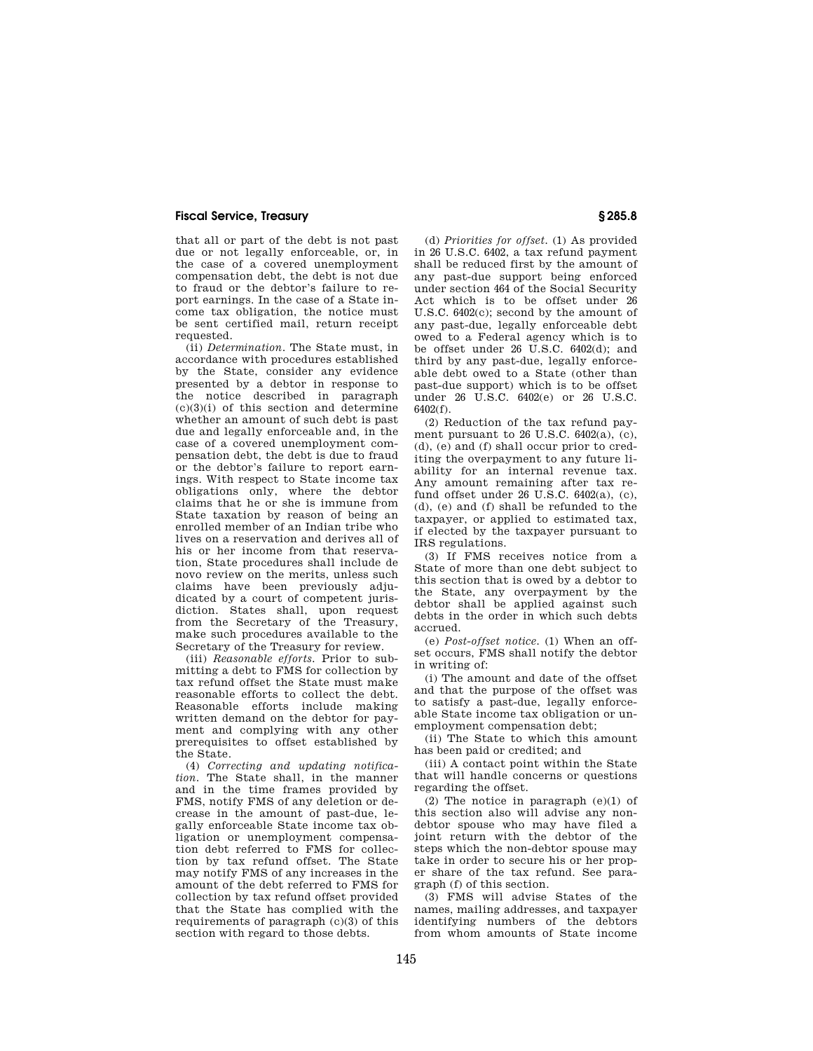that all or part of the debt is not past due or not legally enforceable, or, in the case of a covered unemployment compensation debt, the debt is not due to fraud or the debtor's failure to report earnings. In the case of a State income tax obligation, the notice must be sent certified mail, return receipt requested.

(ii) *Determination.* The State must, in accordance with procedures established by the State, consider any evidence presented by a debtor in response to the notice described in paragraph (c)(3)(i) of this section and determine whether an amount of such debt is past due and legally enforceable and, in the case of a covered unemployment compensation debt, the debt is due to fraud or the debtor's failure to report earnings. With respect to State income tax obligations only, where the debtor claims that he or she is immune from State taxation by reason of being an enrolled member of an Indian tribe who lives on a reservation and derives all of his or her income from that reservation, State procedures shall include de novo review on the merits, unless such claims have been previously adjudicated by a court of competent jurisdiction. States shall, upon request from the Secretary of the Treasury, make such procedures available to the Secretary of the Treasury for review.

(iii) *Reasonable efforts.* Prior to submitting a debt to FMS for collection by tax refund offset the State must make reasonable efforts to collect the debt. Reasonable efforts include making written demand on the debtor for payment and complying with any other prerequisites to offset established by the State.

(4) *Correcting and updating notification.* The State shall, in the manner and in the time frames provided by FMS, notify FMS of any deletion or decrease in the amount of past-due, legally enforceable State income tax obligation or unemployment compensation debt referred to FMS for collection by tax refund offset. The State may notify FMS of any increases in the amount of the debt referred to FMS for collection by tax refund offset provided that the State has complied with the requirements of paragraph (c)(3) of this section with regard to those debts.

(d) *Priorities for offset.* (1) As provided in 26 U.S.C. 6402, a tax refund payment shall be reduced first by the amount of any past-due support being enforced under section 464 of the Social Security Act which is to be offset under 26 U.S.C. 6402(c); second by the amount of any past-due, legally enforceable debt owed to a Federal agency which is to be offset under 26 U.S.C. 6402(d); and third by any past-due, legally enforceable debt owed to a State (other than past-due support) which is to be offset under 26 U.S.C. 6402(e) or 26 U.S.C. 6402(f).

(2) Reduction of the tax refund payment pursuant to 26 U.S.C. 6402(a), (c), (d), (e) and (f) shall occur prior to crediting the overpayment to any future liability for an internal revenue tax. Any amount remaining after tax refund offset under 26 U.S.C. 6402(a), (c), (d), (e) and (f) shall be refunded to the taxpayer, or applied to estimated tax, if elected by the taxpayer pursuant to IRS regulations.

(3) If FMS receives notice from a State of more than one debt subject to this section that is owed by a debtor to the State, any overpayment by the debtor shall be applied against such debts in the order in which such debts accrued.

(e) *Post-offset notice.* (1) When an offset occurs, FMS shall notify the debtor in writing of:

(i) The amount and date of the offset and that the purpose of the offset was to satisfy a past-due, legally enforceable State income tax obligation or unemployment compensation debt;

(ii) The State to which this amount has been paid or credited; and

(iii) A contact point within the State that will handle concerns or questions regarding the offset.

(2) The notice in paragraph (e)(1) of this section also will advise any non-debtor spouse who may have filed a joint return with the debtor of the steps which the non-debtor spouse may take in order to secure his or her proper share of the tax refund. See paragraph (f) of this section.

(3) FMS will advise States of the names, mailing addresses, and taxpayer identifying numbers of the debtors from whom amounts of State income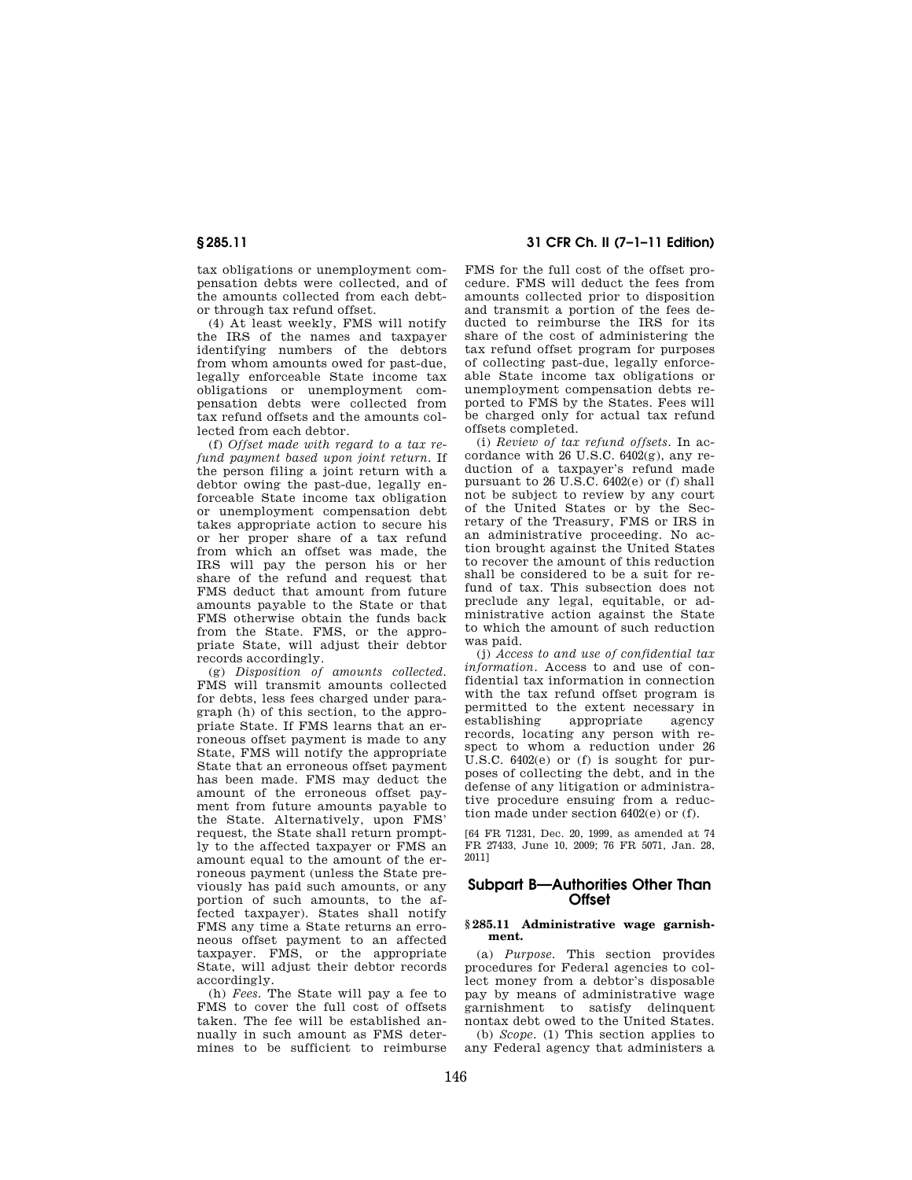tax obligations or unemployment compensation debts were collected, and of the amounts collected from each debtor through tax refund offset.

(4) At least weekly, FMS will notify the IRS of the names and taxpayer identifying numbers of the debtors from whom amounts owed for past-due, legally enforceable State income tax obligations or unemployment compensation debts were collected from tax refund offsets and the amounts collected from each debtor.

(f) *Offset made with regard to a tax refund payment based upon joint return.* If the person filing a joint return with a debtor owing the past-due, legally enforceable State income tax obligation or unemployment compensation debt takes appropriate action to secure his or her proper share of a tax refund from which an offset was made, the IRS will pay the person his or her share of the refund and request that FMS deduct that amount from future amounts payable to the State or that FMS otherwise obtain the funds back from the State. FMS, or the appropriate State, will adjust their debtor records accordingly.

(g) *Disposition of amounts collected.* FMS will transmit amounts collected for debts, less fees charged under paragraph (h) of this section, to the appropriate State. If FMS learns that an erroneous offset payment is made to any State, FMS will notify the appropriate State that an erroneous offset payment has been made. FMS may deduct the amount of the erroneous offset payment from future amounts payable to the State. Alternatively, upon FMS' request, the State shall return promptly to the affected taxpayer or FMS an amount equal to the amount of the erroneous payment (unless the State previously has paid such amounts, or any portion of such amounts, to the affected taxpayer). States shall notify FMS any time a State returns an erroneous offset payment to an affected taxpayer. FMS, or the appropriate State, will adjust their debtor records accordingly.

(h) *Fees.* The State will pay a fee to FMS to cover the full cost of offsets taken. The fee will be established annually in such amount as FMS determines to be sufficient to reimburse FMS for the full cost of the offset procedure. FMS will deduct the fees from amounts collected prior to disposition and transmit a portion of the fees deducted to reimburse the IRS for its share of the cost of administering the tax refund offset program for purposes of collecting past-due, legally enforceable State income tax obligations or unemployment compensation debts reported to FMS by the States. Fees will be charged only for actual tax refund offsets completed.

(i) *Review of tax refund offsets.* In accordance with 26 U.S.C. 6402(g), any reduction of a taxpayer's refund made pursuant to 26 U.S.C. 6402(e) or (f) shall not be subject to review by any court of the United States or by the Secretary of the Treasury, FMS or IRS in an administrative proceeding. No action brought against the United States to recover the amount of this reduction shall be considered to be a suit for refund of tax. This subsection does not preclude any legal, equitable, or administrative action against the State to which the amount of such reduction was paid.

(j) *Access to and use of confidential tax information.* Access to and use of confidential tax information in connection with the tax refund offset program is permitted to the extent necessary in establishing appropriate agency records, locating any person with respect to whom a reduction under 26 U.S.C. 6402(e) or (f) is sought for purposes of collecting the debt, and in the defense of any litigation or administrative procedure ensuing from a reduction made under section 6402(e) or (f).

[64 FR 71231, Dec. 20, 1999, as amended at 74 FR 27433, June 10, 2009; 76 FR 5071, Jan. 28, 2011]

## Subpart B—Authorities Other Than Offset

### § 285.11 Administrative wage garnishment.

(a) *Purpose.* This section provides procedures for Federal agencies to collect money from a debtor's disposable pay by means of administrative wage garnishment to satisfy delinquent nontax debt owed to the United States.

(b) *Scope.* (1) This section applies to any Federal agency that administers a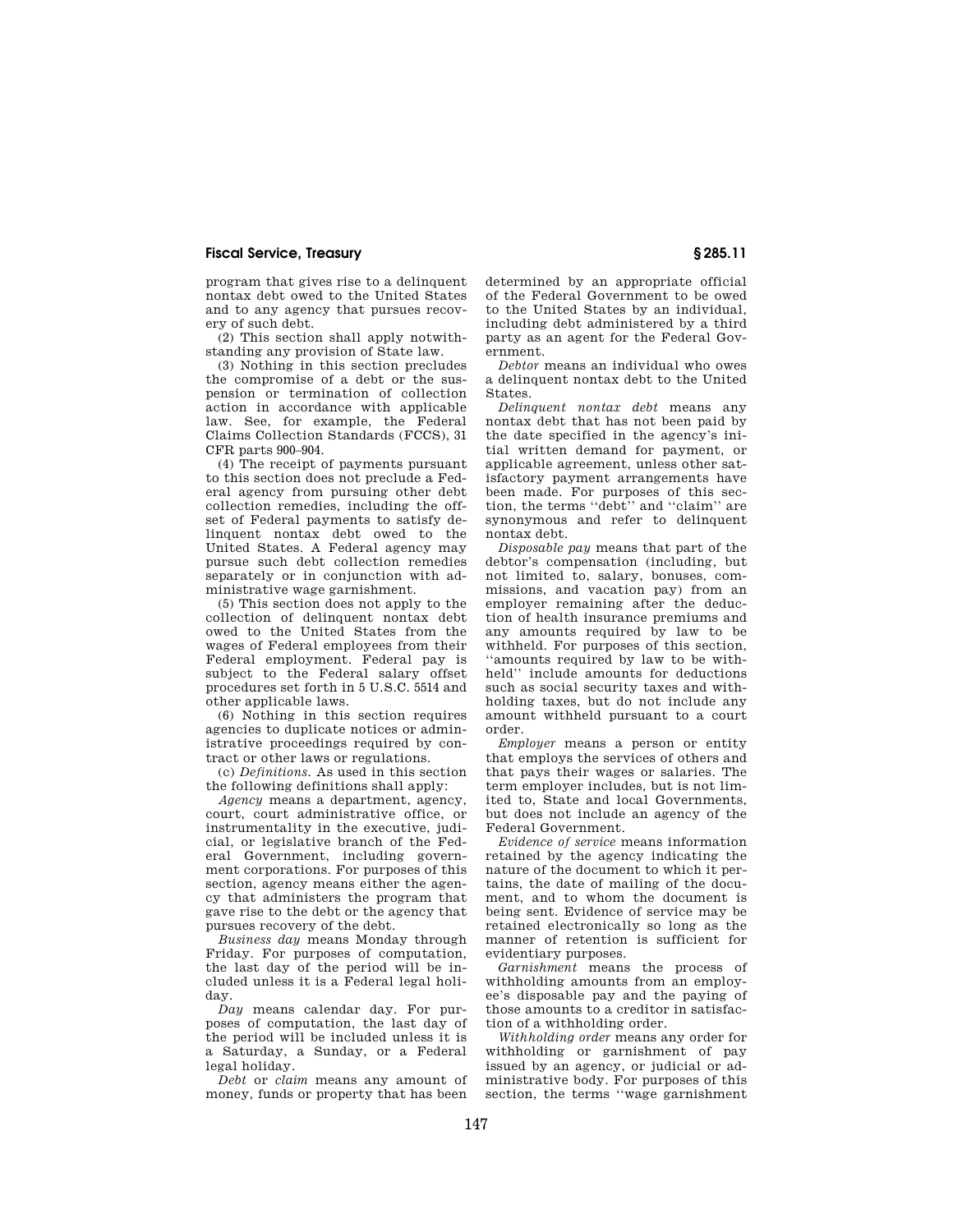program that gives rise to a delinquent nontax debt owed to the United States and to any agency that pursues recovery of such debt.

(2) This section shall apply notwithstanding any provision of State law.

(3) Nothing in this section precludes the compromise of a debt or the suspension or termination of collection action in accordance with applicable law. See, for example, the Federal Claims Collection Standards (FCCS), 31 CFR parts 900–904.

(4) The receipt of payments pursuant to this section does not preclude a Federal agency from pursuing other debt collection remedies, including the offset of Federal payments to satisfy delinquent nontax debt owed to the United States. A Federal agency may pursue such debt collection remedies separately or in conjunction with administrative wage garnishment.

(5) This section does not apply to the collection of delinquent nontax debt owed to the United States from the wages of Federal employees from their Federal employment. Federal pay is subject to the Federal salary offset procedures set forth in 5 U.S.C. 5514 and other applicable laws.

(6) Nothing in this section requires agencies to duplicate notices or administrative proceedings required by contract or other laws or regulations.

(c) *Definitions.* As used in this section the following definitions shall apply:

*Agency* means a department, agency, court, court administrative office, or instrumentality in the executive, judicial, or legislative branch of the Federal Government, including government corporations. For purposes of this section, agency means either the agency that administers the program that gave rise to the debt or the agency that pursues recovery of the debt.

*Business day* means Monday through Friday. For purposes of computation, the last day of the period will be included unless it is a Federal legal holiday.

*Day* means calendar day. For purposes of computation, the last day of the period will be included unless it is a Saturday, a Sunday, or a Federal legal holiday.

*Debt* or *claim* means any amount of money, funds or property that has been determined by an appropriate official of the Federal Government to be owed to the United States by an individual, including debt administered by a third party as an agent for the Federal Government.

*Debtor* means an individual who owes a delinquent nontax debt to the United States.

*Delinquent nontax debt* means any nontax debt that has not been paid by the date specified in the agency's initial written demand for payment, or applicable agreement, unless other satisfactory payment arrangements have been made. For purposes of this section, the terms "debt" and "claim" are synonymous and refer to delinquent nontax debt.

*Disposable pay* means that part of the debtor's compensation (including, but not limited to, salary, bonuses, commissions, and vacation pay) from an employer remaining after the deduction of health insurance premiums and any amounts required by law to be withheld. For purposes of this section, "amounts required by law to be withheld" include amounts for deductions such as social security taxes and withholding taxes, but do not include any amount withheld pursuant to a court order.

*Employer* means a person or entity that employs the services of others and that pays their wages or salaries. The term employer includes, but is not limited to, State and local Governments, but does not include an agency of the Federal Government.

*Evidence of service* means information retained by the agency indicating the nature of the document to which it pertains, the date of mailing of the document, and to whom the document is being sent. Evidence of service may be retained electronically so long as the manner of retention is sufficient for evidentiary purposes.

*Garnishment* means the process of withholding amounts from an employee's disposable pay and the paying of those amounts to a creditor in satisfaction of a withholding order.

*Withholding order* means any order for withholding or garnishment of pay issued by an agency, or judicial or administrative body. For purposes of this section, the terms "wage garnishment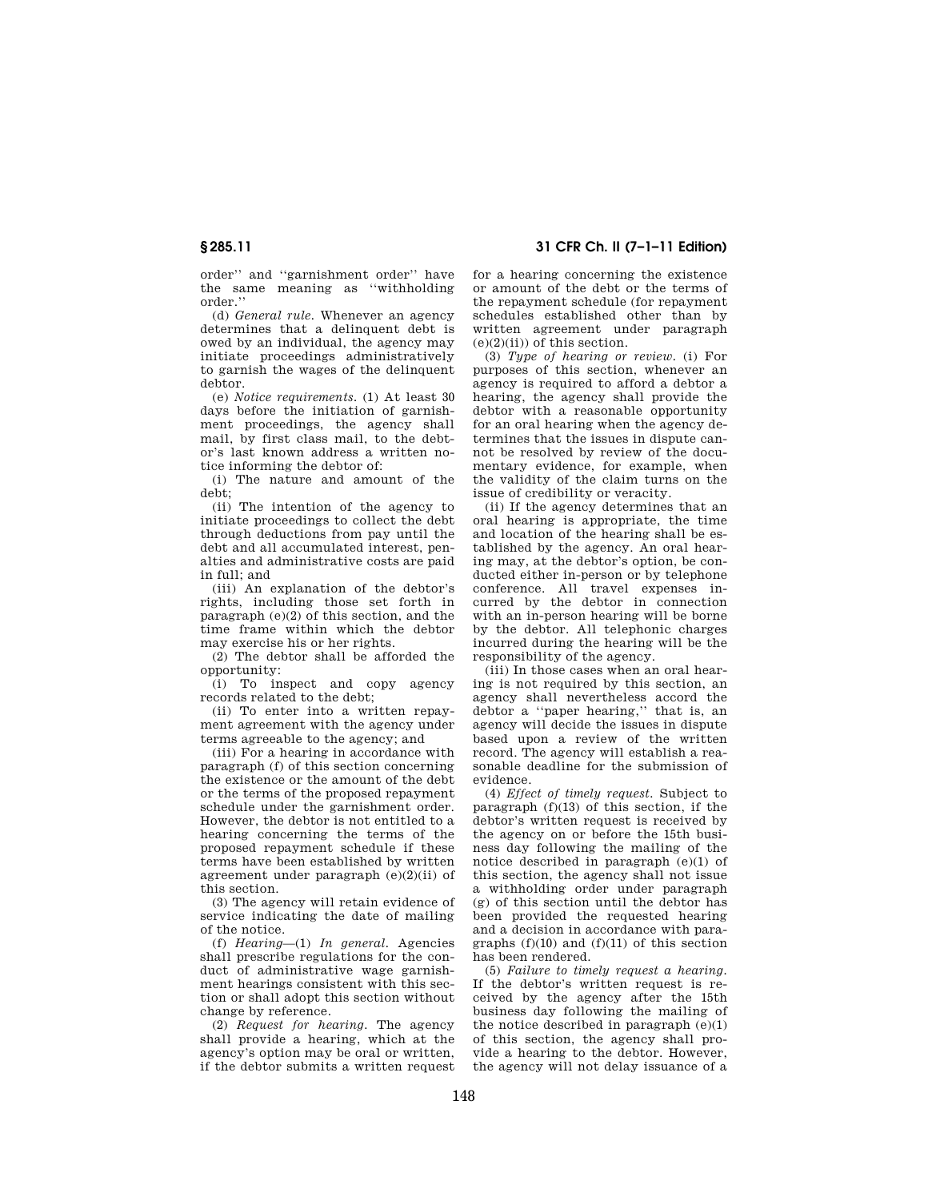order'' and ''garnishment order'' have the same meaning as ''withholding order.''

(d) *General rule.* Whenever an agency determines that a delinquent debt is owed by an individual, the agency may initiate proceedings administratively to garnish the wages of the delinquent debtor.

(e) *Notice requirements.* (1) At least 30 days before the initiation of garnishment proceedings, the agency shall mail, by first class mail, to the debtor's last known address a written notice informing the debtor of:

(i) The nature and amount of the debt;

(ii) The intention of the agency to initiate proceedings to collect the debt through deductions from pay until the debt and all accumulated interest, penalties and administrative costs are paid in full; and

(iii) An explanation of the debtor's rights, including those set forth in paragraph (e)(2) of this section, and the time frame within which the debtor may exercise his or her rights.

(2) The debtor shall be afforded the opportunity:

(i) To inspect and copy agency records related to the debt;

(ii) To enter into a written repayment agreement with the agency under terms agreeable to the agency; and

(iii) For a hearing in accordance with paragraph (f) of this section concerning the existence or the amount of the debt or the terms of the proposed repayment schedule under the garnishment order. However, the debtor is not entitled to a hearing concerning the terms of the proposed repayment schedule if these terms have been established by written agreement under paragraph (e)(2)(ii) of this section.

(3) The agency will retain evidence of service indicating the date of mailing of the notice.

(f) *Hearing*—(1) *In general.* Agencies shall prescribe regulations for the conduct of administrative wage garnishment hearings consistent with this section or shall adopt this section without change by reference.

(2) *Request for hearing.* The agency shall provide a hearing, which at the agency's option may be oral or written, if the debtor submits a written request for a hearing concerning the existence or amount of the debt or the terms of the repayment schedule (for repayment schedules established other than by written agreement under paragraph (e)(2)(ii)) of this section.

(3) *Type of hearing or review.* (i) For purposes of this section, whenever an agency is required to afford a debtor a hearing, the agency shall provide the debtor with a reasonable opportunity for an oral hearing when the agency determines that the issues in dispute cannot be resolved by review of the documentary evidence, for example, when the validity of the claim turns on the issue of credibility or veracity.

(ii) If the agency determines that an oral hearing is appropriate, the time and location of the hearing shall be established by the agency. An oral hearing may, at the debtor's option, be conducted either in-person or by telephone conference. All travel expenses incurred by the debtor in connection with an in-person hearing will be borne by the debtor. All telephonic charges incurred during the hearing will be the responsibility of the agency.

(iii) In those cases when an oral hearing is not required by this section, an agency shall nevertheless accord the debtor a ''paper hearing,'' that is, an agency will decide the issues in dispute based upon a review of the written record. The agency will establish a reasonable deadline for the submission of evidence.

(4) *Effect of timely request.* Subject to paragraph (f)(13) of this section, if the debtor's written request is received by the agency on or before the 15th business day following the mailing of the notice described in paragraph (e)(1) of this section, the agency shall not issue a withholding order under paragraph (g) of this section until the debtor has been provided the requested hearing and a decision in accordance with paragraphs (f)(10) and (f)(11) of this section has been rendered.

(5) *Failure to timely request a hearing.* If the debtor's written request is received by the agency after the 15th business day following the mailing of the notice described in paragraph (e)(1) of this section, the agency shall provide a hearing to the debtor. However, the agency will not delay issuance of a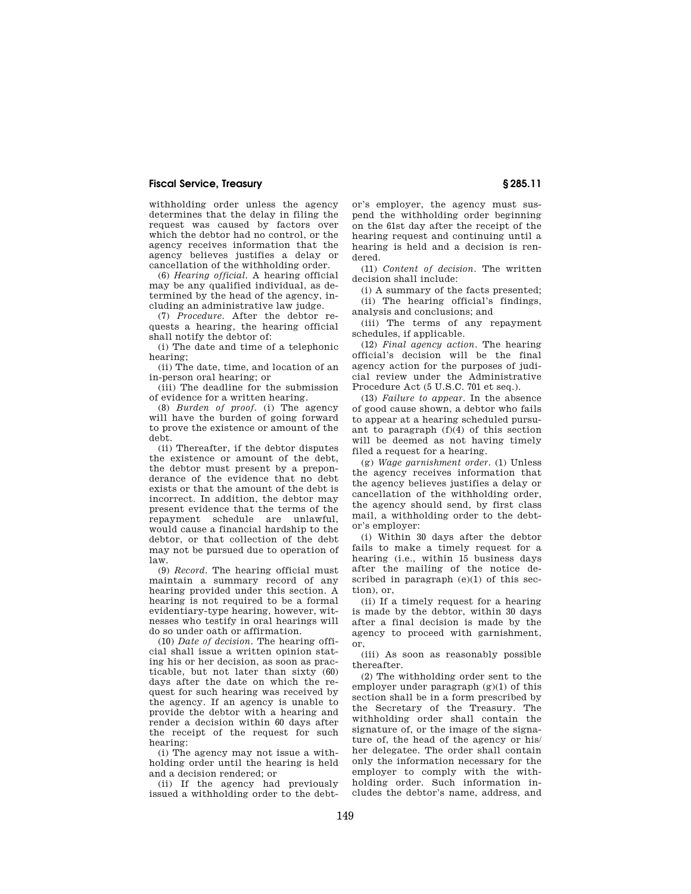withholding order unless the agency determines that the delay in filing the request was caused by factors over which the debtor had no control, or the agency receives information that the agency believes justifies a delay or cancellation of the withholding order.

(6) *Hearing official.* A hearing official may be any qualified individual, as determined by the head of the agency, including an administrative law judge.

(7) *Procedure.* After the debtor requests a hearing, the hearing official shall notify the debtor of:

(i) The date and time of a telephonic hearing;

(ii) The date, time, and location of an in-person oral hearing; or

(iii) The deadline for the submission of evidence for a written hearing.

(8) *Burden of proof.* (i) The agency will have the burden of going forward to prove the existence or amount of the debt.

(ii) Thereafter, if the debtor disputes the existence or amount of the debt, the debtor must present by a preponderance of the evidence that no debt exists or that the amount of the debt is incorrect. In addition, the debtor may present evidence that the terms of the repayment schedule are unlawful, would cause a financial hardship to the debtor, or that collection of the debt may not be pursued due to operation of law.

(9) *Record.* The hearing official must maintain a summary record of any hearing provided under this section. A hearing is not required to be a formal evidentiary-type hearing, however, witnesses who testify in oral hearings will do so under oath or affirmation.

(10) *Date of decision.* The hearing official shall issue a written opinion stating his or her decision, as soon as practicable, but not later than sixty (60) days after the date on which the request for such hearing was received by the agency. If an agency is unable to provide the debtor with a hearing and render a decision within 60 days after the receipt of the request for such hearing:

(i) The agency may not issue a withholding order until the hearing is held and a decision rendered; or

(ii) If the agency had previously issued a withholding order to the debtor's employer, the agency must suspend the withholding order beginning on the 61st day after the receipt of the hearing request and continuing until a hearing is held and a decision is rendered.

(11) *Content of decision.* The written decision shall include:

(i) A summary of the facts presented;

(ii) The hearing official's findings, analysis and conclusions; and

(iii) The terms of any repayment schedules, if applicable.

(12) *Final agency action.* The hearing official's decision will be the final agency action for the purposes of judicial review under the Administrative Procedure Act (5 U.S.C. 701 et seq.).

(13) *Failure to appear.* In the absence of good cause shown, a debtor who fails to appear at a hearing scheduled pursuant to paragraph (f)(4) of this section will be deemed as not having timely filed a request for a hearing.

(g) *Wage garnishment order.* (1) Unless the agency receives information that the agency believes justifies a delay or cancellation of the withholding order, the agency should send, by first class mail, a withholding order to the debtor's employer:

(i) Within 30 days after the debtor fails to make a timely request for a hearing (i.e., within 15 business days after the mailing of the notice described in paragraph (e)(1) of this section), or,

(ii) If a timely request for a hearing is made by the debtor, within 30 days after a final decision is made by the agency to proceed with garnishment, or,

(iii) As soon as reasonably possible thereafter.

(2) The withholding order sent to the employer under paragraph (g)(1) of this section shall be in a form prescribed by the Secretary of the Treasury. The withholding order shall contain the signature of, or the image of the signature of, the head of the agency or his/her delegatee. The order shall contain only the information necessary for the employer to comply with the withholding order. Such information includes the debtor's name, address, and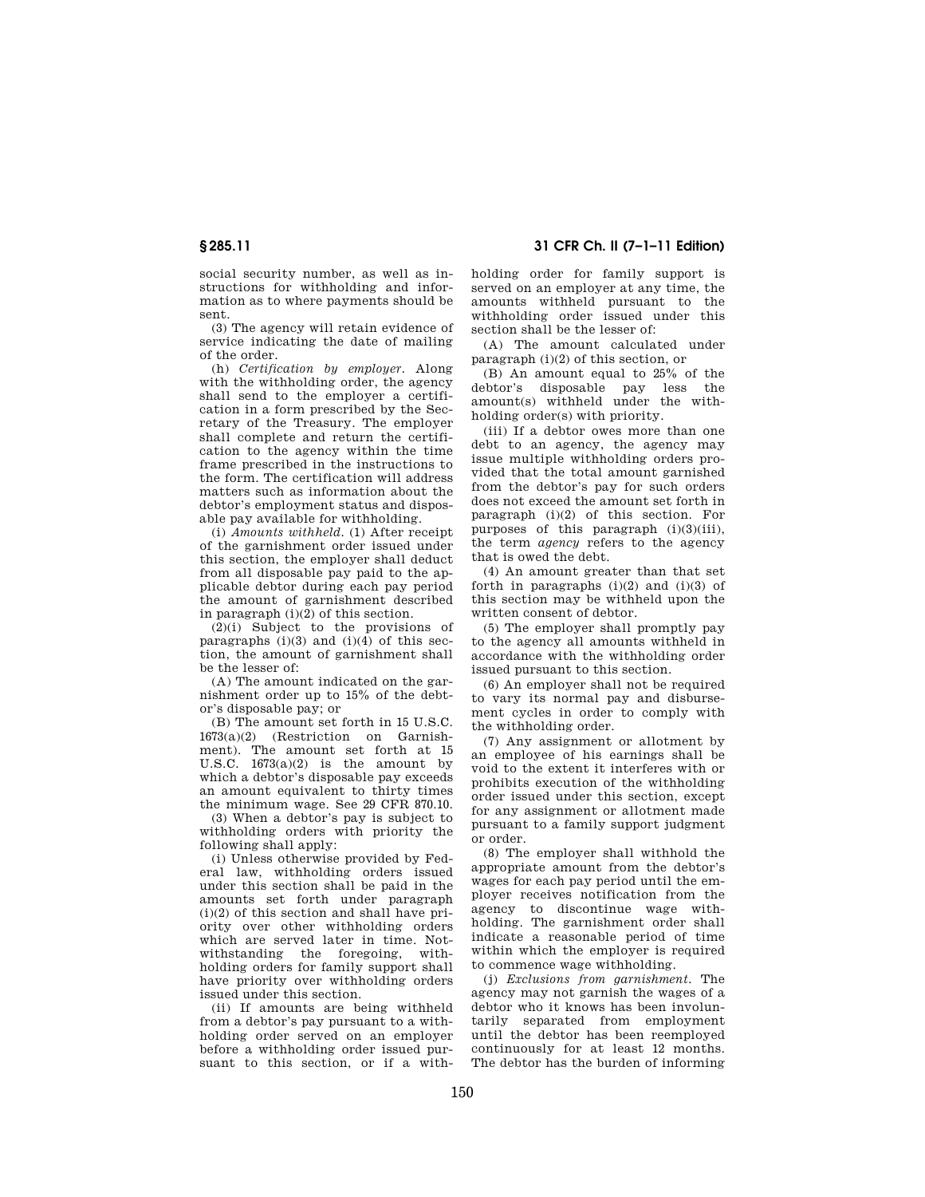social security number, as well as instructions for withholding and information as to where payments should be sent.

(3) The agency will retain evidence of service indicating the date of mailing of the order.

(h) *Certification by employer.* Along with the withholding order, the agency shall send to the employer a certification in a form prescribed by the Secretary of the Treasury. The employer shall complete and return the certification to the agency within the time frame prescribed in the instructions to the form. The certification will address matters such as information about the debtor's employment status and disposable pay available for withholding.

(i) *Amounts withheld.* (1) After receipt of the garnishment order issued under this section, the employer shall deduct from all disposable pay paid to the applicable debtor during each pay period the amount of garnishment described in paragraph (i)(2) of this section.

(2)(i) Subject to the provisions of paragraphs (i)(3) and (i)(4) of this section, the amount of garnishment shall be the lesser of:

(A) The amount indicated on the garnishment order up to 15% of the debtor's disposable pay; or

(B) The amount set forth in 15 U.S.C. 1673(a)(2) (Restriction on Garnishment). The amount set forth at 15 U.S.C. 1673(a)(2) is the amount by which a debtor's disposable pay exceeds an amount equivalent to thirty times the minimum wage. See 29 CFR 870.10.

(3) When a debtor's pay is subject to withholding orders with priority the following shall apply:

(i) Unless otherwise provided by Federal law, withholding orders issued under this section shall be paid in the amounts set forth under paragraph (i)(2) of this section and shall have priority over other withholding orders which are served later in time. Notwithstanding the foregoing, withholding orders for family support shall have priority over withholding orders issued under this section.

(ii) If amounts are being withheld from a debtor's pay pursuant to a withholding order served on an employer before a withholding order issued pursuant to this section, or if a withholding order for family support is served on an employer at any time, the amounts withheld pursuant to the withholding order issued under this section shall be the lesser of:

(A) The amount calculated under paragraph (i)(2) of this section, or

(B) An amount equal to 25% of the debtor's disposable pay less the amount(s) withheld under the withholding order(s) with priority.

(iii) If a debtor owes more than one debt to an agency, the agency may issue multiple withholding orders provided that the total amount garnished from the debtor's pay for such orders does not exceed the amount set forth in paragraph (i)(2) of this section. For purposes of this paragraph (i)(3)(iii), the term *agency* refers to the agency that is owed the debt.

(4) An amount greater than that set forth in paragraphs (i)(2) and (i)(3) of this section may be withheld upon the written consent of debtor.

(5) The employer shall promptly pay to the agency all amounts withheld in accordance with the withholding order issued pursuant to this section.

(6) An employer shall not be required to vary its normal pay and disbursement cycles in order to comply with the withholding order.

(7) Any assignment or allotment by an employee of his earnings shall be void to the extent it interferes with or prohibits execution of the withholding order issued under this section, except for any assignment or allotment made pursuant to a family support judgment or order.

(8) The employer shall withhold the appropriate amount from the debtor's wages for each pay period until the employer receives notification from the agency to discontinue wage withholding. The garnishment order shall indicate a reasonable period of time within which the employer is required to commence wage withholding.

(j) *Exclusions from garnishment.* The agency may not garnish the wages of a debtor who it knows has been involuntarily separated from employment until the debtor has been reemployed continuously for at least 12 months. The debtor has the burden of informing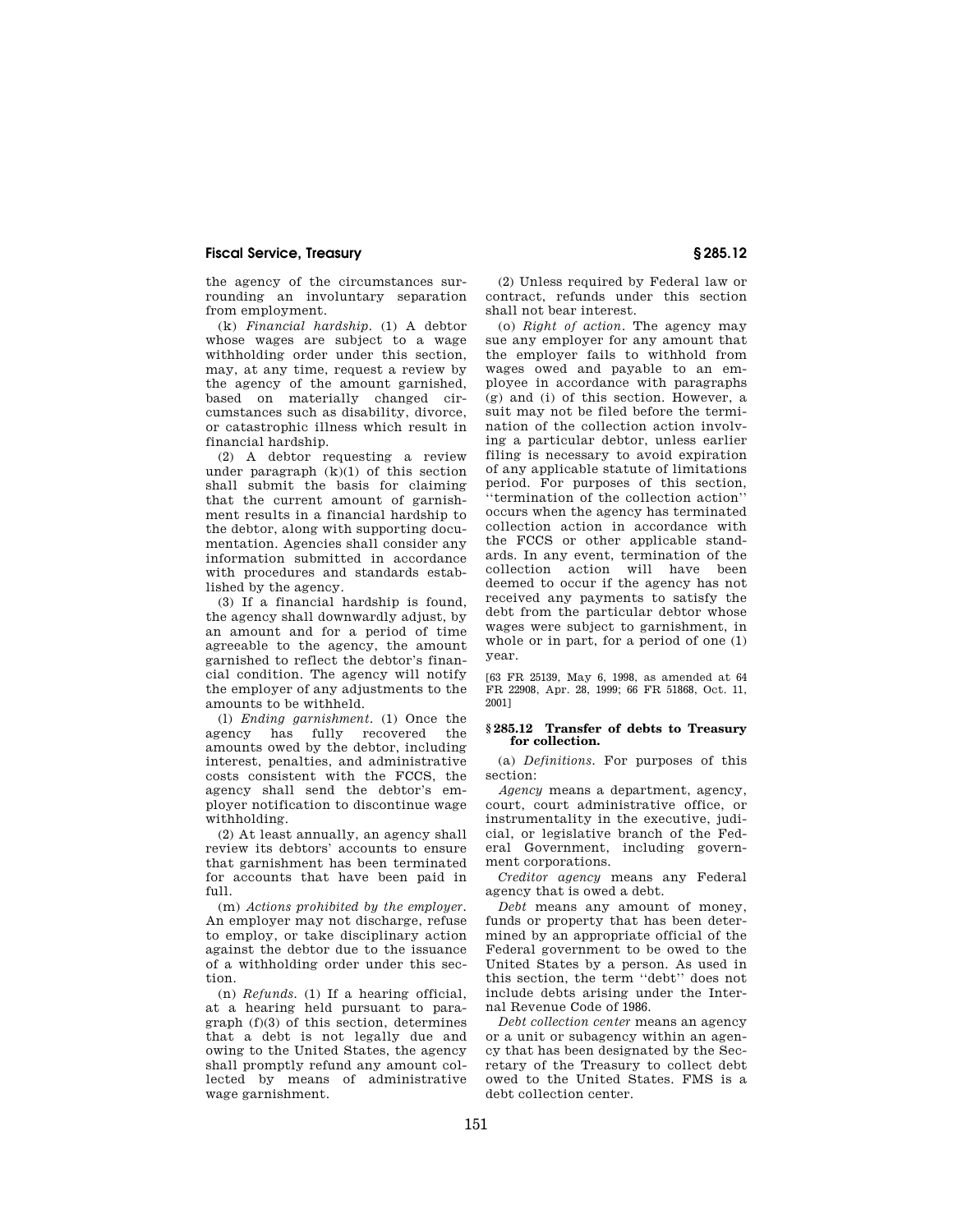the agency of the circumstances surrounding an involuntary separation from employment.

(k) *Financial hardship.* (1) A debtor whose wages are subject to a wage withholding order under this section, may, at any time, request a review by the agency of the amount garnished, based on materially changed circumstances such as disability, divorce, or catastrophic illness which result in financial hardship.

(2) A debtor requesting a review under paragraph (k)(1) of this section shall submit the basis for claiming that the current amount of garnishment results in a financial hardship to the debtor, along with supporting documentation. Agencies shall consider any information submitted in accordance with procedures and standards established by the agency.

(3) If a financial hardship is found, the agency shall downwardly adjust, by an amount and for a period of time agreeable to the agency, the amount garnished to reflect the debtor's financial condition. The agency will notify the employer of any adjustments to the amounts to be withheld.

(l) *Ending garnishment.* (1) Once the agency has fully recovered the amounts owed by the debtor, including interest, penalties, and administrative costs consistent with the FCCS, the agency shall send the debtor's employer notification to discontinue wage withholding.

(2) At least annually, an agency shall review its debtors' accounts to ensure that garnishment has been terminated for accounts that have been paid in full.

(m) *Actions prohibited by the employer.* An employer may not discharge, refuse to employ, or take disciplinary action against the debtor due to the issuance of a withholding order under this section.

(n) *Refunds.* (1) If a hearing official, at a hearing held pursuant to paragraph (f)(3) of this section, determines that a debt is not legally due and owing to the United States, the agency shall promptly refund any amount collected by means of administrative wage garnishment.

(2) Unless required by Federal law or contract, refunds under this section shall not bear interest.

(o) *Right of action.* The agency may sue any employer for any amount that the employer fails to withhold from wages owed and payable to an employee in accordance with paragraphs (g) and (i) of this section. However, a suit may not be filed before the termination of the collection action involving a particular debtor, unless earlier filing is necessary to avoid expiration of any applicable statute of limitations period. For purposes of this section, "termination of the collection action" occurs when the agency has terminated collection action in accordance with the FCCS or other applicable standards. In any event, termination of the collection action will have been deemed to occur if the agency has not received any payments to satisfy the debt from the particular debtor whose wages were subject to garnishment, in whole or in part, for a period of one (1) year.

[63 FR 25139, May 6, 1998, as amended at 64 FR 22908, Apr. 28, 1999; 66 FR 51868, Oct. 11, 2001]

### § 285.12 Transfer of debts to Treasury for collection.

(a) *Definitions.* For purposes of this section:

*Agency* means a department, agency, court, court administrative office, or instrumentality in the executive, judicial, or legislative branch of the Federal Government, including government corporations.

*Creditor agency* means any Federal agency that is owed a debt.

*Debt* means any amount of money, funds or property that has been determined by an appropriate official of the Federal government to be owed to the United States by a person. As used in this section, the term "debt" does not include debts arising under the Internal Revenue Code of 1986.

*Debt collection center* means an agency or a unit or subagency within an agency that has been designated by the Secretary of the Treasury to collect debt owed to the United States. FMS is a debt collection center.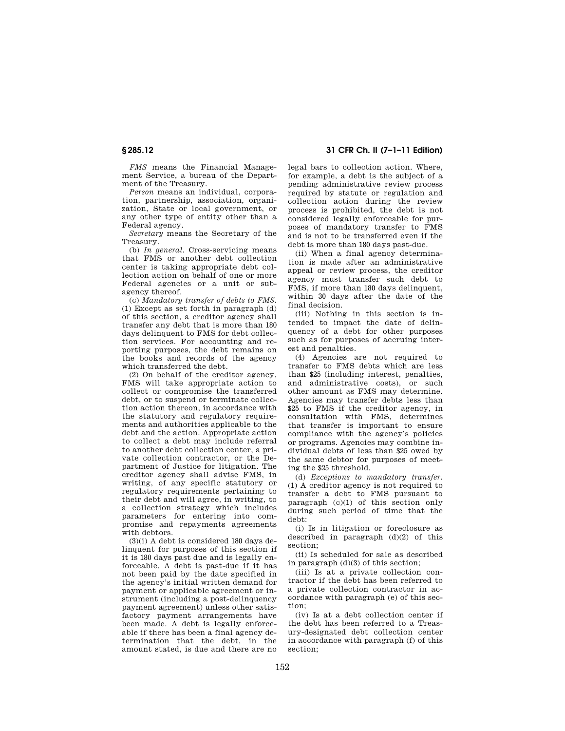*FMS* means the Financial Management Service, a bureau of the Department of the Treasury.

*Person* means an individual, corporation, partnership, association, organization, State or local government, or any other type of entity other than a Federal agency.

*Secretary* means the Secretary of the Treasury.

(b) *In general.* Cross-servicing means that FMS or another debt collection center is taking appropriate debt collection action on behalf of one or more Federal agencies or a unit or subagency thereof.

(c) *Mandatory transfer of debts to FMS.* (1) Except as set forth in paragraph (d) of this section, a creditor agency shall transfer any debt that is more than 180 days delinquent to FMS for debt collection services. For accounting and reporting purposes, the debt remains on the books and records of the agency which transferred the debt.

(2) On behalf of the creditor agency, FMS will take appropriate action to collect or compromise the transferred debt, or to suspend or terminate collection action thereon, in accordance with the statutory and regulatory requirements and authorities applicable to the debt and the action. Appropriate action to collect a debt may include referral to another debt collection center, a private collection contractor, or the Department of Justice for litigation. The creditor agency shall advise FMS, in writing, of any specific statutory or regulatory requirements pertaining to their debt and will agree, in writing, to a collection strategy which includes parameters for entering into compromise and repayments agreements with debtors.

(3)(i) A debt is considered 180 days delinquent for purposes of this section if it is 180 days past due and is legally enforceable. A debt is past-due if it has not been paid by the date specified in the agency's initial written demand for payment or applicable agreement or instrument (including a post-delinquency payment agreement) unless other satisfactory payment arrangements have been made. A debt is legally enforceable if there has been a final agency determination that the debt, in the amount stated, is due and there are no legal bars to collection action. Where, for example, a debt is the subject of a pending administrative review process required by statute or regulation and collection action during the review process is prohibited, the debt is not considered legally enforceable for purposes of mandatory transfer to FMS and is not to be transferred even if the debt is more than 180 days past-due.

(ii) When a final agency determination is made after an administrative appeal or review process, the creditor agency must transfer such debt to FMS, if more than 180 days delinquent, within 30 days after the date of the final decision.

(iii) Nothing in this section is intended to impact the date of delinquency of a debt for other purposes such as for purposes of accruing interest and penalties.

(4) Agencies are not required to transfer to FMS debts which are less than $25 (including interest, penalties, and administrative costs), or such other amount as FMS may determine. Agencies may transfer debts less than $25 to FMS if the creditor agency, in consultation with FMS, determines that transfer is important to ensure compliance with the agency's policies or programs. Agencies may combine individual debts of less than $25 owed by the same debtor for purposes of meeting the $25 threshold.

(d) *Exceptions to mandatory transfer.* (1) A creditor agency is not required to transfer a debt to FMS pursuant to paragraph (c)(1) of this section only during such period of time that the debt:

(i) Is in litigation or foreclosure as described in paragraph (d)(2) of this section;

(ii) Is scheduled for sale as described in paragraph (d)(3) of this section;

(iii) Is at a private collection contractor if the debt has been referred to a private collection contractor in accordance with paragraph (e) of this section;

(iv) Is at a debt collection center if the debt has been referred to a Treasury-designated debt collection center in accordance with paragraph (f) of this section;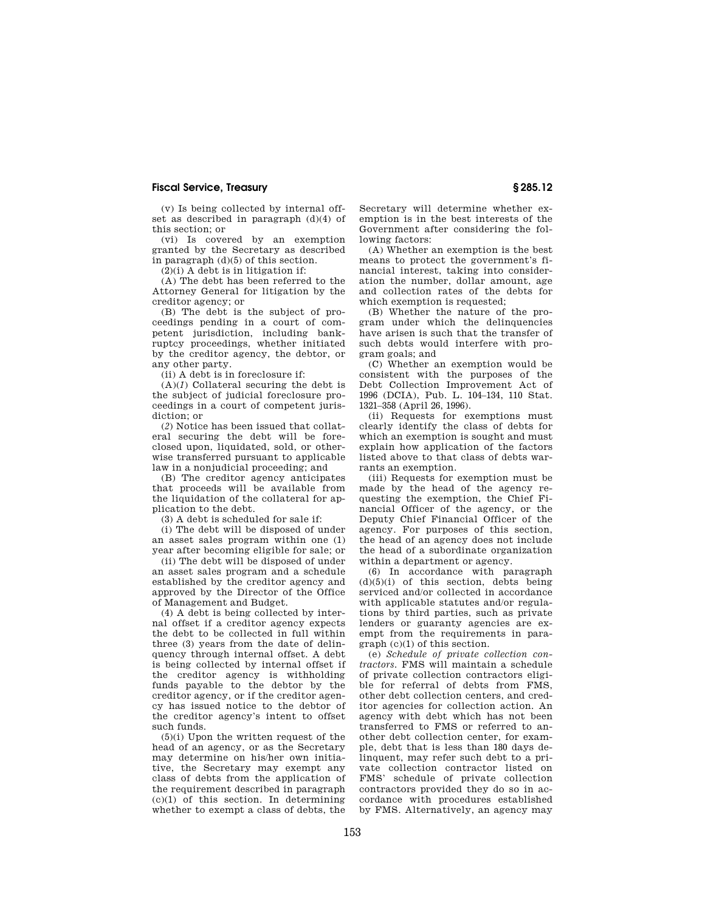(v) Is being collected by internal offset as described in paragraph (d)(4) of this section; or

(vi) Is covered by an exemption granted by the Secretary as described in paragraph (d)(5) of this section.

(2)(i) A debt is in litigation if:

(A) The debt has been referred to the Attorney General for litigation by the creditor agency; or

(B) The debt is the subject of proceedings pending in a court of competent jurisdiction, including bankruptcy proceedings, whether initiated by the creditor agency, the debtor, or any other party.

(ii) A debt is in foreclosure if:

(A)(*1*) Collateral securing the debt is the subject of judicial foreclosure proceedings in a court of competent jurisdiction; or

(*2*) Notice has been issued that collateral securing the debt will be foreclosed upon, liquidated, sold, or otherwise transferred pursuant to applicable law in a nonjudicial proceeding; and

(B) The creditor agency anticipates that proceeds will be available from the liquidation of the collateral for application to the debt.

(3) A debt is scheduled for sale if:

(i) The debt will be disposed of under an asset sales program within one (1) year after becoming eligible for sale; or

(ii) The debt will be disposed of under an asset sales program and a schedule established by the creditor agency and approved by the Director of the Office of Management and Budget.

(4) A debt is being collected by internal offset if a creditor agency expects the debt to be collected in full within three (3) years from the date of delinquency through internal offset. A debt is being collected by internal offset if the creditor agency is withholding funds payable to the debtor by the creditor agency, or if the creditor agency has issued notice to the debtor of the creditor agency's intent to offset such funds.

(5)(i) Upon the written request of the head of an agency, or as the Secretary may determine on his/her own initiative, the Secretary may exempt any class of debts from the application of the requirement described in paragraph (c)(1) of this section. In determining whether to exempt a class of debts, the Secretary will determine whether exemption is in the best interests of the Government after considering the following factors:

(A) Whether an exemption is the best means to protect the government's financial interest, taking into consideration the number, dollar amount, age and collection rates of the debts for which exemption is requested;

(B) Whether the nature of the program under which the delinquencies have arisen is such that the transfer of such debts would interfere with program goals; and

(C) Whether an exemption would be consistent with the purposes of the Debt Collection Improvement Act of 1996 (DCIA), Pub. L. 104–134, 110 Stat. 1321–358 (April 26, 1996).

(ii) Requests for exemptions must clearly identify the class of debts for which an exemption is sought and must explain how application of the factors listed above to that class of debts warrants an exemption.

(iii) Requests for exemption must be made by the head of the agency requesting the exemption, the Chief Financial Officer of the agency, or the Deputy Chief Financial Officer of the agency. For purposes of this section, the head of an agency does not include the head of a subordinate organization within a department or agency.

(6) In accordance with paragraph (d)(5)(i) of this section, debts being serviced and/or collected in accordance with applicable statutes and/or regulations by third parties, such as private lenders or guaranty agencies are exempt from the requirements in paragraph (c)(1) of this section.

(e) *Schedule of private collection contractors.* FMS will maintain a schedule of private collection contractors eligible for referral of debts from FMS, other debt collection centers, and creditor agencies for collection action. An agency with debt which has not been transferred to FMS or referred to another debt collection center, for example, debt that is less than 180 days delinquent, may refer such debt to a private collection contractor listed on FMS' schedule of private collection contractors provided they do so in accordance with procedures established by FMS. Alternatively, an agency may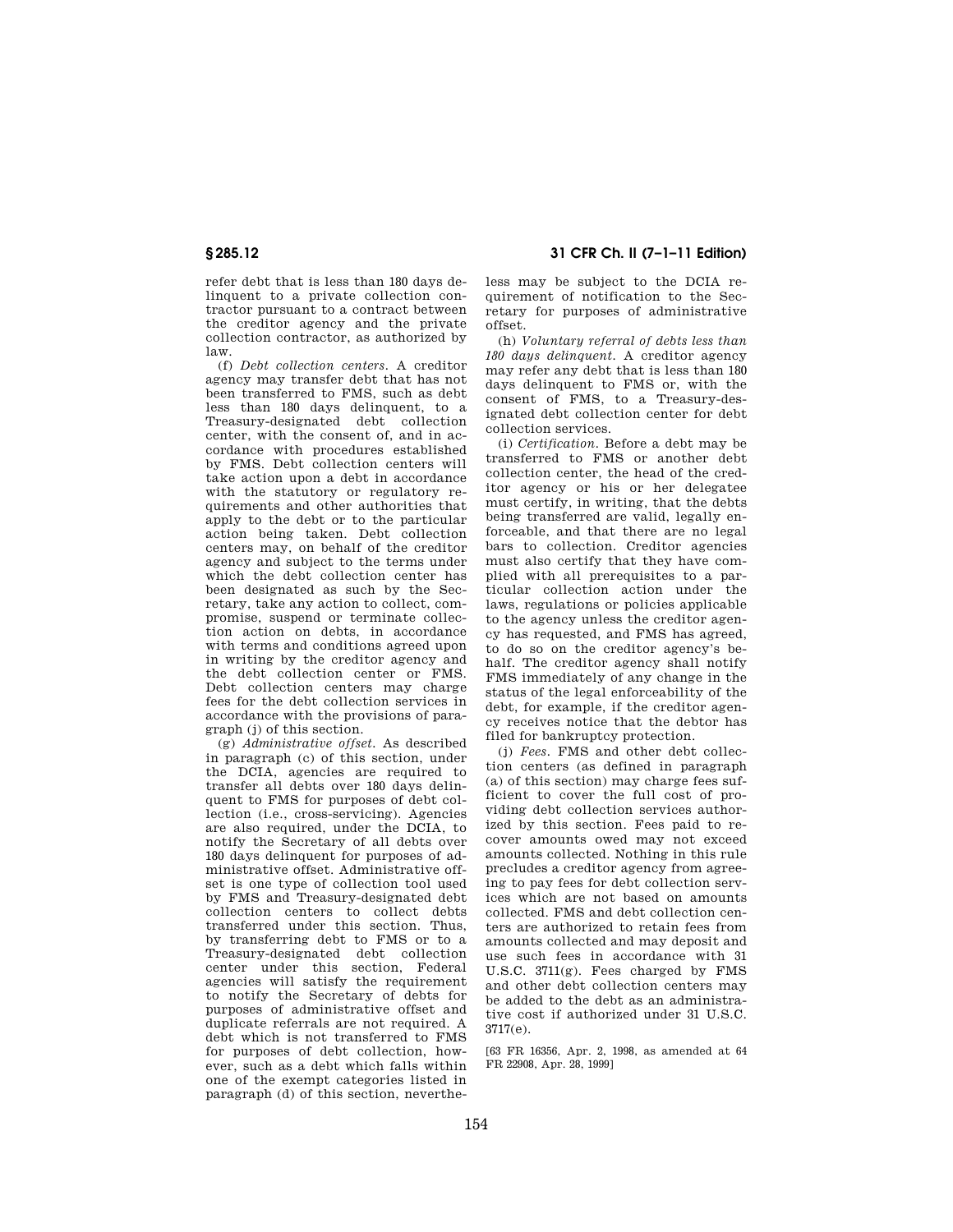refer debt that is less than 180 days delinquent to a private collection contractor pursuant to a contract between the creditor agency and the private collection contractor, as authorized by law.

(f) *Debt collection centers.* A creditor agency may transfer debt that has not been transferred to FMS, such as debt less than 180 days delinquent, to a Treasury-designated debt collection center, with the consent of, and in accordance with procedures established by FMS. Debt collection centers will take action upon a debt in accordance with the statutory or regulatory requirements and other authorities that apply to the debt or to the particular action being taken. Debt collection centers may, on behalf of the creditor agency and subject to the terms under which the debt collection center has been designated as such by the Secretary, take any action to collect, compromise, suspend or terminate collection action on debts, in accordance with terms and conditions agreed upon in writing by the creditor agency and the debt collection center or FMS. Debt collection centers may charge fees for the debt collection services in accordance with the provisions of paragraph (j) of this section.

(g) *Administrative offset.* As described in paragraph (c) of this section, under the DCIA, agencies are required to transfer all debts over 180 days delinquent to FMS for purposes of debt collection (i.e., cross-servicing). Agencies are also required, under the DCIA, to notify the Secretary of all debts over 180 days delinquent for purposes of administrative offset. Administrative offset is one type of collection tool used by FMS and Treasury-designated debt collection centers to collect debts transferred under this section. Thus, by transferring debt to FMS or to a Treasury-designated debt collection center under this section, Federal agencies will satisfy the requirement to notify the Secretary of debts for purposes of administrative offset and duplicate referrals are not required. A debt which is not transferred to FMS for purposes of debt collection, however, such as a debt which falls within one of the exempt categories listed in paragraph (d) of this section, nevertheless may be subject to the DCIA requirement of notification to the Secretary for purposes of administrative offset.

(h) *Voluntary referral of debts less than 180 days delinquent.* A creditor agency may refer any debt that is less than 180 days delinquent to FMS or, with the consent of FMS, to a Treasury-designated debt collection center for debt collection services.

(i) *Certification.* Before a debt may be transferred to FMS or another debt collection center, the head of the creditor agency or his or her delegatee must certify, in writing, that the debts being transferred are valid, legally enforceable, and that there are no legal bars to collection. Creditor agencies must also certify that they have complied with all prerequisites to a particular collection action under the laws, regulations or policies applicable to the agency unless the creditor agency has requested, and FMS has agreed, to do so on the creditor agency's behalf. The creditor agency shall notify FMS immediately of any change in the status of the legal enforceability of the debt, for example, if the creditor agency receives notice that the debtor has filed for bankruptcy protection.

(j) *Fees.* FMS and other debt collection centers (as defined in paragraph (a) of this section) may charge fees sufficient to cover the full cost of providing debt collection services authorized by this section. Fees paid to recover amounts owed may not exceed amounts collected. Nothing in this rule precludes a creditor agency from agreeing to pay fees for debt collection services which are not based on amounts collected. FMS and debt collection centers are authorized to retain fees from amounts collected and may deposit and use such fees in accordance with 31 U.S.C. 3711(g). Fees charged by FMS and other debt collection centers may be added to the debt as an administrative cost if authorized under 31 U.S.C. 3717(e).

[63 FR 16356, Apr. 2, 1998, as amended at 64 FR 22908, Apr. 28, 1999]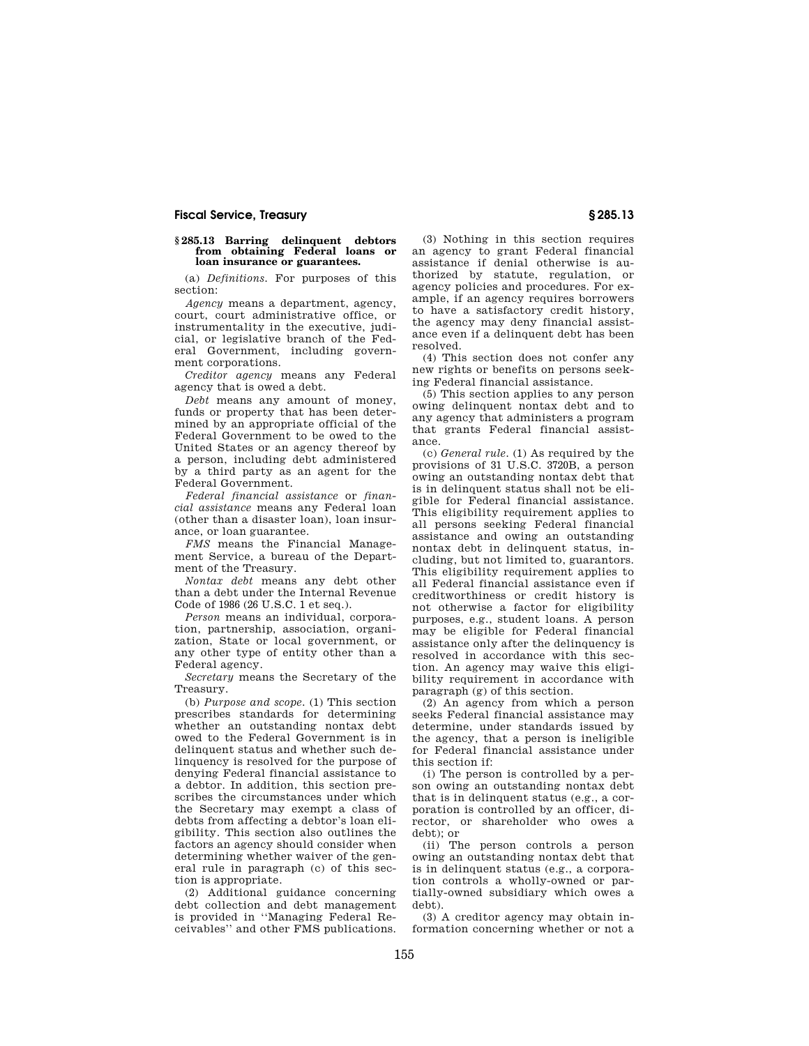## § 285.13 Barring delinquent debtors from obtaining Federal loans or loan insurance or guarantees.

(a) *Definitions.* For purposes of this section:

*Agency* means a department, agency, court, court administrative office, or instrumentality in the executive, judicial, or legislative branch of the Federal Government, including government corporations.

*Creditor agency* means any Federal agency that is owed a debt.

*Debt* means any amount of money, funds or property that has been determined by an appropriate official of the Federal Government to be owed to the United States or an agency thereof by a person, including debt administered by a third party as an agent for the Federal Government.

*Federal financial assistance* or *financial assistance* means any Federal loan (other than a disaster loan), loan insurance, or loan guarantee.

*FMS* means the Financial Management Service, a bureau of the Department of the Treasury.

*Nontax debt* means any debt other than a debt under the Internal Revenue Code of 1986 (26 U.S.C. 1 et seq.).

*Person* means an individual, corporation, partnership, association, organization, State or local government, or any other type of entity other than a Federal agency.

*Secretary* means the Secretary of the Treasury.

(b) *Purpose and scope.* (1) This section prescribes standards for determining whether an outstanding nontax debt owed to the Federal Government is in delinquent status and whether such delinquency is resolved for the purpose of denying Federal financial assistance to a debtor. In addition, this section prescribes the circumstances under which the Secretary may exempt a class of debts from affecting a debtor's loan eligibility. This section also outlines the factors an agency should consider when determining whether waiver of the general rule in paragraph (c) of this section is appropriate.

(2) Additional guidance concerning debt collection and debt management is provided in "Managing Federal Receivables" and other FMS publications.

(3) Nothing in this section requires an agency to grant Federal financial assistance if denial otherwise is authorized by statute, regulation, or agency policies and procedures. For example, if an agency requires borrowers to have a satisfactory credit history, the agency may deny financial assistance even if a delinquent debt has been resolved.

(4) This section does not confer any new rights or benefits on persons seeking Federal financial assistance.

(5) This section applies to any person owing delinquent nontax debt and to any agency that administers a program that grants Federal financial assistance.

(c) *General rule.* (1) As required by the provisions of 31 U.S.C. 3720B, a person owing an outstanding nontax debt that is in delinquent status shall not be eligible for Federal financial assistance. This eligibility requirement applies to all persons seeking Federal financial assistance and owing an outstanding nontax debt in delinquent status, including, but not limited to, guarantors. This eligibility requirement applies to all Federal financial assistance even if creditworthiness or credit history is not otherwise a factor for eligibility purposes, e.g., student loans. A person may be eligible for Federal financial assistance only after the delinquency is resolved in accordance with this section. An agency may waive this eligibility requirement in accordance with paragraph (g) of this section.

(2) An agency from which a person seeks Federal financial assistance may determine, under standards issued by the agency, that a person is ineligible for Federal financial assistance under this section if:

(i) The person is controlled by a person owing an outstanding nontax debt that is in delinquent status (e.g., a corporation is controlled by an officer, director, or shareholder who owes a debt); or

(ii) The person controls a person owing an outstanding nontax debt that is in delinquent status (e.g., a corporation controls a wholly-owned or partially-owned subsidiary which owes a debt).

(3) A creditor agency may obtain information concerning whether or not a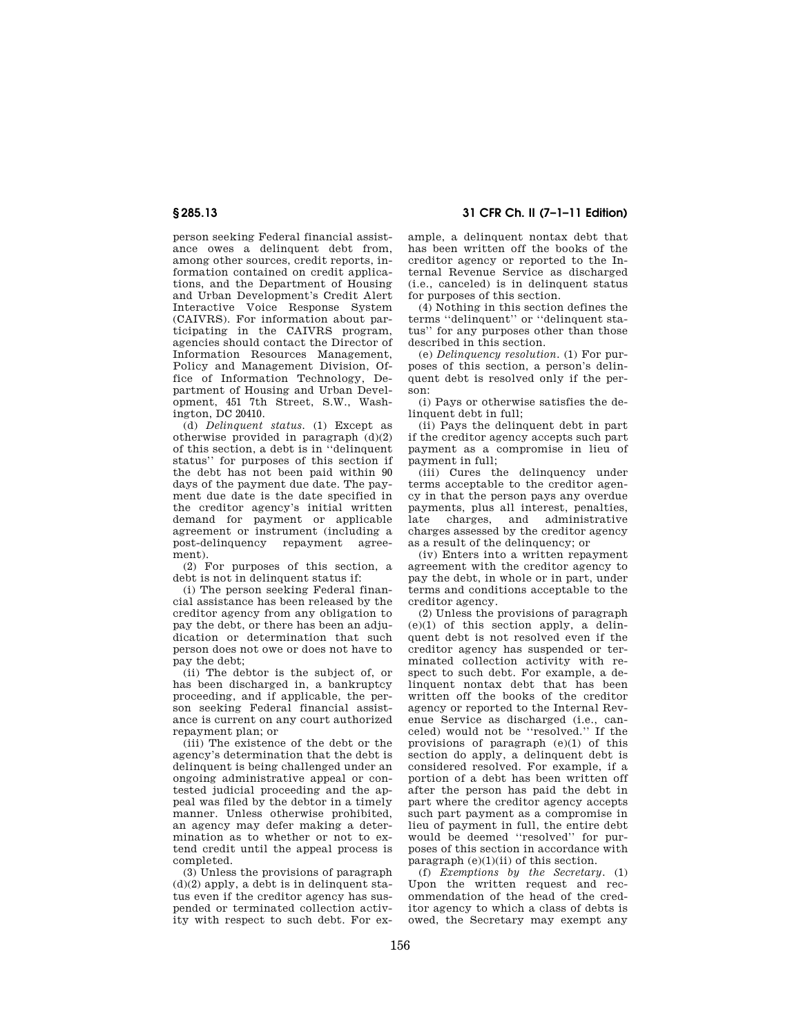person seeking Federal financial assistance owes a delinquent debt from, among other sources, credit reports, information contained on credit applications, and the Department of Housing and Urban Development's Credit Alert Interactive Voice Response System (CAIVRS). For information about participating in the CAIVRS program, agencies should contact the Director of Information Resources Management, Policy and Management Division, Office of Information Technology, Department of Housing and Urban Development, 451 7th Street, S.W., Washington, DC 20410.

(d) *Delinquent status.* (1) Except as otherwise provided in paragraph (d)(2) of this section, a debt is in ''delinquent status'' for purposes of this section if the debt has not been paid within 90 days of the payment due date. The payment due date is the date specified in the creditor agency's initial written demand for payment or applicable agreement or instrument (including a post-delinquency repayment agreement).

(2) For purposes of this section, a debt is not in delinquent status if:

(i) The person seeking Federal financial assistance has been released by the creditor agency from any obligation to pay the debt, or there has been an adjudication or determination that such person does not owe or does not have to pay the debt;

(ii) The debtor is the subject of, or has been discharged in, a bankruptcy proceeding, and if applicable, the person seeking Federal financial assistance is current on any court authorized repayment plan; or

(iii) The existence of the debt or the agency's determination that the debt is delinquent is being challenged under an ongoing administrative appeal or contested judicial proceeding and the appeal was filed by the debtor in a timely manner. Unless otherwise prohibited, an agency may defer making a determination as to whether or not to extend credit until the appeal process is completed.

(3) Unless the provisions of paragraph (d)(2) apply, a debt is in delinquent status even if the creditor agency has suspended or terminated collection activity with respect to such debt. For example, a delinquent nontax debt that has been written off the books of the creditor agency or reported to the Internal Revenue Service as discharged (i.e., canceled) is in delinquent status for purposes of this section.

(4) Nothing in this section defines the terms ''delinquent'' or ''delinquent status'' for any purposes other than those described in this section.

(e) *Delinquency resolution.* (1) For purposes of this section, a person's delinquent debt is resolved only if the person:

(i) Pays or otherwise satisfies the delinquent debt in full;

(ii) Pays the delinquent debt in part if the creditor agency accepts such part payment as a compromise in lieu of payment in full;

(iii) Cures the delinquency under terms acceptable to the creditor agency in that the person pays any overdue payments, plus all interest, penalties, late charges, and administrative charges assessed by the creditor agency as a result of the delinquency; or

(iv) Enters into a written repayment agreement with the creditor agency to pay the debt, in whole or in part, under terms and conditions acceptable to the creditor agency.

(2) Unless the provisions of paragraph (e)(1) of this section apply, a delinquent debt is not resolved even if the creditor agency has suspended or terminated collection activity with respect to such debt. For example, a delinquent nontax debt that has been written off the books of the creditor agency or reported to the Internal Revenue Service as discharged (i.e., canceled) would not be ''resolved.'' If the provisions of paragraph (e)(1) of this section do apply, a delinquent debt is considered resolved. For example, if a portion of a debt has been written off after the person has paid the debt in part where the creditor agency accepts such part payment as a compromise in lieu of payment in full, the entire debt would be deemed ''resolved'' for purposes of this section in accordance with paragraph (e)(1)(ii) of this section.

(f) *Exemptions by the Secretary.* (1) Upon the written request and recommendation of the head of the creditor agency to which a class of debts is owed, the Secretary may exempt any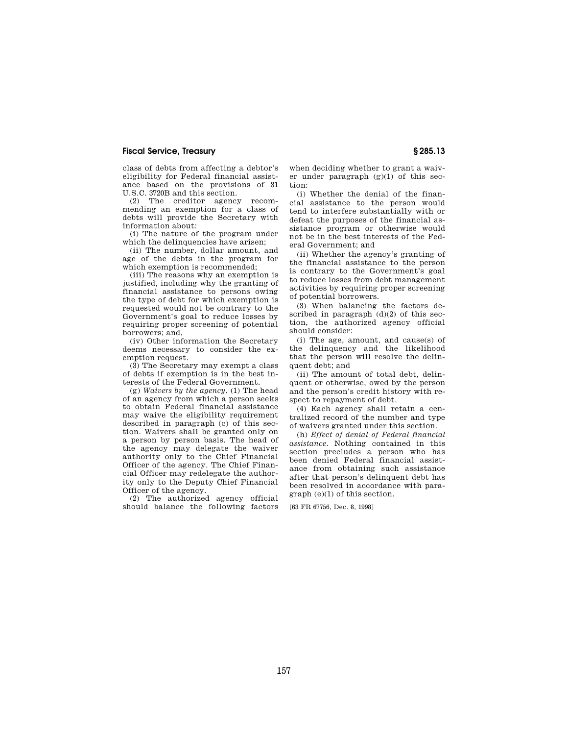class of debts from affecting a debtor's eligibility for Federal financial assistance based on the provisions of 31 U.S.C. 3720B and this section.

(2) The creditor agency recommending an exemption for a class of debts will provide the Secretary with information about:

(i) The nature of the program under which the delinquencies have arisen;

(ii) The number, dollar amount, and age of the debts in the program for which exemption is recommended;

(iii) The reasons why an exemption is justified, including why the granting of financial assistance to persons owing the type of debt for which exemption is requested would not be contrary to the Government's goal to reduce losses by requiring proper screening of potential borrowers; and,

(iv) Other information the Secretary deems necessary to consider the exemption request.

(3) The Secretary may exempt a class of debts if exemption is in the best interests of the Federal Government.

(g) *Waivers by the agency.* (1) The head of an agency from which a person seeks to obtain Federal financial assistance may waive the eligibility requirement described in paragraph (c) of this section. Waivers shall be granted only on a person by person basis. The head of the agency may delegate the waiver authority only to the Chief Financial Officer of the agency. The Chief Financial Officer may redelegate the authority only to the Deputy Chief Financial Officer of the agency.

(2) The authorized agency official should balance the following factors when deciding whether to grant a waiver under paragraph (g)(1) of this section:

(i) Whether the denial of the financial assistance to the person would tend to interfere substantially with or defeat the purposes of the financial assistance program or otherwise would not be in the best interests of the Federal Government; and

(ii) Whether the agency's granting of the financial assistance to the person is contrary to the Government's goal to reduce losses from debt management activities by requiring proper screening of potential borrowers.

(3) When balancing the factors described in paragraph (d)(2) of this section, the authorized agency official should consider:

(i) The age, amount, and cause(s) of the delinquency and the likelihood that the person will resolve the delinquent debt; and

(ii) The amount of total debt, delinquent or otherwise, owed by the person and the person's credit history with respect to repayment of debt.

(4) Each agency shall retain a centralized record of the number and type of waivers granted under this section.

(h) *Effect of denial of Federal financial assistance.* Nothing contained in this section precludes a person who has been denied Federal financial assistance from obtaining such assistance after that person's delinquent debt has been resolved in accordance with paragraph (e)(1) of this section.

[63 FR 67756, Dec. 8, 1998]